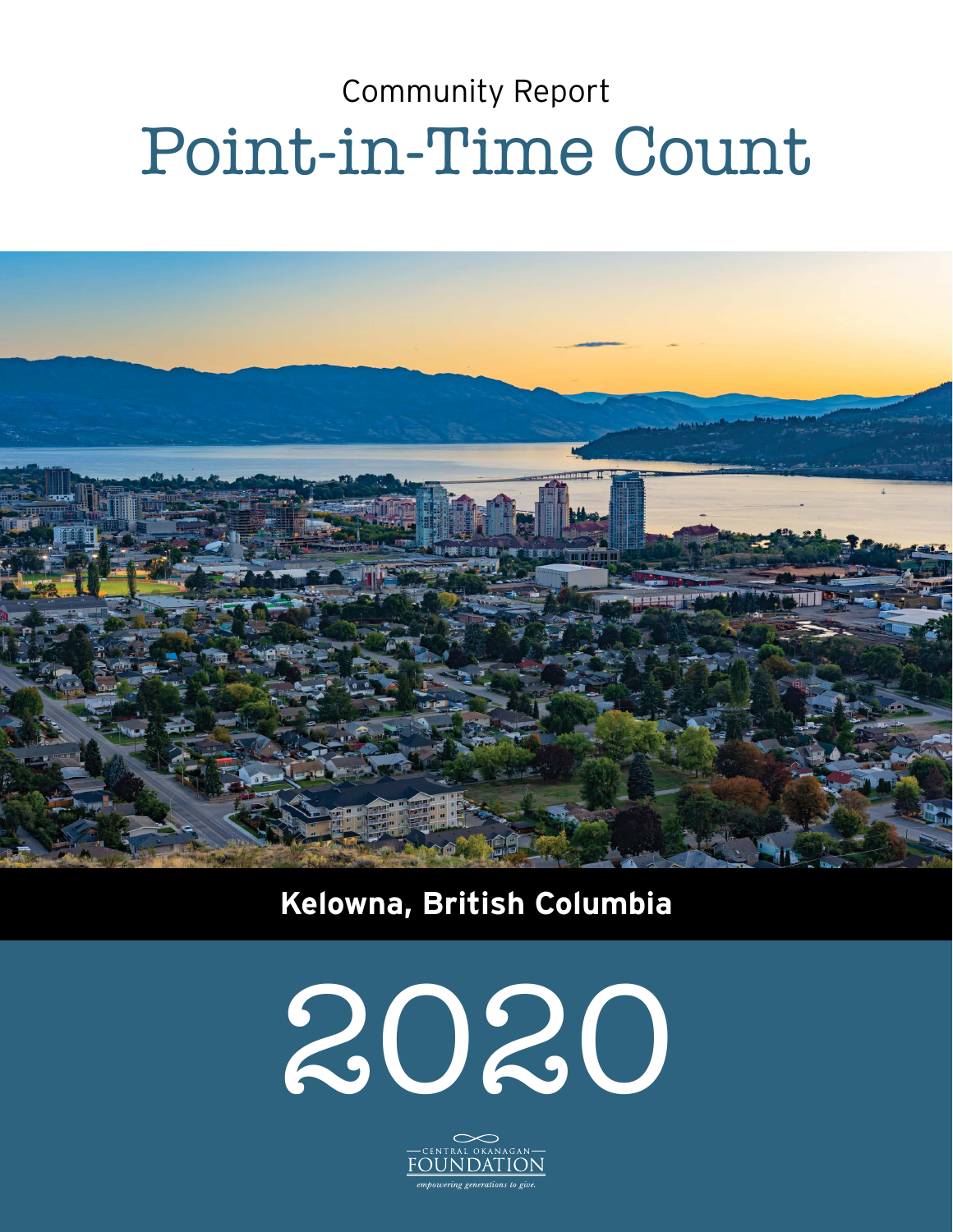Community Report

# Point-in-Time Count

**Kelowna, British Columbia**

# 2020

CENTRAL OKANAGAN FOUNDATION

*empowering generations to give.*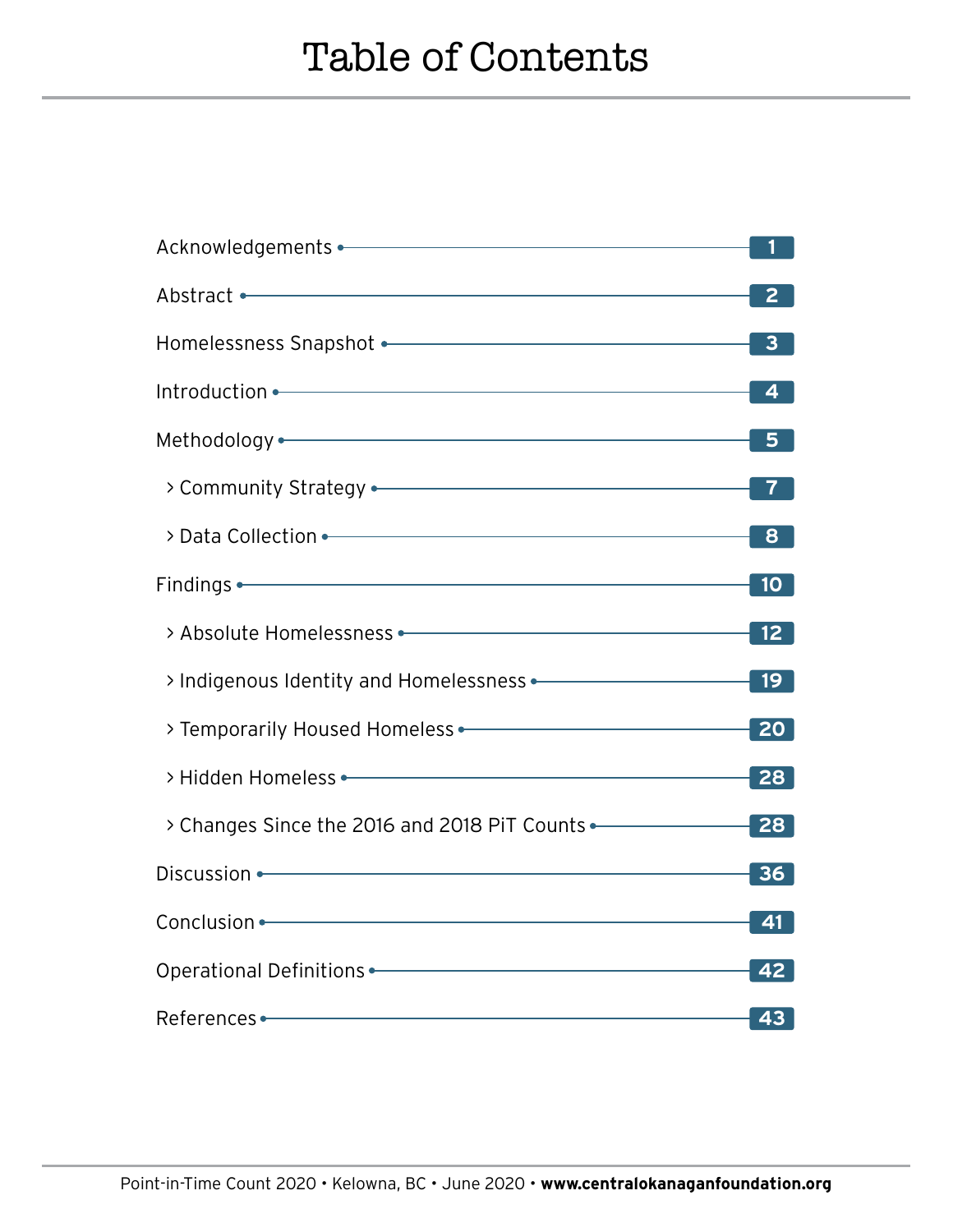# Table of Contents

| Section | Page |
|---|---|
| Acknowledgements | 1 |
| Abstract | 2 |
| Homelessness Snapshot | 3 |
| Introduction | 4 |
| Methodology | 5 |
| > Community Strategy | 7 |
| > Data Collection | 8 |
| Findings | 10 |
| > Absolute Homelessness | 12 |
| > Indigenous Identity and Homelessness | 19 |
| > Temporarily Housed Homeless | 20 |
| > Hidden Homeless | 28 |
| > Changes Since the 2016 and 2018 PiT Counts | 28 |
| Discussion | 36 |
| Conclusion | 41 |
| Operational Definitions | 42 |
| References | 43 |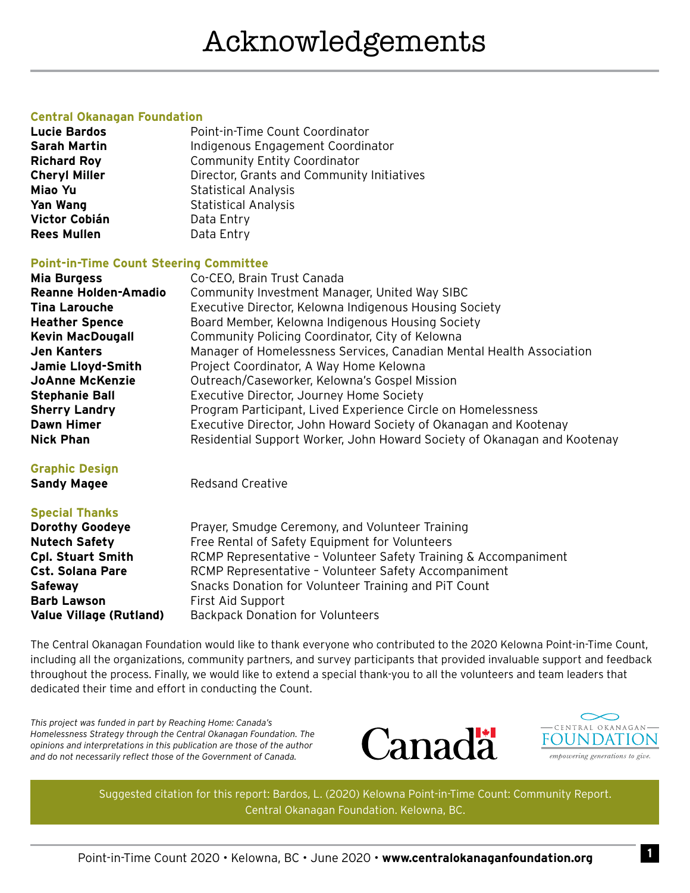# Acknowledgements

### Central Okanagan Foundation

| | |
|---|---|
| **Lucie Bardos** | Point-in-Time Count Coordinator |
| **Sarah Martin** | Indigenous Engagement Coordinator |
| **Richard Roy** | Community Entity Coordinator |
| **Cheryl Miller** | Director, Grants and Community Initiatives |
| **Miao Yu** | Statistical Analysis |
| **Yan Wang** | Statistical Analysis |
| **Victor Cobián** | Data Entry |
| **Rees Mullen** | Data Entry |

### Point-in-Time Count Steering Committee

| | |
|---|---|
| **Mia Burgess** | Co-CEO, Brain Trust Canada |
| **Reanne Holden-Amadio** | Community Investment Manager, United Way SIBC |
| **Tina Larouche** | Executive Director, Kelowna Indigenous Housing Society |
| **Heather Spence** | Board Member, Kelowna Indigenous Housing Society |
| **Kevin MacDougall** | Community Policing Coordinator, City of Kelowna |
| **Jen Kanters** | Manager of Homelessness Services, Canadian Mental Health Association |
| **Jamie Lloyd-Smith** | Project Coordinator, A Way Home Kelowna |
| **JoAnne McKenzie** | Outreach/Caseworker, Kelowna's Gospel Mission |
| **Stephanie Ball** | Executive Director, Journey Home Society |
| **Sherry Landry** | Program Participant, Lived Experience Circle on Homelessness |
| **Dawn Himer** | Executive Director, John Howard Society of Okanagan and Kootenay |
| **Nick Phan** | Residential Support Worker, John Howard Society of Okanagan and Kootenay |

### Graphic Design

| | |
|---|---|
| **Sandy Magee** | Redsand Creative |

### Special Thanks

| | |
|---|---|
| **Dorothy Goodeye** | Prayer, Smudge Ceremony, and Volunteer Training |
| **Nutech Safety** | Free Rental of Safety Equipment for Volunteers |
| **Cpl. Stuart Smith** | RCMP Representative – Volunteer Safety Training & Accompaniment |
| **Cst. Solana Pare** | RCMP Representative – Volunteer Safety Accompaniment |
| **Safeway** | Snacks Donation for Volunteer Training and PiT Count |
| **Barb Lawson** | First Aid Support |
| **Value Village (Rutland)** | Backpack Donation for Volunteers |

The Central Okanagan Foundation would like to thank everyone who contributed to the 2020 Kelowna Point-in-Time Count, including all the organizations, community partners, and survey participants that provided invaluable support and feedback throughout the process. Finally, we would like to extend a special thank-you to all the volunteers and team leaders that dedicated their time and effort in conducting the Count.

*This project was funded in part by Reaching Home: Canada's Homelessness Strategy through the Central Okanagan Foundation. The opinions and interpretations in this publication are those of the author and do not necessarily reflect those of the Government of Canada.*

Canada

CENTRAL OKANAGAN FOUNDATION *empowering generations to give.*

Suggested citation for this report: Bardos, L. (2020) Kelowna Point-in-Time Count: Community Report. Central Okanagan Foundation. Kelowna, BC.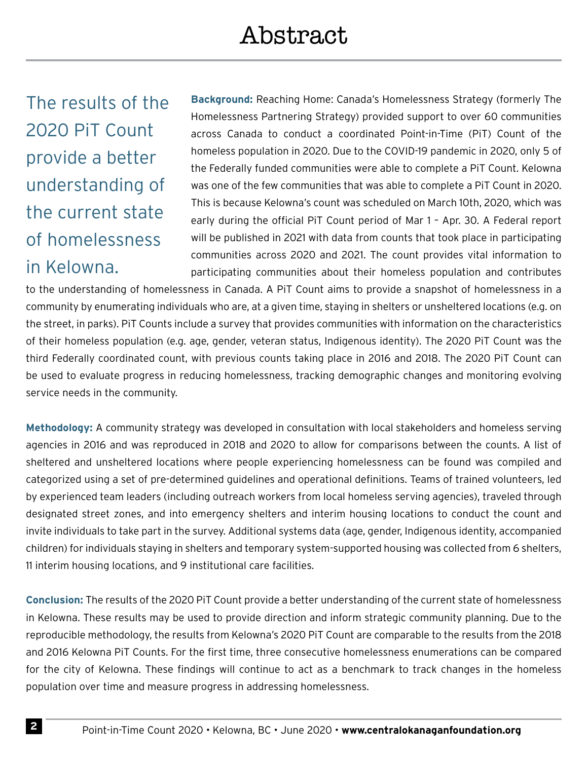# Abstract

The results of the 2020 PiT Count provide a better understanding of the current state of homelessness in Kelowna.

**Background:** Reaching Home: Canada's Homelessness Strategy (formerly The Homelessness Partnering Strategy) provided support to over 60 communities across Canada to conduct a coordinated Point-in-Time (PiT) Count of the homeless population in 2020. Due to the COVID-19 pandemic in 2020, only 5 of the Federally funded communities were able to complete a PiT Count. Kelowna was one of the few communities that was able to complete a PiT Count in 2020. This is because Kelowna's count was scheduled on March 10th, 2020, which was early during the official PiT Count period of Mar 1 – Apr. 30. A Federal report will be published in 2021 with data from counts that took place in participating communities across 2020 and 2021. The count provides vital information to participating communities about their homeless population and contributes to the understanding of homelessness in Canada. A PiT Count aims to provide a snapshot of homelessness in a community by enumerating individuals who are, at a given time, staying in shelters or unsheltered locations (e.g. on the street, in parks). PiT Counts include a survey that provides communities with information on the characteristics of their homeless population (e.g. age, gender, veteran status, Indigenous identity). The 2020 PiT Count was the third Federally coordinated count, with previous counts taking place in 2016 and 2018. The 2020 PiT Count can be used to evaluate progress in reducing homelessness, tracking demographic changes and monitoring evolving service needs in the community.

**Methodology:** A community strategy was developed in consultation with local stakeholders and homeless serving agencies in 2016 and was reproduced in 2018 and 2020 to allow for comparisons between the counts. A list of sheltered and unsheltered locations where people experiencing homelessness can be found was compiled and categorized using a set of pre-determined guidelines and operational definitions. Teams of trained volunteers, led by experienced team leaders (including outreach workers from local homeless serving agencies), traveled through designated street zones, and into emergency shelters and interim housing locations to conduct the count and invite individuals to take part in the survey. Additional systems data (age, gender, Indigenous identity, accompanied children) for individuals staying in shelters and temporary system-supported housing was collected from 6 shelters, 11 interim housing locations, and 9 institutional care facilities.

**Conclusion:** The results of the 2020 PiT Count provide a better understanding of the current state of homelessness in Kelowna. These results may be used to provide direction and inform strategic community planning. Due to the reproducible methodology, the results from Kelowna's 2020 PiT Count are comparable to the results from the 2018 and 2016 Kelowna PiT Counts. For the first time, three consecutive homelessness enumerations can be compared for the city of Kelowna. These findings will continue to act as a benchmark to track changes in the homeless population over time and measure progress in addressing homelessness.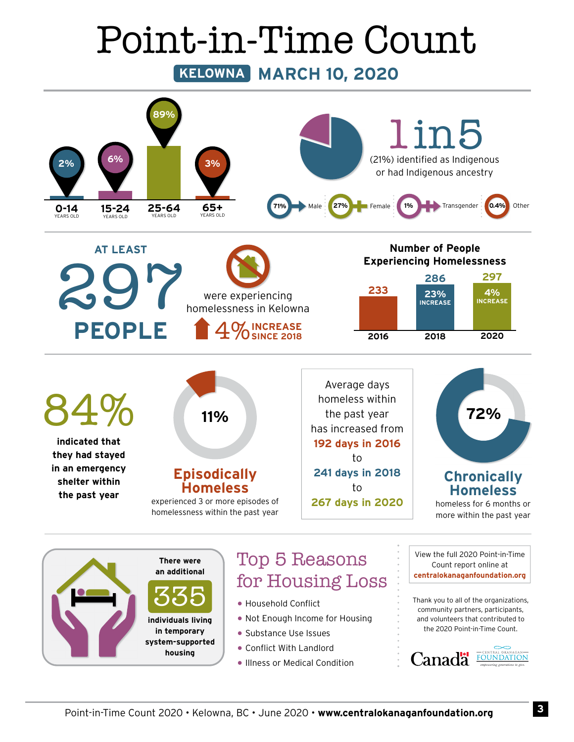# Point-in-Time Count

**KELOWNA** MARCH 10, 2020

| 0-14 YEARS OLD | 15-24 YEARS OLD | 25-64 YEARS OLD | 65+ YEARS OLD |
|---|---|---|---|
| 2% | 6% | 89% | 3% |

**1 in 5**

(21%) identified as Indigenous or had Indigenous ancestry

71% Male · 27% Female · 1% Transgender · 0.4% Other

AT LEAST

**297 PEOPLE**

were experiencing homelessness in Kelowna

**4% INCREASE SINCE 2018**

### Number of People Experiencing Homelessness

| 2016 | 2018 | 2020 |
|---|---|---|
| 233 | 286 (23% INCREASE) | 297 (4% INCREASE) |

**84%**

**indicated that they had stayed in an emergency shelter within the past year**

**11%**

## Episodically Homeless

experienced 3 or more episodes of homelessness within the past year

Average days homeless within the past year has increased from **192 days in 2016** to **241 days in 2018** to **267 days in 2020**

**72%**

## Chronically Homeless

homeless for 6 months or more within the past year

**There were an additional**

**335**

**individuals living in temporary system-supported housing**

## Top 5 Reasons for Housing Loss

- Household Conflict
- Not Enough Income for Housing
- Substance Use Issues
- Conflict With Landlord
- Illness or Medical Condition

View the full 2020 Point-in-Time Count report online at **centralokanaganfoundation.org**

Thank you to all of the organizations, community partners, participants, and volunteers that contributed to the 2020 Point-in-Time Count.

Canada · Central Okanagan Foundation — empowering generations to give.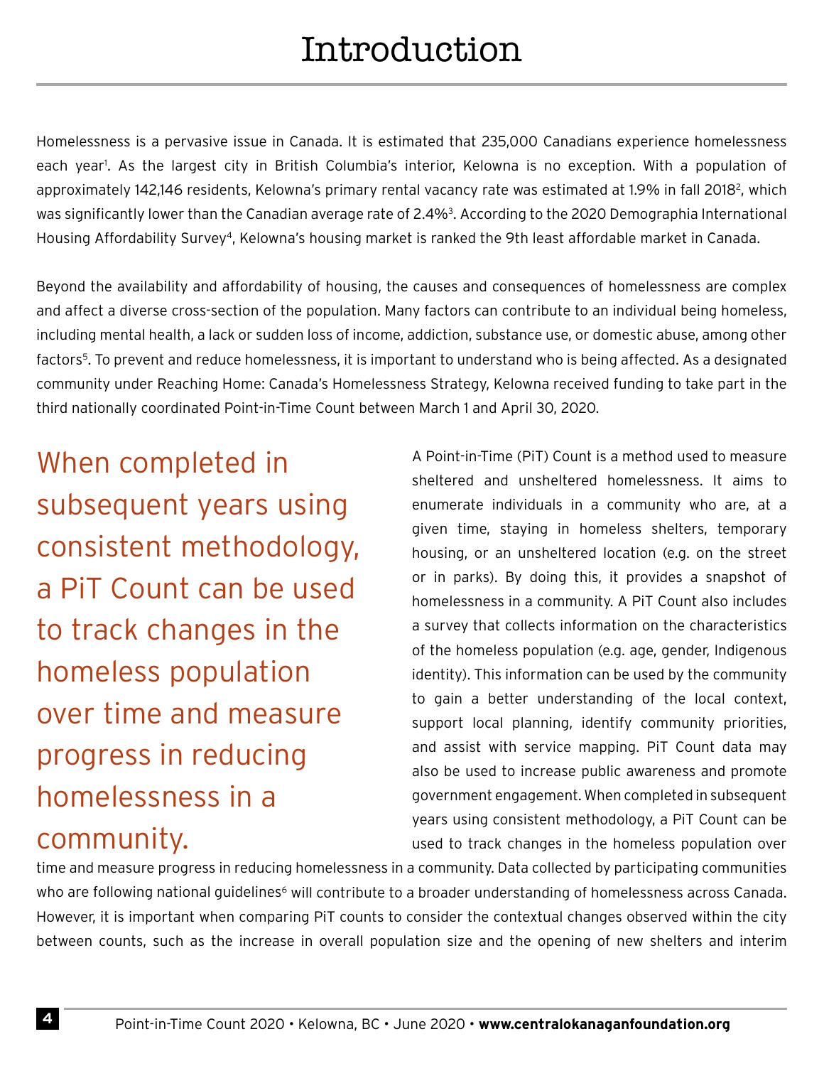# Introduction

Homelessness is a pervasive issue in Canada. It is estimated that 235,000 Canadians experience homelessness each year[1]. As the largest city in British Columbia's interior, Kelowna is no exception. With a population of approximately 142,146 residents, Kelowna's primary rental vacancy rate was estimated at 1.9% in fall 2018[2], which was significantly lower than the Canadian average rate of 2.4%[3]. According to the 2020 Demographia International Housing Affordability Survey[4], Kelowna's housing market is ranked the 9th least affordable market in Canada.

Beyond the availability and affordability of housing, the causes and consequences of homelessness are complex and affect a diverse cross-section of the population. Many factors can contribute to an individual being homeless, including mental health, a lack or sudden loss of income, addiction, substance use, or domestic abuse, among other factors[5]. To prevent and reduce homelessness, it is important to understand who is being affected. As a designated community under Reaching Home: Canada's Homelessness Strategy, Kelowna received funding to take part in the third nationally coordinated Point-in-Time Count between March 1 and April 30, 2020.

> When completed in subsequent years using consistent methodology, a PiT Count can be used to track changes in the homeless population over time and measure progress in reducing homelessness in a community.

A Point-in-Time (PiT) Count is a method used to measure sheltered and unsheltered homelessness. It aims to enumerate individuals in a community who are, at a given time, staying in homeless shelters, temporary housing, or an unsheltered location (e.g. on the street or in parks). By doing this, it provides a snapshot of homelessness in a community. A PiT Count also includes a survey that collects information on the characteristics of the homeless population (e.g. age, gender, Indigenous identity). This information can be used by the community to gain a better understanding of the local context, support local planning, identify community priorities, and assist with service mapping. PiT Count data may also be used to increase public awareness and promote government engagement. When completed in subsequent years using consistent methodology, a PiT Count can be used to track changes in the homeless population over time and measure progress in reducing homelessness in a community. Data collected by participating communities who are following national guidelines[6] will contribute to a broader understanding of homelessness across Canada. However, it is important when comparing PiT counts to consider the contextual changes observed within the city between counts, such as the increase in overall population size and the opening of new shelters and interim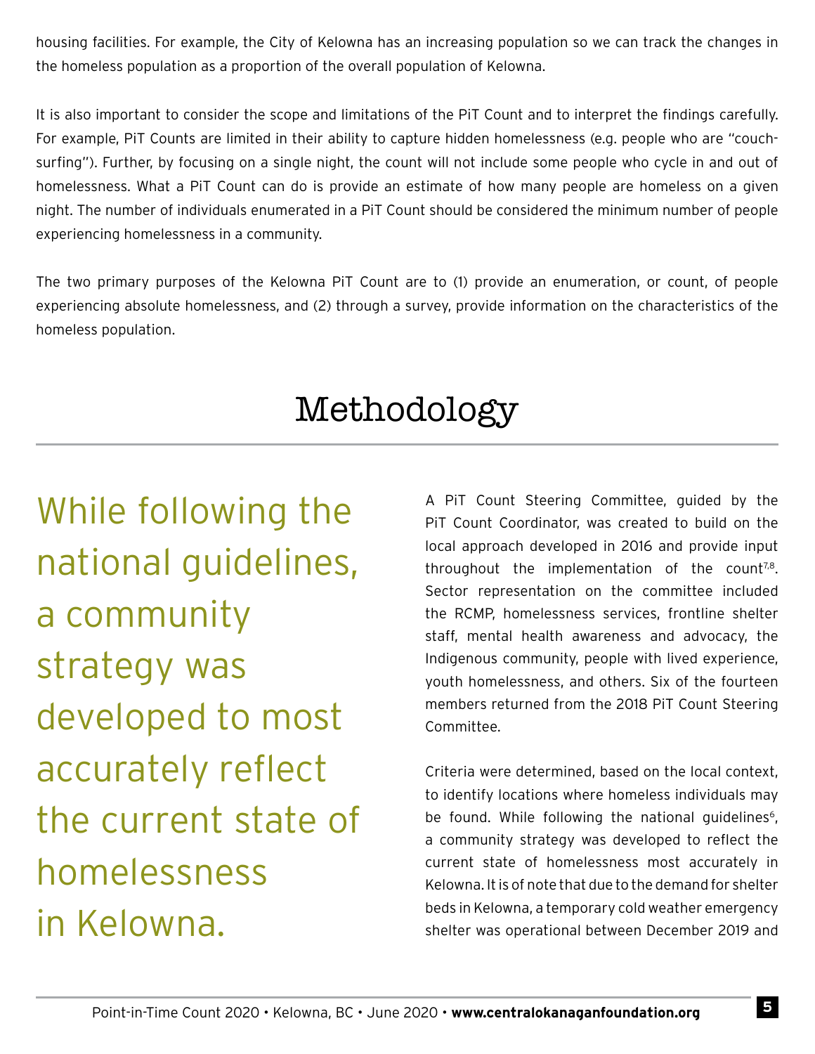housing facilities. For example, the City of Kelowna has an increasing population so we can track the changes in the homeless population as a proportion of the overall population of Kelowna.

It is also important to consider the scope and limitations of the PiT Count and to interpret the findings carefully. For example, PiT Counts are limited in their ability to capture hidden homelessness (e.g. people who are "couch-surfing"). Further, by focusing on a single night, the count will not include some people who cycle in and out of homelessness. What a PiT Count can do is provide an estimate of how many people are homeless on a given night. The number of individuals enumerated in a PiT Count should be considered the minimum number of people experiencing homelessness in a community.

The two primary purposes of the Kelowna PiT Count are to (1) provide an enumeration, or count, of people experiencing absolute homelessness, and (2) through a survey, provide information on the characteristics of the homeless population.

# Methodology

> While following the national guidelines, a community strategy was developed to most accurately reflect the current state of homelessness in Kelowna.

A PiT Count Steering Committee, guided by the PiT Count Coordinator, was created to build on the local approach developed in 2016 and provide input throughout the implementation of the count[7,8]. Sector representation on the committee included the RCMP, homelessness services, frontline shelter staff, mental health awareness and advocacy, the Indigenous community, people with lived experience, youth homelessness, and others. Six of the fourteen members returned from the 2018 PiT Count Steering Committee.

Criteria were determined, based on the local context, to identify locations where homeless individuals may be found. While following the national guidelines[6], a community strategy was developed to reflect the current state of homelessness most accurately in Kelowna. It is of note that due to the demand for shelter beds in Kelowna, a temporary cold weather emergency shelter was operational between December 2019 and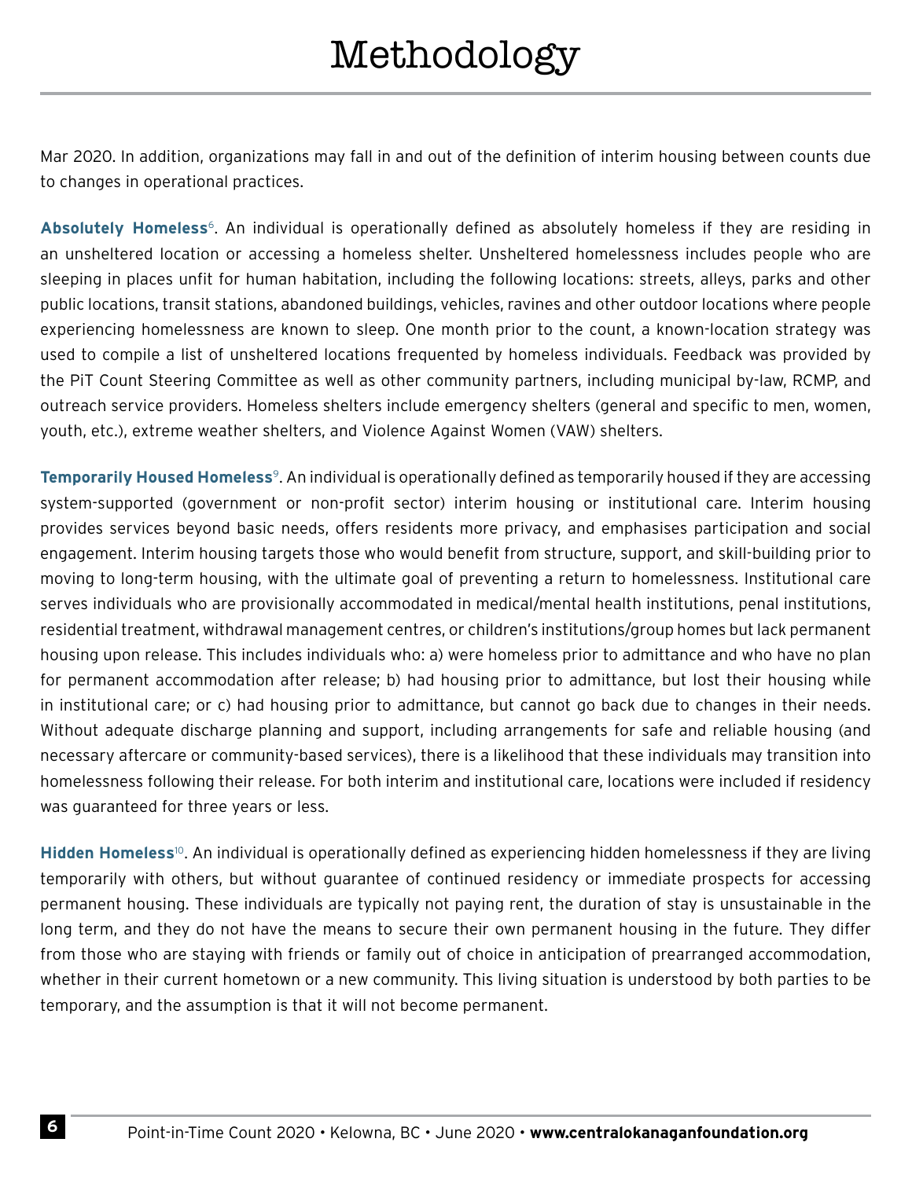# Methodology

Mar 2020. In addition, organizations may fall in and out of the definition of interim housing between counts due to changes in operational practices.

**Absolutely Homeless**[6]. An individual is operationally defined as absolutely homeless if they are residing in an unsheltered location or accessing a homeless shelter. Unsheltered homelessness includes people who are sleeping in places unfit for human habitation, including the following locations: streets, alleys, parks and other public locations, transit stations, abandoned buildings, vehicles, ravines and other outdoor locations where people experiencing homelessness are known to sleep. One month prior to the count, a known-location strategy was used to compile a list of unsheltered locations frequented by homeless individuals. Feedback was provided by the PiT Count Steering Committee as well as other community partners, including municipal by-law, RCMP, and outreach service providers. Homeless shelters include emergency shelters (general and specific to men, women, youth, etc.), extreme weather shelters, and Violence Against Women (VAW) shelters.

**Temporarily Housed Homeless**[9]. An individual is operationally defined as temporarily housed if they are accessing system-supported (government or non-profit sector) interim housing or institutional care. Interim housing provides services beyond basic needs, offers residents more privacy, and emphasises participation and social engagement. Interim housing targets those who would benefit from structure, support, and skill-building prior to moving to long-term housing, with the ultimate goal of preventing a return to homelessness. Institutional care serves individuals who are provisionally accommodated in medical/mental health institutions, penal institutions, residential treatment, withdrawal management centres, or children's institutions/group homes but lack permanent housing upon release. This includes individuals who: a) were homeless prior to admittance and who have no plan for permanent accommodation after release; b) had housing prior to admittance, but lost their housing while in institutional care; or c) had housing prior to admittance, but cannot go back due to changes in their needs. Without adequate discharge planning and support, including arrangements for safe and reliable housing (and necessary aftercare or community-based services), there is a likelihood that these individuals may transition into homelessness following their release. For both interim and institutional care, locations were included if residency was guaranteed for three years or less.

**Hidden Homeless**[10]. An individual is operationally defined as experiencing hidden homelessness if they are living temporarily with others, but without guarantee of continued residency or immediate prospects for accessing permanent housing. These individuals are typically not paying rent, the duration of stay is unsustainable in the long term, and they do not have the means to secure their own permanent housing in the future. They differ from those who are staying with friends or family out of choice in anticipation of prearranged accommodation, whether in their current hometown or a new community. This living situation is understood by both parties to be temporary, and the assumption is that it will not become permanent.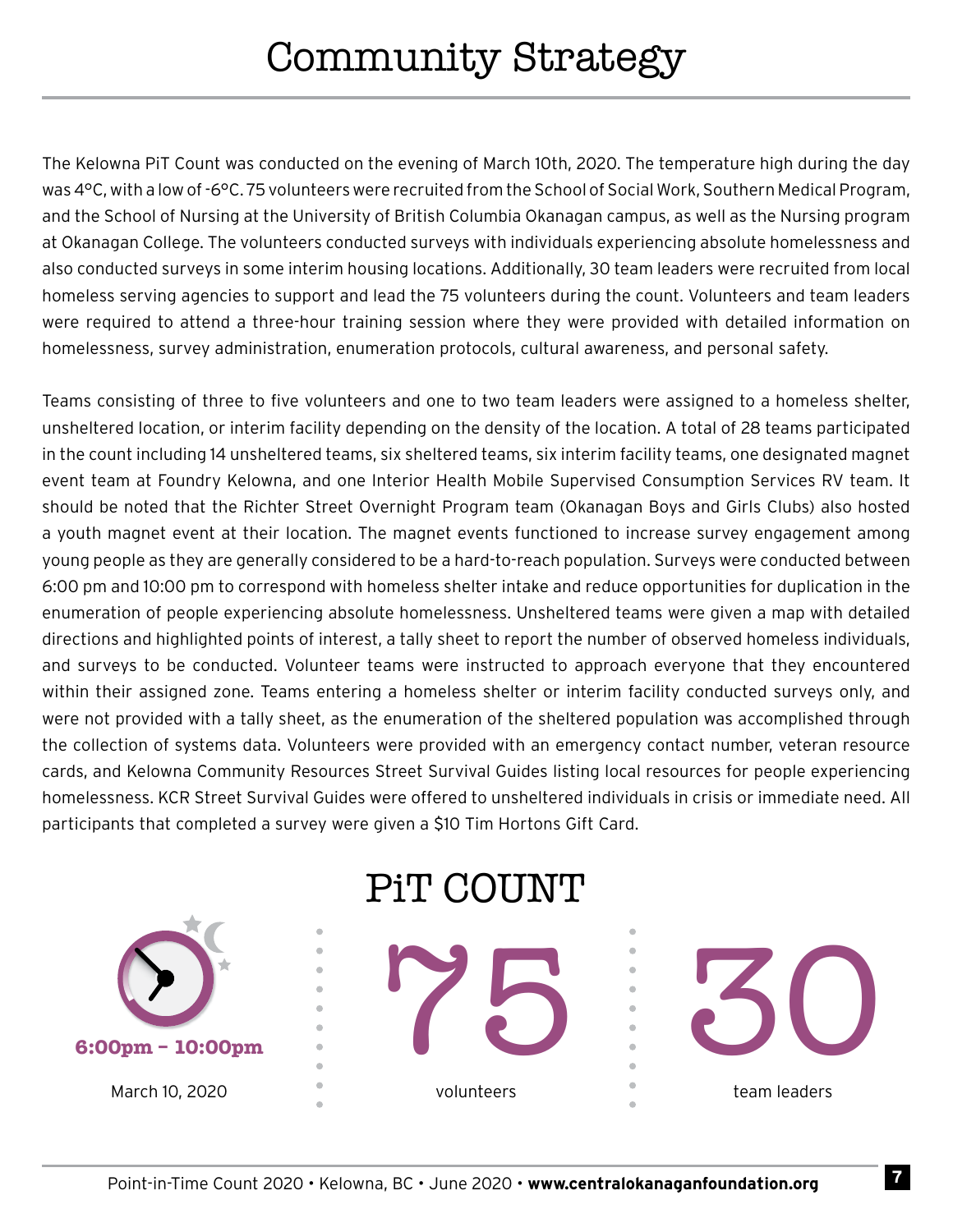# Community Strategy

The Kelowna PiT Count was conducted on the evening of March 10th, 2020. The temperature high during the day was 4°C, with a low of -6°C. 75 volunteers were recruited from the School of Social Work, Southern Medical Program, and the School of Nursing at the University of British Columbia Okanagan campus, as well as the Nursing program at Okanagan College. The volunteers conducted surveys with individuals experiencing absolute homelessness and also conducted surveys in some interim housing locations. Additionally, 30 team leaders were recruited from local homeless serving agencies to support and lead the 75 volunteers during the count. Volunteers and team leaders were required to attend a three-hour training session where they were provided with detailed information on homelessness, survey administration, enumeration protocols, cultural awareness, and personal safety.

Teams consisting of three to five volunteers and one to two team leaders were assigned to a homeless shelter, unsheltered location, or interim facility depending on the density of the location. A total of 28 teams participated in the count including 14 unsheltered teams, six sheltered teams, six interim facility teams, one designated magnet event team at Foundry Kelowna, and one Interior Health Mobile Supervised Consumption Services RV team. It should be noted that the Richter Street Overnight Program team (Okanagan Boys and Girls Clubs) also hosted a youth magnet event at their location. The magnet events functioned to increase survey engagement among young people as they are generally considered to be a hard-to-reach population. Surveys were conducted between 6:00 pm and 10:00 pm to correspond with homeless shelter intake and reduce opportunities for duplication in the enumeration of people experiencing absolute homelessness. Unsheltered teams were given a map with detailed directions and highlighted points of interest, a tally sheet to report the number of observed homeless individuals, and surveys to be conducted. Volunteer teams were instructed to approach everyone that they encountered within their assigned zone. Teams entering a homeless shelter or interim facility conducted surveys only, and were not provided with a tally sheet, as the enumeration of the sheltered population was accomplished through the collection of systems data. Volunteers were provided with an emergency contact number, veteran resource cards, and Kelowna Community Resources Street Survival Guides listing local resources for people experiencing homelessness. KCR Street Survival Guides were offered to unsheltered individuals in crisis or immediate need. All participants that completed a survey were given a $10 Tim Hortons Gift Card.

## PiT COUNT

**6:00pm – 10:00pm**

March 10, 2020

**75**

volunteers

**30**

team leaders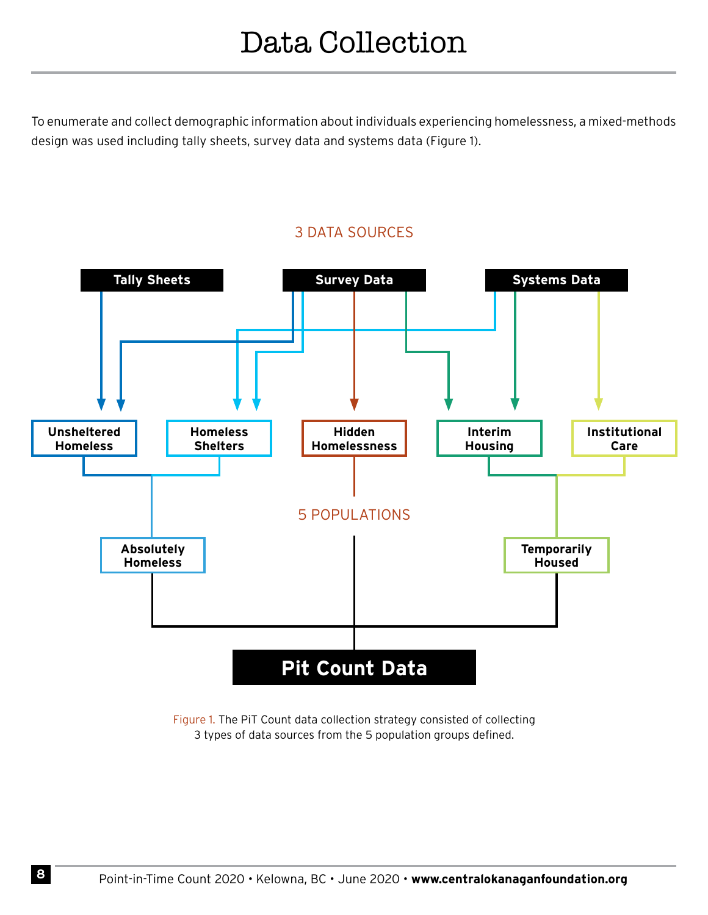# Data Collection

To enumerate and collect demographic information about individuals experiencing homelessness, a mixed-methods design was used including tally sheets, survey data and systems data (Figure 1).

3 DATA SOURCES

**Tally Sheets** **Survey Data** **Systems Data**

**Unsheltered Homeless** **Homeless Shelters** **Hidden Homelessness** **Interim Housing** **Institutional Care**

5 POPULATIONS

**Absolutely Homeless** **Temporarily Housed**

**Pit Count Data**

Figure 1. The PiT Count data collection strategy consisted of collecting 3 types of data sources from the 5 population groups defined.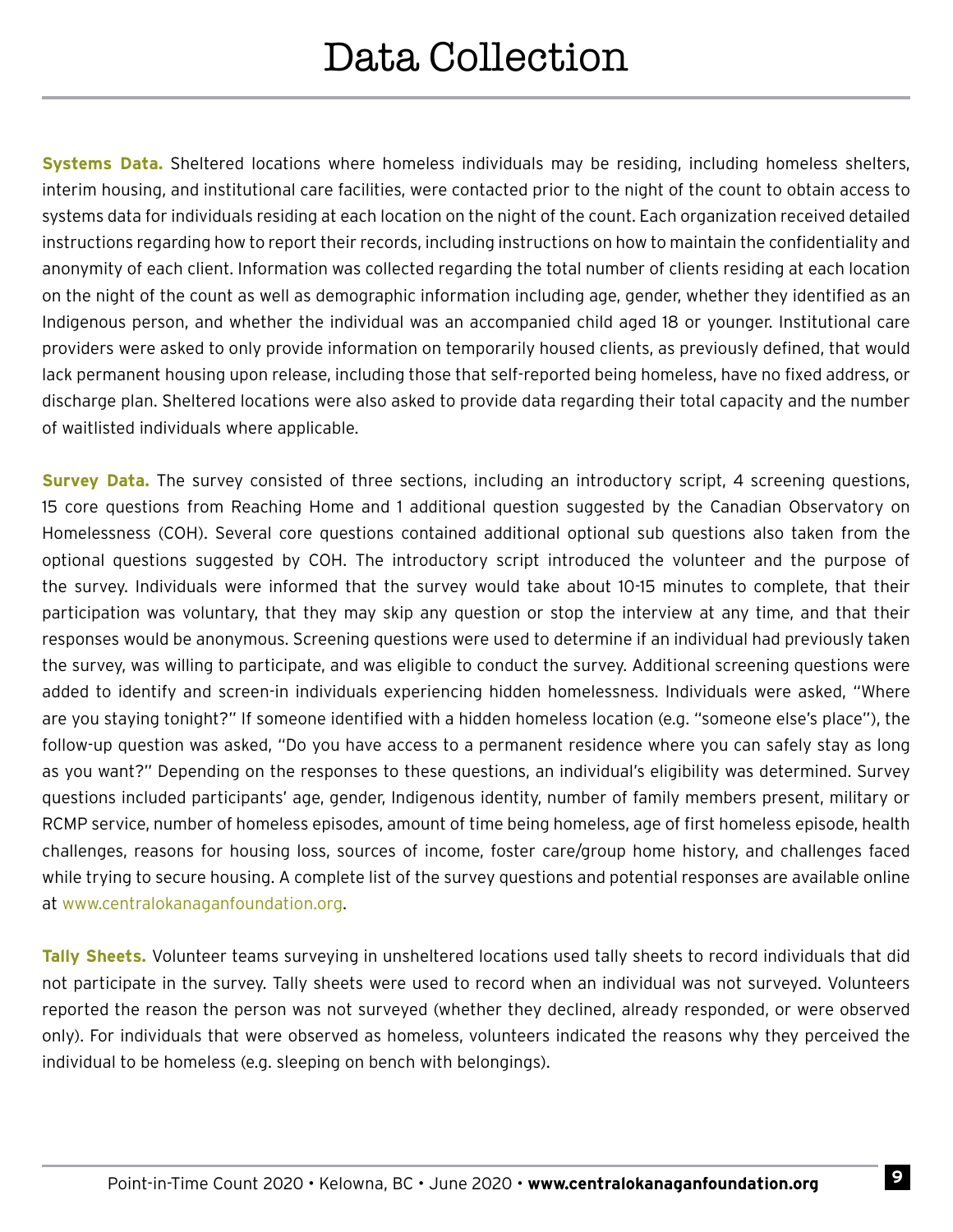# Data Collection

**Systems Data.** Sheltered locations where homeless individuals may be residing, including homeless shelters, interim housing, and institutional care facilities, were contacted prior to the night of the count to obtain access to systems data for individuals residing at each location on the night of the count. Each organization received detailed instructions regarding how to report their records, including instructions on how to maintain the confidentiality and anonymity of each client. Information was collected regarding the total number of clients residing at each location on the night of the count as well as demographic information including age, gender, whether they identified as an Indigenous person, and whether the individual was an accompanied child aged 18 or younger. Institutional care providers were asked to only provide information on temporarily housed clients, as previously defined, that would lack permanent housing upon release, including those that self-reported being homeless, have no fixed address, or discharge plan. Sheltered locations were also asked to provide data regarding their total capacity and the number of waitlisted individuals where applicable.

**Survey Data.** The survey consisted of three sections, including an introductory script, 4 screening questions, 15 core questions from Reaching Home and 1 additional question suggested by the Canadian Observatory on Homelessness (COH). Several core questions contained additional optional sub questions also taken from the optional questions suggested by COH. The introductory script introduced the volunteer and the purpose of the survey. Individuals were informed that the survey would take about 10-15 minutes to complete, that their participation was voluntary, that they may skip any question or stop the interview at any time, and that their responses would be anonymous. Screening questions were used to determine if an individual had previously taken the survey, was willing to participate, and was eligible to conduct the survey. Additional screening questions were added to identify and screen-in individuals experiencing hidden homelessness. Individuals were asked, "Where are you staying tonight?" If someone identified with a hidden homeless location (e.g. "someone else's place"), the follow-up question was asked, "Do you have access to a permanent residence where you can safely stay as long as you want?" Depending on the responses to these questions, an individual's eligibility was determined. Survey questions included participants' age, gender, Indigenous identity, number of family members present, military or RCMP service, number of homeless episodes, amount of time being homeless, age of first homeless episode, health challenges, reasons for housing loss, sources of income, foster care/group home history, and challenges faced while trying to secure housing. A complete list of the survey questions and potential responses are available online at www.centralokanaganfoundation.org.

**Tally Sheets.** Volunteer teams surveying in unsheltered locations used tally sheets to record individuals that did not participate in the survey. Tally sheets were used to record when an individual was not surveyed. Volunteers reported the reason the person was not surveyed (whether they declined, already responded, or were observed only). For individuals that were observed as homeless, volunteers indicated the reasons why they perceived the individual to be homeless (e.g. sleeping on bench with belongings).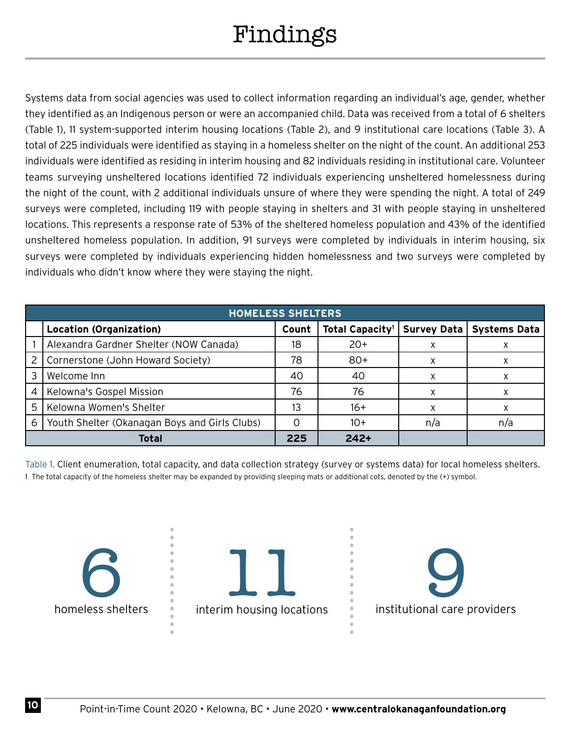# Findings

Systems data from social agencies was used to collect information regarding an individual's age, gender, whether they identified as an Indigenous person or were an accompanied child. Data was received from a total of 6 shelters (Table 1), 11 system-supported interim housing locations (Table 2), and 9 institutional care locations (Table 3). A total of 225 individuals were identified as staying in a homeless shelter on the night of the count. An additional 253 individuals were identified as residing in interim housing and 82 individuals residing in institutional care. Volunteer teams surveying unsheltered locations identified 72 individuals experiencing unsheltered homelessness during the night of the count, with 2 additional individuals unsure of where they were spending the night. A total of 249 surveys were completed, including 119 with people staying in shelters and 31 with people staying in unsheltered locations. This represents a response rate of 53% of the sheltered homeless population and 43% of the identified unsheltered homeless population. In addition, 91 surveys were completed by individuals in interim housing, six surveys were completed by individuals experiencing hidden homelessness and two surveys were completed by individuals who didn't know where they were staying the night.

| HOMELESS SHELTERS | | | | | |
|---|---|---|---|---|---|
| | **Location (Organization)** | **Count** | **Total Capacity[1]** | **Survey Data** | **Systems Data** |
| 1 | Alexandra Gardner Shelter (NOW Canada) | 18 | 20+ | x | x |
| 2 | Cornerstone (John Howard Society) | 78 | 80+ | x | x |
| 3 | Welcome Inn | 40 | 40 | x | x |
| 4 | Kelowna's Gospel Mission | 76 | 76 | x | x |
| 5 | Kelowna Women's Shelter | 13 | 16+ | x | x |
| 6 | Youth Shelter (Okanagan Boys and Girls Clubs) | 0 | 10+ | n/a | n/a |
| | **Total** | **225** | **242+** | | |

Table 1. Client enumeration, total capacity, and data collection strategy (survey or systems data) for local homeless shelters.

1 The total capacity of the homeless shelter may be expanded by providing sleeping mats or additional cots, denoted by the (+) symbol.

**6** homeless shelters

**11** interim housing locations

**9** institutional care providers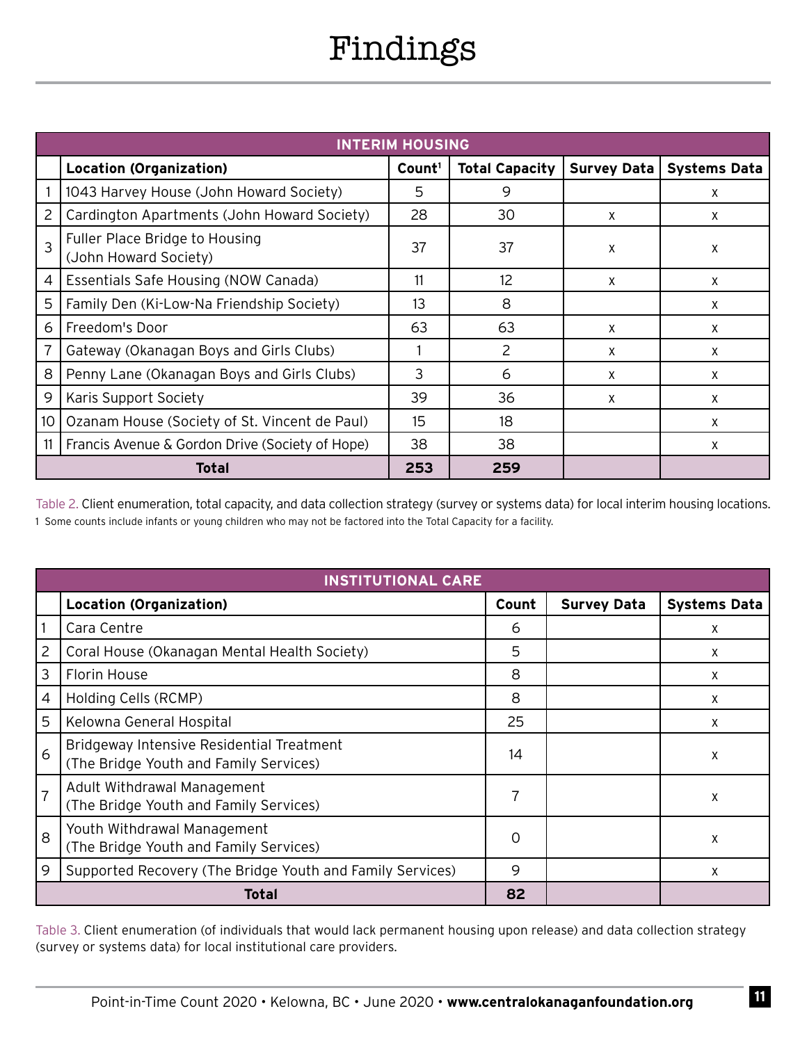# Findings

| INTERIM HOUSING | | | | | |
|---|---|---|---|---|---|
| | **Location (Organization)** | **Count[1]** | **Total Capacity** | **Survey Data** | **Systems Data** |
| 1 | 1043 Harvey House (John Howard Society) | 5 | 9 | | x |
| 2 | Cardington Apartments (John Howard Society) | 28 | 30 | x | x |
| 3 | Fuller Place Bridge to Housing (John Howard Society) | 37 | 37 | x | x |
| 4 | Essentials Safe Housing (NOW Canada) | 11 | 12 | x | x |
| 5 | Family Den (Ki-Low-Na Friendship Society) | 13 | 8 | | x |
| 6 | Freedom's Door | 63 | 63 | x | x |
| 7 | Gateway (Okanagan Boys and Girls Clubs) | 1 | 2 | x | x |
| 8 | Penny Lane (Okanagan Boys and Girls Clubs) | 3 | 6 | x | x |
| 9 | Karis Support Society | 39 | 36 | x | x |
| 10 | Ozanam House (Society of St. Vincent de Paul) | 15 | 18 | | x |
| 11 | Francis Avenue & Gordon Drive (Society of Hope) | 38 | 38 | | x |
| | **Total** | **253** | **259** | | |

Table 2. Client enumeration, total capacity, and data collection strategy (survey or systems data) for local interim housing locations.

1 Some counts include infants or young children who may not be factored into the Total Capacity for a facility.

| INSTITUTIONAL CARE | | | | |
|---|---|---|---|---|
| | **Location (Organization)** | **Count** | **Survey Data** | **Systems Data** |
| 1 | Cara Centre | 6 | | x |
| 2 | Coral House (Okanagan Mental Health Society) | 5 | | x |
| 3 | Florin House | 8 | | x |
| 4 | Holding Cells (RCMP) | 8 | | x |
| 5 | Kelowna General Hospital | 25 | | x |
| 6 | Bridgeway Intensive Residential Treatment (The Bridge Youth and Family Services) | 14 | | x |
| 7 | Adult Withdrawal Management (The Bridge Youth and Family Services) | 7 | | x |
| 8 | Youth Withdrawal Management (The Bridge Youth and Family Services) | 0 | | x |
| 9 | Supported Recovery (The Bridge Youth and Family Services) | 9 | | x |
| | **Total** | **82** | | |

Table 3. Client enumeration (of individuals that would lack permanent housing upon release) and data collection strategy (survey or systems data) for local institutional care providers.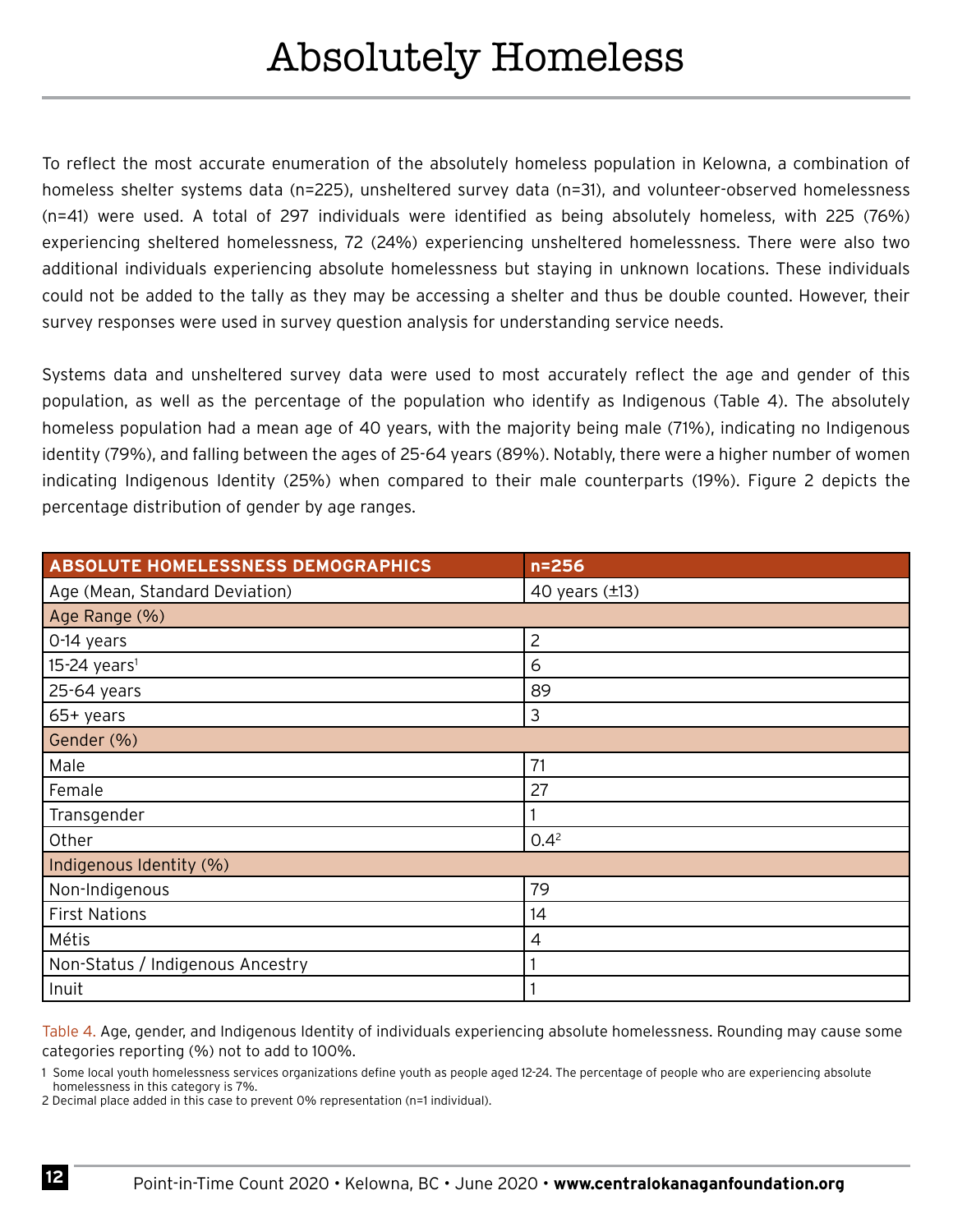# Absolutely Homeless

To reflect the most accurate enumeration of the absolutely homeless population in Kelowna, a combination of homeless shelter systems data (n=225), unsheltered survey data (n=31), and volunteer-observed homelessness (n=41) were used. A total of 297 individuals were identified as being absolutely homeless, with 225 (76%) experiencing sheltered homelessness, 72 (24%) experiencing unsheltered homelessness. There were also two additional individuals experiencing absolute homelessness but staying in unknown locations. These individuals could not be added to the tally as they may be accessing a shelter and thus be double counted. However, their survey responses were used in survey question analysis for understanding service needs.

Systems data and unsheltered survey data were used to most accurately reflect the age and gender of this population, as well as the percentage of the population who identify as Indigenous (Table 4). The absolutely homeless population had a mean age of 40 years, with the majority being male (71%), indicating no Indigenous identity (79%), and falling between the ages of 25-64 years (89%). Notably, there were a higher number of women indicating Indigenous Identity (25%) when compared to their male counterparts (19%). Figure 2 depicts the percentage distribution of gender by age ranges.

| ABSOLUTE HOMELESSNESS DEMOGRAPHICS | n=256 |
|---|---|
| Age (Mean, Standard Deviation) | 40 years (±13) |
| Age Range (%) | |
| 0-14 years | 2 |
| 15-24 years[1] | 6 |
| 25-64 years | 89 |
| 65+ years | 3 |
| Gender (%) | |
| Male | 71 |
| Female | 27 |
| Transgender | 1 |
| Other | 0.4[2] |
| Indigenous Identity (%) | |
| Non-Indigenous | 79 |
| First Nations | 14 |
| Métis | 4 |
| Non-Status / Indigenous Ancestry | 1 |
| Inuit | 1 |

Table 4. Age, gender, and Indigenous Identity of individuals experiencing absolute homelessness. Rounding may cause some categories reporting (%) not to add to 100%.

1 Some local youth homelessness services organizations define youth as people aged 12-24. The percentage of people who are experiencing absolute homelessness in this category is 7%.

2 Decimal place added in this case to prevent 0% representation (n=1 individual).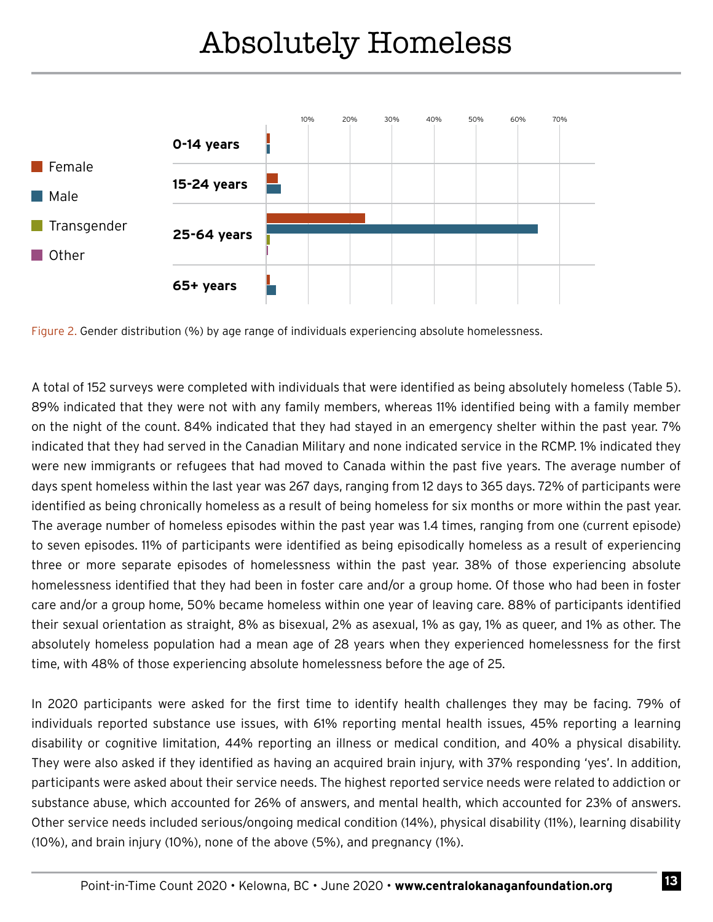# Absolutely Homeless

Figure 2. Gender distribution (%) by age range of individuals experiencing absolute homelessness.

A total of 152 surveys were completed with individuals that were identified as being absolutely homeless (Table 5). 89% indicated that they were not with any family members, whereas 11% identified being with a family member on the night of the count. 84% indicated that they had stayed in an emergency shelter within the past year. 7% indicated that they had served in the Canadian Military and none indicated service in the RCMP. 1% indicated they were new immigrants or refugees that had moved to Canada within the past five years. The average number of days spent homeless within the last year was 267 days, ranging from 12 days to 365 days. 72% of participants were identified as being chronically homeless as a result of being homeless for six months or more within the past year. The average number of homeless episodes within the past year was 1.4 times, ranging from one (current episode) to seven episodes. 11% of participants were identified as being episodically homeless as a result of experiencing three or more separate episodes of homelessness within the past year. 38% of those experiencing absolute homelessness identified that they had been in foster care and/or a group home. Of those who had been in foster care and/or a group home, 50% became homeless within one year of leaving care. 88% of participants identified their sexual orientation as straight, 8% as bisexual, 2% as asexual, 1% as gay, 1% as queer, and 1% as other. The absolutely homeless population had a mean age of 28 years when they experienced homelessness for the first time, with 48% of those experiencing absolute homelessness before the age of 25.

In 2020 participants were asked for the first time to identify health challenges they may be facing. 79% of individuals reported substance use issues, with 61% reporting mental health issues, 45% reporting a learning disability or cognitive limitation, 44% reporting an illness or medical condition, and 40% a physical disability. They were also asked if they identified as having an acquired brain injury, with 37% responding 'yes'. In addition, participants were asked about their service needs. The highest reported service needs were related to addiction or substance abuse, which accounted for 26% of answers, and mental health, which accounted for 23% of answers. Other service needs included serious/ongoing medical condition (14%), physical disability (11%), learning disability (10%), and brain injury (10%), none of the above (5%), and pregnancy (1%).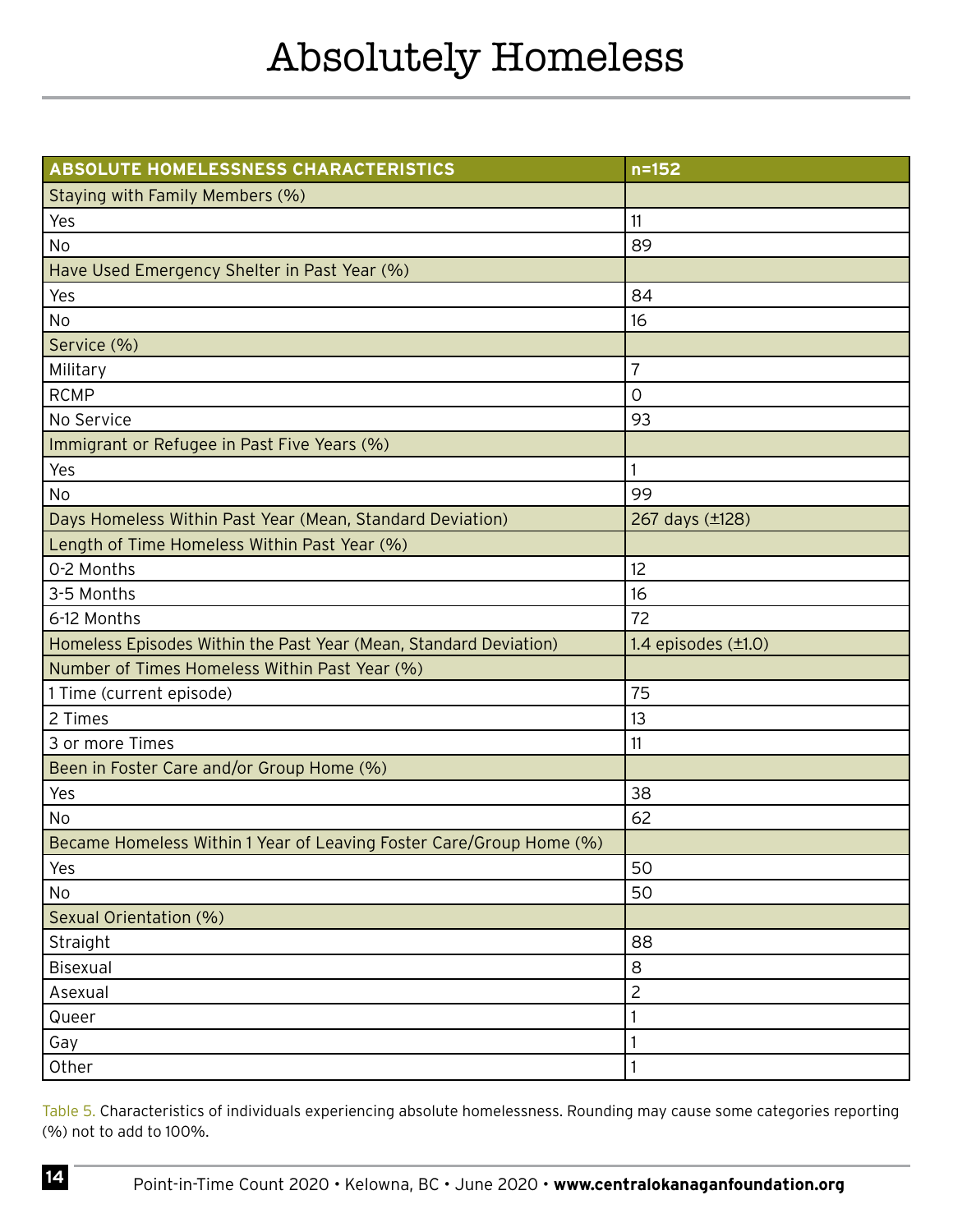# Absolutely Homeless

| ABSOLUTE HOMELESSNESS CHARACTERISTICS | n=152 |
|---|---|
| Staying with Family Members (%) | |
| Yes | 11 |
| No | 89 |
| Have Used Emergency Shelter in Past Year (%) | |
| Yes | 84 |
| No | 16 |
| Service (%) | |
| Military | 7 |
| RCMP | 0 |
| No Service | 93 |
| Immigrant or Refugee in Past Five Years (%) | |
| Yes | 1 |
| No | 99 |
| Days Homeless Within Past Year (Mean, Standard Deviation) | 267 days (±128) |
| Length of Time Homeless Within Past Year (%) | |
| 0-2 Months | 12 |
| 3-5 Months | 16 |
| 6-12 Months | 72 |
| Homeless Episodes Within the Past Year (Mean, Standard Deviation) | 1.4 episodes (±1.0) |
| Number of Times Homeless Within Past Year (%) | |
| 1 Time (current episode) | 75 |
| 2 Times | 13 |
| 3 or more Times | 11 |
| Been in Foster Care and/or Group Home (%) | |
| Yes | 38 |
| No | 62 |
| Became Homeless Within 1 Year of Leaving Foster Care/Group Home (%) | |
| Yes | 50 |
| No | 50 |
| Sexual Orientation (%) | |
| Straight | 88 |
| Bisexual | 8 |
| Asexual | 2 |
| Queer | 1 |
| Gay | 1 |
| Other | 1 |

Table 5. Characteristics of individuals experiencing absolute homelessness. Rounding may cause some categories reporting (%) not to add to 100%.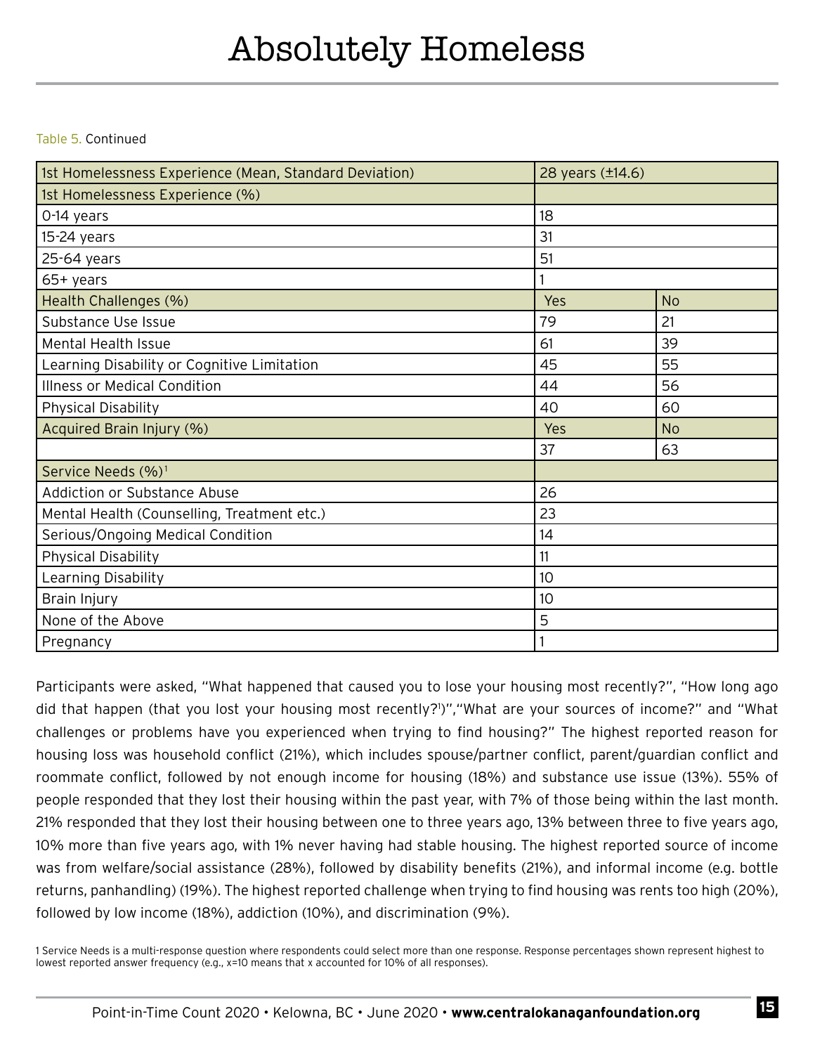# Absolutely Homeless

Table 5. Continued

| 1st Homelessness Experience (Mean, Standard Deviation) | 28 years (±14.6) | |
|---|---|---|
| 1st Homelessness Experience (%) | | |
| 0-14 years | 18 | |
| 15-24 years | 31 | |
| 25-64 years | 51 | |
| 65+ years | 1 | |
| Health Challenges (%) | Yes | No |
| Substance Use Issue | 79 | 21 |
| Mental Health Issue | 61 | 39 |
| Learning Disability or Cognitive Limitation | 45 | 55 |
| Illness or Medical Condition | 44 | 56 |
| Physical Disability | 40 | 60 |
| Acquired Brain Injury (%) | Yes | No |
| | 37 | 63 |
| Service Needs (%)[1] | | |
| Addiction or Substance Abuse | 26 | |
| Mental Health (Counselling, Treatment etc.) | 23 | |
| Serious/Ongoing Medical Condition | 14 | |
| Physical Disability | 11 | |
| Learning Disability | 10 | |
| Brain Injury | 10 | |
| None of the Above | 5 | |
| Pregnancy | 1 | |

Participants were asked, "What happened that caused you to lose your housing most recently?", "How long ago did that happen (that you lost your housing most recently?[1])","What are your sources of income?" and "What challenges or problems have you experienced when trying to find housing?" The highest reported reason for housing loss was household conflict (21%), which includes spouse/partner conflict, parent/guardian conflict and roommate conflict, followed by not enough income for housing (18%) and substance use issue (13%). 55% of people responded that they lost their housing within the past year, with 7% of those being within the last month. 21% responded that they lost their housing between one to three years ago, 13% between three to five years ago, 10% more than five years ago, with 1% never having had stable housing. The highest reported source of income was from welfare/social assistance (28%), followed by disability benefits (21%), and informal income (e.g. bottle returns, panhandling) (19%). The highest reported challenge when trying to find housing was rents too high (20%), followed by low income (18%), addiction (10%), and discrimination (9%).

1 Service Needs is a multi-response question where respondents could select more than one response. Response percentages shown represent highest to lowest reported answer frequency (e.g., x=10 means that x accounted for 10% of all responses).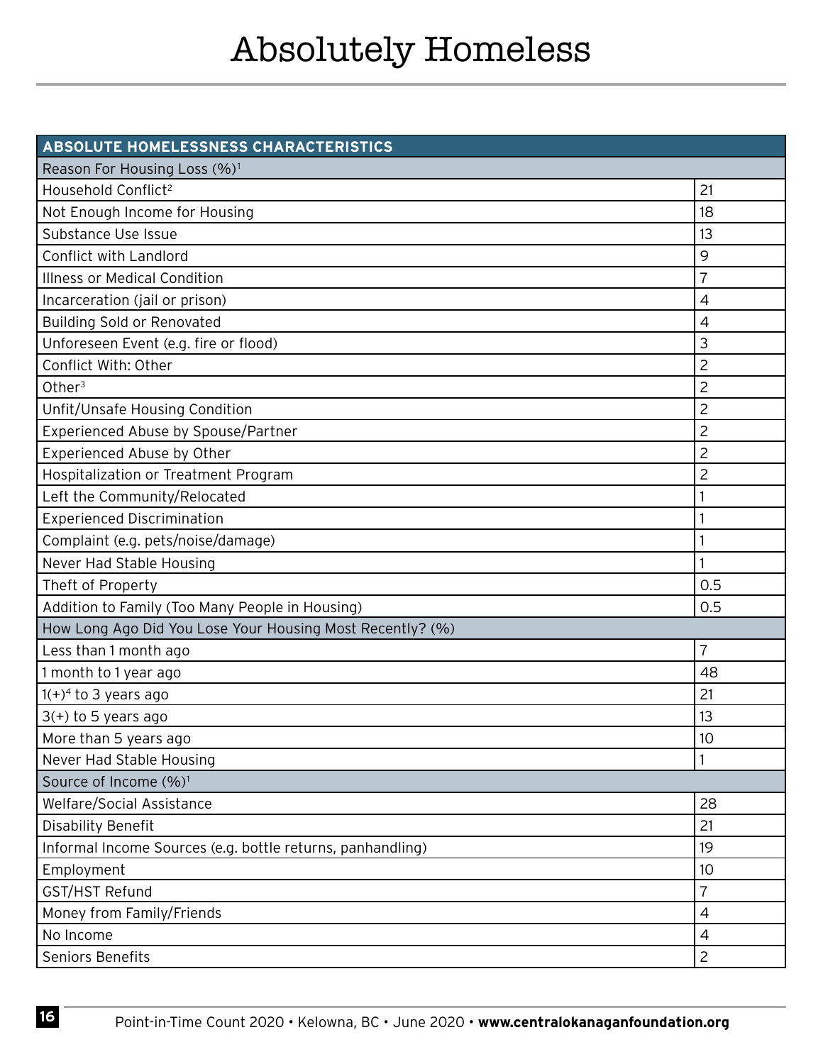# Absolutely Homeless

| ABSOLUTE HOMELESSNESS CHARACTERISTICS | |
|---|---|
| Reason For Housing Loss (%)[1] | |
| Household Conflict[2] | 21 |
| Not Enough Income for Housing | 18 |
| Substance Use Issue | 13 |
| Conflict with Landlord | 9 |
| Illness or Medical Condition | 7 |
| Incarceration (jail or prison) | 4 |
| Building Sold or Renovated | 4 |
| Unforeseen Event (e.g. fire or flood) | 3 |
| Conflict With: Other | 2 |
| Other[3] | 2 |
| Unfit/Unsafe Housing Condition | 2 |
| Experienced Abuse by Spouse/Partner | 2 |
| Experienced Abuse by Other | 2 |
| Hospitalization or Treatment Program | 2 |
| Left the Community/Relocated | 1 |
| Experienced Discrimination | 1 |
| Complaint (e.g. pets/noise/damage) | 1 |
| Never Had Stable Housing | 1 |
| Theft of Property | 0.5 |
| Addition to Family (Too Many People in Housing) | 0.5 |
| How Long Ago Did You Lose Your Housing Most Recently? (%) | |
| Less than 1 month ago | 7 |
| 1 month to 1 year ago | 48 |
| 1(+)[4] to 3 years ago | 21 |
| 3(+) to 5 years ago | 13 |
| More than 5 years ago | 10 |
| Never Had Stable Housing | 1 |
| Source of Income (%)[1] | |
| Welfare/Social Assistance | 28 |
| Disability Benefit | 21 |
| Informal Income Sources (e.g. bottle returns, panhandling) | 19 |
| Employment | 10 |
| GST/HST Refund | 7 |
| Money from Family/Friends | 4 |
| No Income | 4 |
| Seniors Benefits | 2 |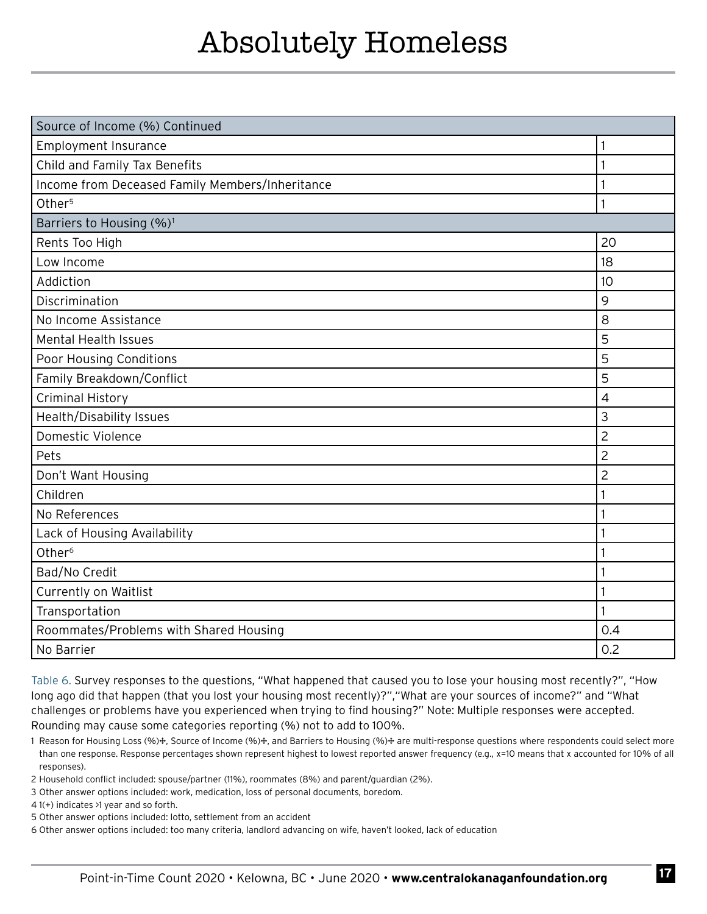# Absolutely Homeless

| Source of Income (%) Continued | |
|---|---|
| Employment Insurance | 1 |
| Child and Family Tax Benefits | 1 |
| Income from Deceased Family Members/Inheritance | 1 |
| Other[5] | 1 |
| **Barriers to Housing (%)[1]** | |
| Rents Too High | 20 |
| Low Income | 18 |
| Addiction | 10 |
| Discrimination | 9 |
| No Income Assistance | 8 |
| Mental Health Issues | 5 |
| Poor Housing Conditions | 5 |
| Family Breakdown/Conflict | 5 |
| Criminal History | 4 |
| Health/Disability Issues | 3 |
| Domestic Violence | 2 |
| Pets | 2 |
| Don't Want Housing | 2 |
| Children | 1 |
| No References | 1 |
| Lack of Housing Availability | 1 |
| Other[6] | 1 |
| Bad/No Credit | 1 |
| Currently on Waitlist | 1 |
| Transportation | 1 |
| Roommates/Problems with Shared Housing | 0.4 |
| No Barrier | 0.2 |

Table 6. Survey responses to the questions, "What happened that caused you to lose your housing most recently?", "How long ago did that happen (that you lost your housing most recently)?","What are your sources of income?" and "What challenges or problems have you experienced when trying to find housing?" Note: Multiple responses were accepted. Rounding may cause some categories reporting (%) not to add to 100%.

1 Reason for Housing Loss (%)✢, Source of Income (%)✢, and Barriers to Housing (%)✢ are multi-response questions where respondents could select more than one response. Response percentages shown represent highest to lowest reported answer frequency (e.g., x=10 means that x accounted for 10% of all responses).

2 Household conflict included: spouse/partner (11%), roommates (8%) and parent/guardian (2%).

3 Other answer options included: work, medication, loss of personal documents, boredom.

4 1(+) indicates >1 year and so forth.

5 Other answer options included: lotto, settlement from an accident

6 Other answer options included: too many criteria, landlord advancing on wife, haven't looked, lack of education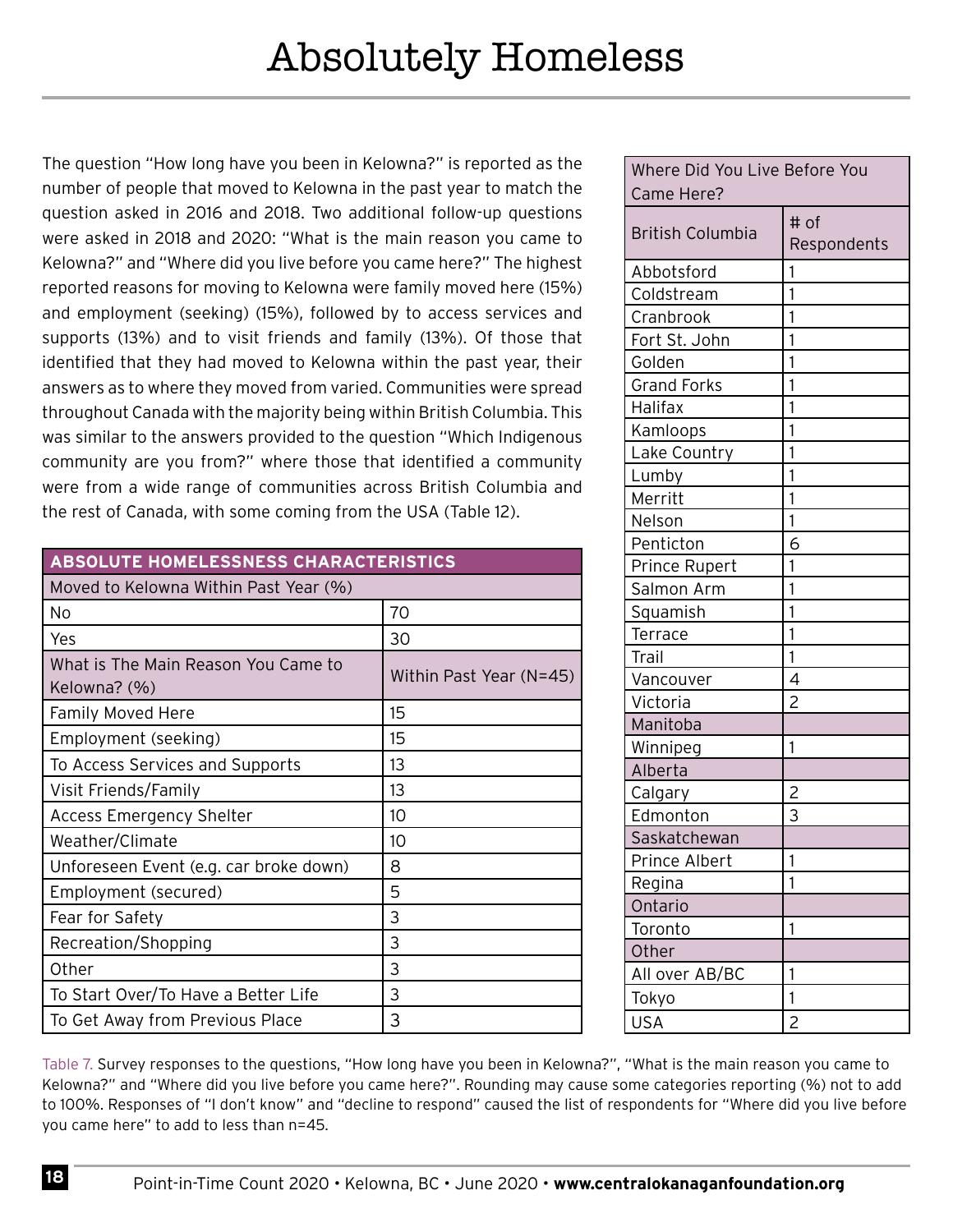# Absolutely Homeless

The question "How long have you been in Kelowna?" is reported as the number of people that moved to Kelowna in the past year to match the question asked in 2016 and 2018. Two additional follow-up questions were asked in 2018 and 2020: "What is the main reason you came to Kelowna?" and "Where did you live before you came here?" The highest reported reasons for moving to Kelowna were family moved here (15%) and employment (seeking) (15%), followed by to access services and supports (13%) and to visit friends and family (13%). Of those that identified that they had moved to Kelowna within the past year, their answers as to where they moved from varied. Communities were spread throughout Canada with the majority being within British Columbia. This was similar to the answers provided to the question "Which Indigenous community are you from?" where those that identified a community were from a wide range of communities across British Columbia and the rest of Canada, with some coming from the USA (Table 12).

| ABSOLUTE HOMELESSNESS CHARACTERISTICS | |
|---|---|
| Moved to Kelowna Within Past Year (%) | |
| No | 70 |
| Yes | 30 |
| What is The Main Reason You Came to Kelowna? (%) | Within Past Year (N=45) |
| Family Moved Here | 15 |
| Employment (seeking) | 15 |
| To Access Services and Supports | 13 |
| Visit Friends/Family | 13 |
| Access Emergency Shelter | 10 |
| Weather/Climate | 10 |
| Unforeseen Event (e.g. car broke down) | 8 |
| Employment (secured) | 5 |
| Fear for Safety | 3 |
| Recreation/Shopping | 3 |
| Other | 3 |
| To Start Over/To Have a Better Life | 3 |
| To Get Away from Previous Place | 3 |

| Where Did You Live Before You Came Here? | |
|---|---|
| British Columbia | # of Respondents |
| Abbotsford | 1 |
| Coldstream | 1 |
| Cranbrook | 1 |
| Fort St. John | 1 |
| Golden | 1 |
| Grand Forks | 1 |
| Halifax | 1 |
| Kamloops | 1 |
| Lake Country | 1 |
| Lumby | 1 |
| Merritt | 1 |
| Nelson | 1 |
| Penticton | 6 |
| Prince Rupert | 1 |
| Salmon Arm | 1 |
| Squamish | 1 |
| Terrace | 1 |
| Trail | 1 |
| Vancouver | 4 |
| Victoria | 2 |
| Manitoba | |
| Winnipeg | 1 |
| Alberta | |
| Calgary | 2 |
| Edmonton | 3 |
| Saskatchewan | |
| Prince Albert | 1 |
| Regina | 1 |
| Ontario | |
| Toronto | 1 |
| Other | |
| All over AB/BC | 1 |
| Tokyo | 1 |
| USA | 2 |

Table 7. Survey responses to the questions, "How long have you been in Kelowna?", "What is the main reason you came to Kelowna?" and "Where did you live before you came here?". Rounding may cause some categories reporting (%) not to add to 100%. Responses of "I don't know" and "decline to respond" caused the list of respondents for "Where did you live before you came here" to add to less than n=45.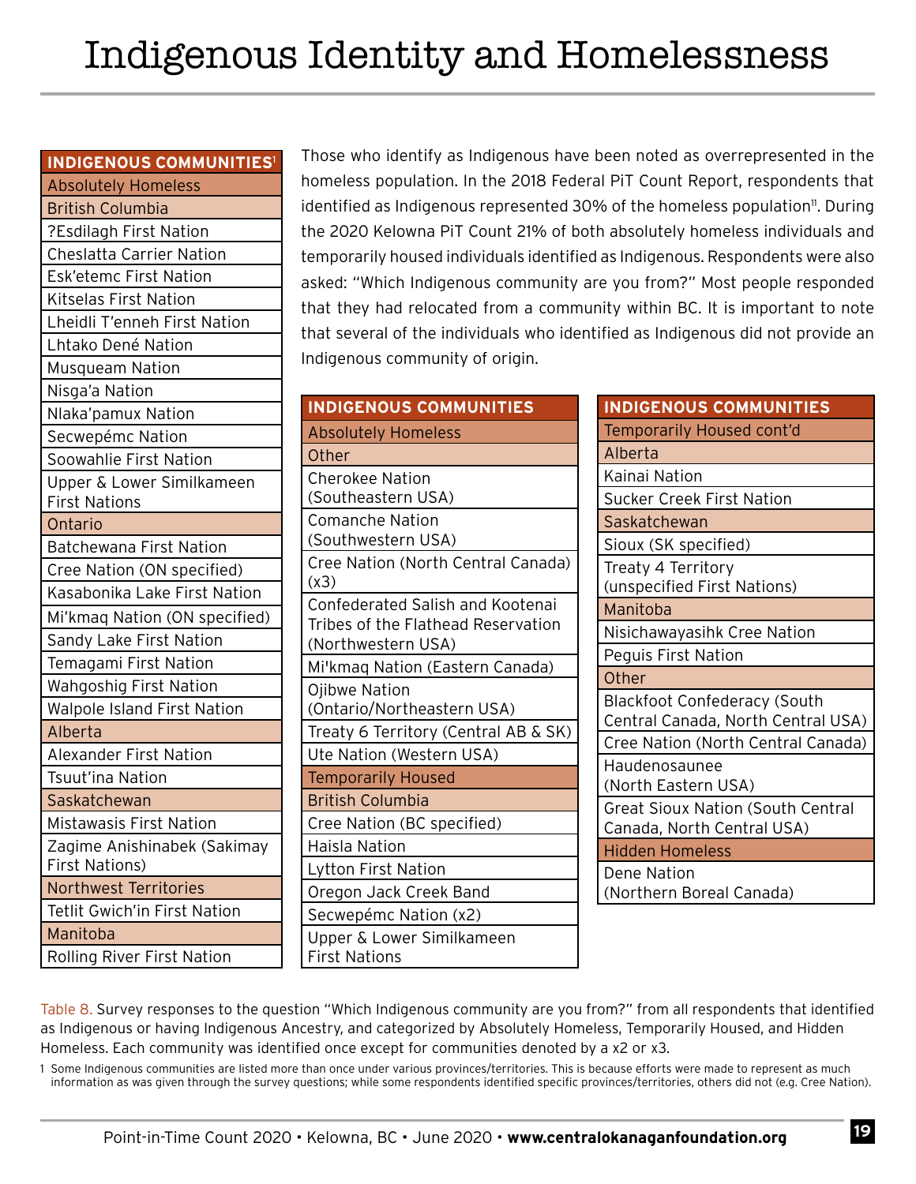# Indigenous Identity and Homelessness

Those who identify as Indigenous have been noted as overrepresented in the homeless population. In the 2018 Federal PiT Count Report, respondents that identified as Indigenous represented 30% of the homeless population[11]. During the 2020 Kelowna PiT Count 21% of both absolutely homeless individuals and temporarily housed individuals identified as Indigenous. Respondents were also asked: "Which Indigenous community are you from?" Most people responded that they had relocated from a community within BC. It is important to note that several of the individuals who identified as Indigenous did not provide an Indigenous community of origin.

| INDIGENOUS COMMUNITIES[1] |
|---|
| **Absolutely Homeless** |
| **British Columbia** |
| ?Esdilagh First Nation |
| Cheslatta Carrier Nation |
| Esk'etemc First Nation |
| Kitselas First Nation |
| Lheidli T'enneh First Nation |
| Lhtako Dené Nation |
| Musqueam Nation |
| Nisga'a Nation |
| Nlaka'pamux Nation |
| Secwepémc Nation |
| Soowahlie First Nation |
| Upper & Lower Similkameen First Nations |
| **Ontario** |
| Batchewana First Nation |
| Cree Nation (ON specified) |
| Kasabonika Lake First Nation |
| Mi'kmaq Nation (ON specified) |
| Sandy Lake First Nation |
| Temagami First Nation |
| Wahgoshig First Nation |
| Walpole Island First Nation |
| **Alberta** |
| Alexander First Nation |
| Tsuut'ina Nation |
| **Saskatchewan** |
| Mistawasis First Nation |
| Zagime Anishinabek (Sakimay First Nations) |
| **Northwest Territories** |
| Tetlit Gwich'in First Nation |
| **Manitoba** |
| Rolling River First Nation |

| INDIGENOUS COMMUNITIES |
|---|
| **Absolutely Homeless** |
| **Other** |
| Cherokee Nation (Southeastern USA) |
| Comanche Nation (Southwestern USA) |
| Cree Nation (North Central Canada) (x3) |
| Confederated Salish and Kootenai Tribes of the Flathead Reservation (Northwestern USA) |
| Mi'kmaq Nation (Eastern Canada) |
| Ojibwe Nation (Ontario/Northeastern USA) |
| Treaty 6 Territory (Central AB & SK) |
| Ute Nation (Western USA) |
| **Temporarily Housed** |
| **British Columbia** |
| Cree Nation (BC specified) |
| Haisla Nation |
| Lytton First Nation |
| Oregon Jack Creek Band |
| Secwepémc Nation (x2) |
| Upper & Lower Similkameen First Nations |

| INDIGENOUS COMMUNITIES |
|---|
| **Temporarily Housed cont'd** |
| **Alberta** |
| Kainai Nation |
| Sucker Creek First Nation |
| **Saskatchewan** |
| Sioux (SK specified) |
| Treaty 4 Territory (unspecified First Nations) |
| **Manitoba** |
| Nisichawayasihk Cree Nation |
| Peguis First Nation |
| **Other** |
| Blackfoot Confederacy (South Central Canada, North Central USA) |
| Cree Nation (North Central Canada) |
| Haudenosaunee (North Eastern USA) |
| Great Sioux Nation (South Central Canada, North Central USA) |
| **Hidden Homeless** |
| Dene Nation (Northern Boreal Canada) |

Table 8. Survey responses to the question "Which Indigenous community are you from?" from all respondents that identified as Indigenous or having Indigenous Ancestry, and categorized by Absolutely Homeless, Temporarily Housed, and Hidden Homeless. Each community was identified once except for communities denoted by a x2 or x3.

1 Some Indigenous communities are listed more than once under various provinces/territories. This is because efforts were made to represent as much information as was given through the survey questions; while some respondents identified specific provinces/territories, others did not (e.g. Cree Nation).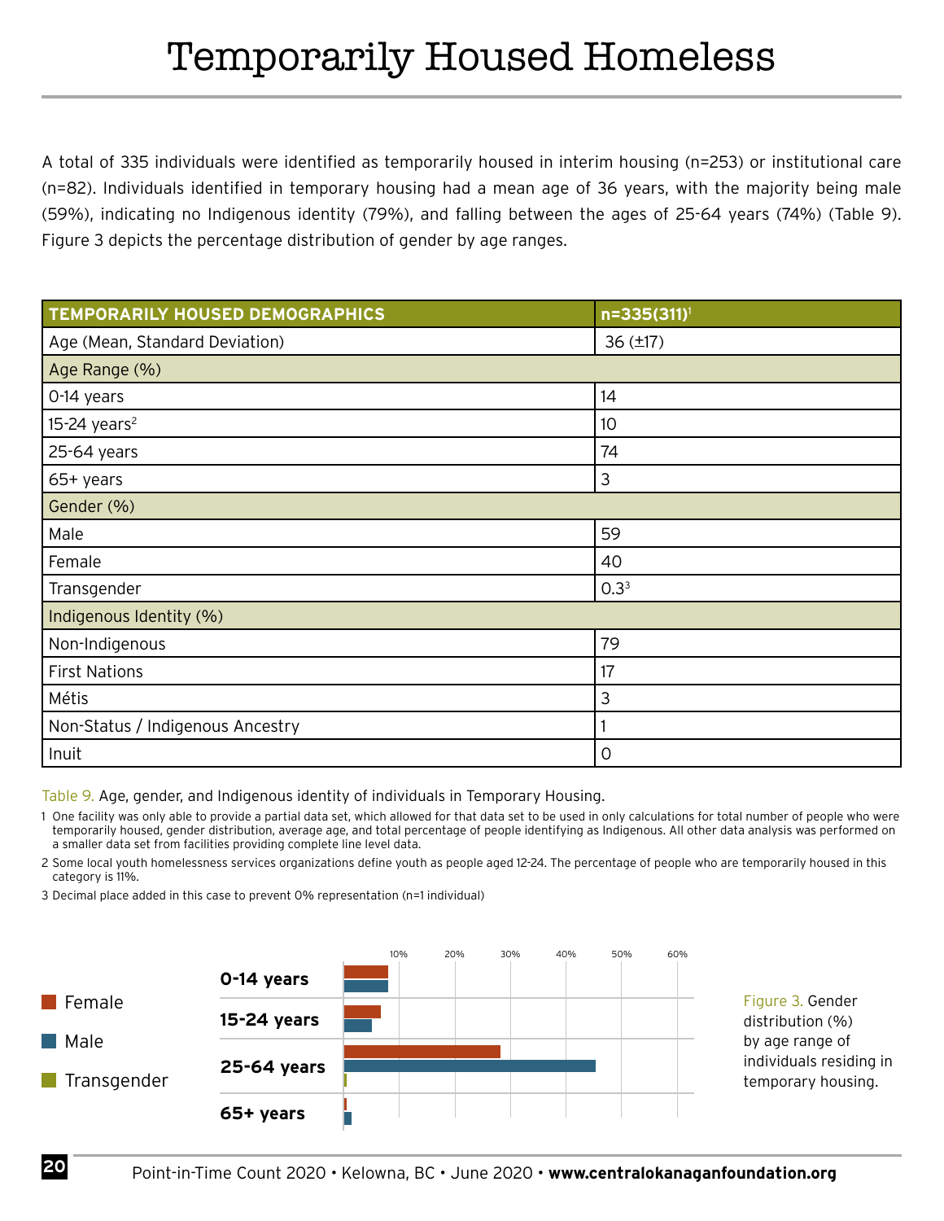# Temporarily Housed Homeless

A total of 335 individuals were identified as temporarily housed in interim housing (n=253) or institutional care (n=82). Individuals identified in temporary housing had a mean age of 36 years, with the majority being male (59%), indicating no Indigenous identity (79%), and falling between the ages of 25-64 years (74%) (Table 9). Figure 3 depicts the percentage distribution of gender by age ranges.

| TEMPORARILY HOUSED DEMOGRAPHICS | n=335(311)[1] |
|---|---|
| Age (Mean, Standard Deviation) | 36 (±17) |
| **Age Range (%)** | |
| 0-14 years | 14 |
| 15-24 years[2] | 10 |
| 25-64 years | 74 |
| 65+ years | 3 |
| **Gender (%)** | |
| Male | 59 |
| Female | 40 |
| Transgender | 0.3[3] |
| **Indigenous Identity (%)** | |
| Non-Indigenous | 79 |
| First Nations | 17 |
| Métis | 3 |
| Non-Status / Indigenous Ancestry | 1 |
| Inuit | 0 |

Table 9. Age, gender, and Indigenous identity of individuals in Temporary Housing.

1 One facility was only able to provide a partial data set, which allowed for that data set to be used in only calculations for total number of people who were temporarily housed, gender distribution, average age, and total percentage of people identifying as Indigenous. All other data analysis was performed on a smaller data set from facilities providing complete line level data.

2 Some local youth homelessness services organizations define youth as people aged 12-24. The percentage of people who are temporarily housed in this category is 11%.

3 Decimal place added in this case to prevent 0% representation (n=1 individual)

Female  
Male  
Transgender

0-14 years  
15-24 years  
25-64 years  
65+ years

10% 20% 30% 40% 50% 60%

Figure 3. Gender distribution (%) by age range of individuals residing in temporary housing.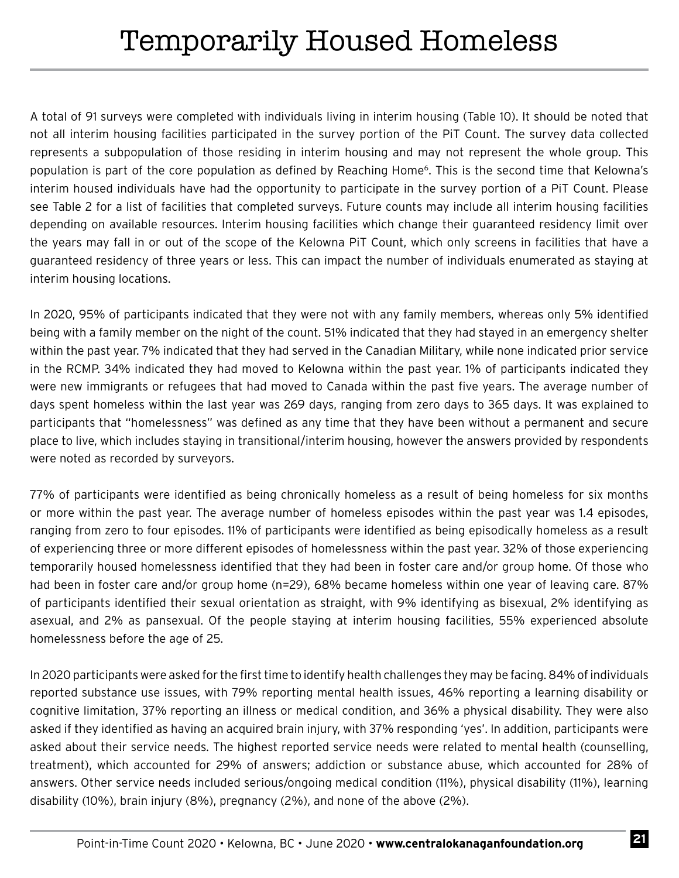# Temporarily Housed Homeless

A total of 91 surveys were completed with individuals living in interim housing (Table 10). It should be noted that not all interim housing facilities participated in the survey portion of the PiT Count. The survey data collected represents a subpopulation of those residing in interim housing and may not represent the whole group. This population is part of the core population as defined by Reaching Home[6]. This is the second time that Kelowna's interim housed individuals have had the opportunity to participate in the survey portion of a PiT Count. Please see Table 2 for a list of facilities that completed surveys. Future counts may include all interim housing facilities depending on available resources. Interim housing facilities which change their guaranteed residency limit over the years may fall in or out of the scope of the Kelowna PiT Count, which only screens in facilities that have a guaranteed residency of three years or less. This can impact the number of individuals enumerated as staying at interim housing locations.

In 2020, 95% of participants indicated that they were not with any family members, whereas only 5% identified being with a family member on the night of the count. 51% indicated that they had stayed in an emergency shelter within the past year. 7% indicated that they had served in the Canadian Military, while none indicated prior service in the RCMP. 34% indicated they had moved to Kelowna within the past year. 1% of participants indicated they were new immigrants or refugees that had moved to Canada within the past five years. The average number of days spent homeless within the last year was 269 days, ranging from zero days to 365 days. It was explained to participants that "homelessness" was defined as any time that they have been without a permanent and secure place to live, which includes staying in transitional/interim housing, however the answers provided by respondents were noted as recorded by surveyors.

77% of participants were identified as being chronically homeless as a result of being homeless for six months or more within the past year. The average number of homeless episodes within the past year was 1.4 episodes, ranging from zero to four episodes. 11% of participants were identified as being episodically homeless as a result of experiencing three or more different episodes of homelessness within the past year. 32% of those experiencing temporarily housed homelessness identified that they had been in foster care and/or group home. Of those who had been in foster care and/or group home (n=29), 68% became homeless within one year of leaving care. 87% of participants identified their sexual orientation as straight, with 9% identifying as bisexual, 2% identifying as asexual, and 2% as pansexual. Of the people staying at interim housing facilities, 55% experienced absolute homelessness before the age of 25.

In 2020 participants were asked for the first time to identify health challenges they may be facing. 84% of individuals reported substance use issues, with 79% reporting mental health issues, 46% reporting a learning disability or cognitive limitation, 37% reporting an illness or medical condition, and 36% a physical disability. They were also asked if they identified as having an acquired brain injury, with 37% responding 'yes'. In addition, participants were asked about their service needs. The highest reported service needs were related to mental health (counselling, treatment), which accounted for 29% of answers; addiction or substance abuse, which accounted for 28% of answers. Other service needs included serious/ongoing medical condition (11%), physical disability (11%), learning disability (10%), brain injury (8%), pregnancy (2%), and none of the above (2%).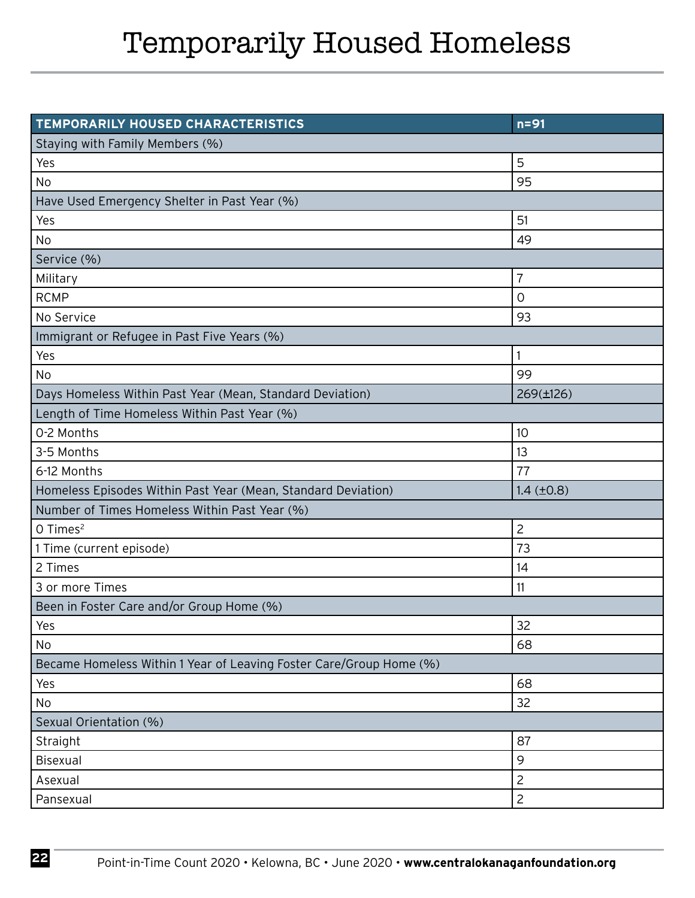# Temporarily Housed Homeless

| TEMPORARILY HOUSED CHARACTERISTICS | n=91 |
|---|---|
| Staying with Family Members (%) | |
| Yes | 5 |
| No | 95 |
| Have Used Emergency Shelter in Past Year (%) | |
| Yes | 51 |
| No | 49 |
| Service (%) | |
| Military | 7 |
| RCMP | 0 |
| No Service | 93 |
| Immigrant or Refugee in Past Five Years (%) | |
| Yes | 1 |
| No | 99 |
| Days Homeless Within Past Year (Mean, Standard Deviation) | 269(±126) |
| Length of Time Homeless Within Past Year (%) | |
| 0-2 Months | 10 |
| 3-5 Months | 13 |
| 6-12 Months | 77 |
| Homeless Episodes Within Past Year (Mean, Standard Deviation) | 1.4 (±0.8) |
| Number of Times Homeless Within Past Year (%) | |
| 0 Times[2] | 2 |
| 1 Time (current episode) | 73 |
| 2 Times | 14 |
| 3 or more Times | 11 |
| Been in Foster Care and/or Group Home (%) | |
| Yes | 32 |
| No | 68 |
| Became Homeless Within 1 Year of Leaving Foster Care/Group Home (%) | |
| Yes | 68 |
| No | 32 |
| Sexual Orientation (%) | |
| Straight | 87 |
| Bisexual | 9 |
| Asexual | 2 |
| Pansexual | 2 |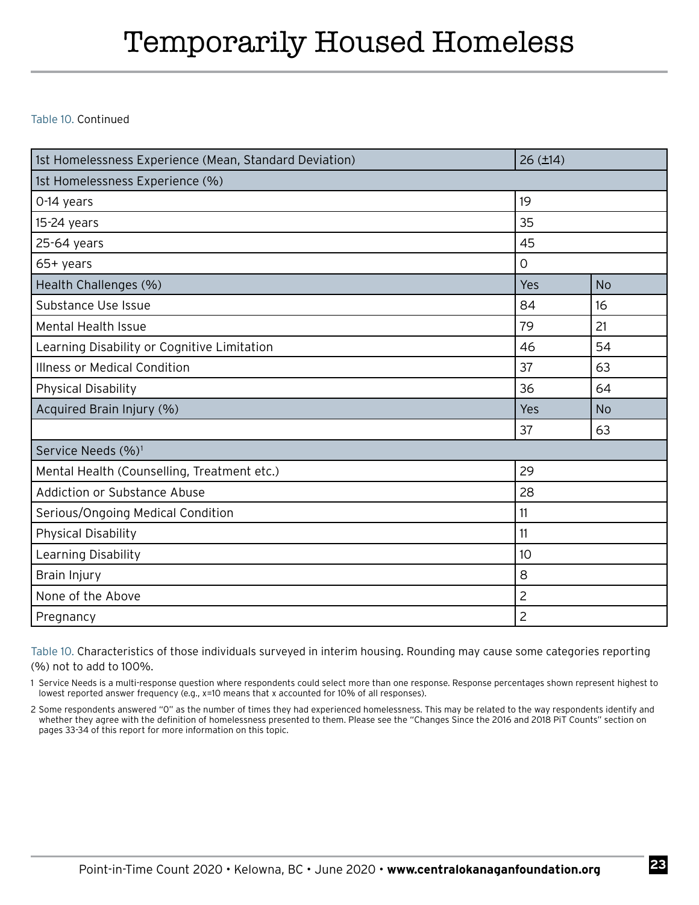# Temporarily Housed Homeless

Table 10. Continued

| 1st Homelessness Experience (Mean, Standard Deviation) | 26 (±14) | |
|---|---|---|
| 1st Homelessness Experience (%) | | |
| 0-14 years | 19 | |
| 15-24 years | 35 | |
| 25-64 years | 45 | |
| 65+ years | 0 | |
| Health Challenges (%) | Yes | No |
| Substance Use Issue | 84 | 16 |
| Mental Health Issue | 79 | 21 |
| Learning Disability or Cognitive Limitation | 46 | 54 |
| Illness or Medical Condition | 37 | 63 |
| Physical Disability | 36 | 64 |
| Acquired Brain Injury (%) | Yes | No |
| | 37 | 63 |
| Service Needs (%)[1] | | |
| Mental Health (Counselling, Treatment etc.) | 29 | |
| Addiction or Substance Abuse | 28 | |
| Serious/Ongoing Medical Condition | 11 | |
| Physical Disability | 11 | |
| Learning Disability | 10 | |
| Brain Injury | 8 | |
| None of the Above | 2 | |
| Pregnancy | 2 | |

Table 10. Characteristics of those individuals surveyed in interim housing. Rounding may cause some categories reporting (%) not to add to 100%.

1 Service Needs is a multi-response question where respondents could select more than one response. Response percentages shown represent highest to lowest reported answer frequency (e.g., x=10 means that x accounted for 10% of all responses).

2 Some respondents answered "0" as the number of times they had experienced homelessness. This may be related to the way respondents identify and whether they agree with the definition of homelessness presented to them. Please see the "Changes Since the 2016 and 2018 PiT Counts" section on pages 33-34 of this report for more information on this topic.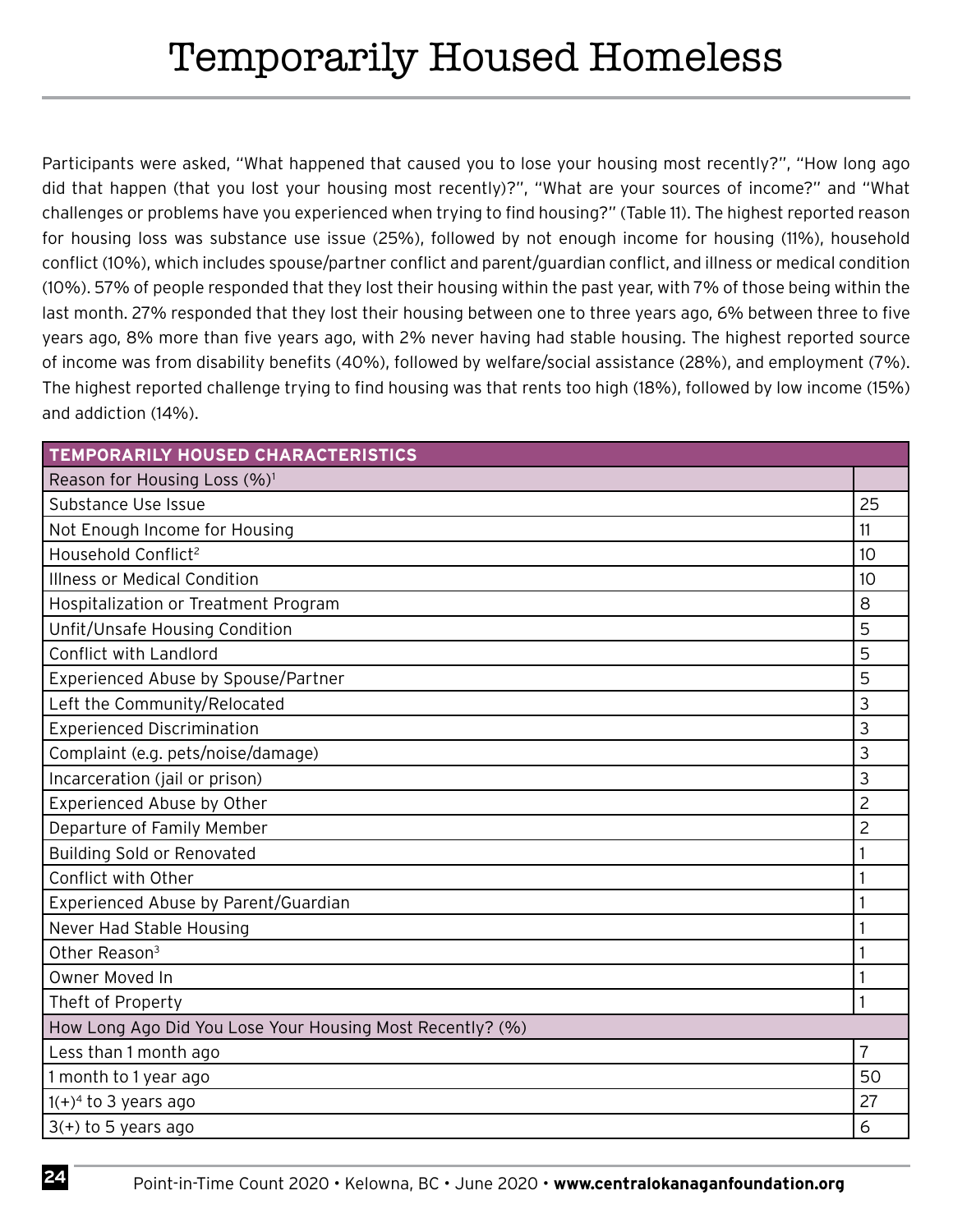# Temporarily Housed Homeless

Participants were asked, "What happened that caused you to lose your housing most recently?", "How long ago did that happen (that you lost your housing most recently)?", "What are your sources of income?" and "What challenges or problems have you experienced when trying to find housing?" (Table 11). The highest reported reason for housing loss was substance use issue (25%), followed by not enough income for housing (11%), household conflict (10%), which includes spouse/partner conflict and parent/guardian conflict, and illness or medical condition (10%). 57% of people responded that they lost their housing within the past year, with 7% of those being within the last month. 27% responded that they lost their housing between one to three years ago, 6% between three to five years ago, 8% more than five years ago, with 2% never having had stable housing. The highest reported source of income was from disability benefits (40%), followed by welfare/social assistance (28%), and employment (7%). The highest reported challenge trying to find housing was that rents too high (18%), followed by low income (15%) and addiction (14%).

| TEMPORARILY HOUSED CHARACTERISTICS | |
|---|---|
| Reason for Housing Loss (%)[1] | |
| Substance Use Issue | 25 |
| Not Enough Income for Housing | 11 |
| Household Conflict[2] | 10 |
| Illness or Medical Condition | 10 |
| Hospitalization or Treatment Program | 8 |
| Unfit/Unsafe Housing Condition | 5 |
| Conflict with Landlord | 5 |
| Experienced Abuse by Spouse/Partner | 5 |
| Left the Community/Relocated | 3 |
| Experienced Discrimination | 3 |
| Complaint (e.g. pets/noise/damage) | 3 |
| Incarceration (jail or prison) | 3 |
| Experienced Abuse by Other | 2 |
| Departure of Family Member | 2 |
| Building Sold or Renovated | 1 |
| Conflict with Other | 1 |
| Experienced Abuse by Parent/Guardian | 1 |
| Never Had Stable Housing | 1 |
| Other Reason[3] | 1 |
| Owner Moved In | 1 |
| Theft of Property | 1 |
| How Long Ago Did You Lose Your Housing Most Recently? (%) | |
| Less than 1 month ago | 7 |
| 1 month to 1 year ago | 50 |
| 1(+)[4] to 3 years ago | 27 |
| 3(+) to 5 years ago | 6 |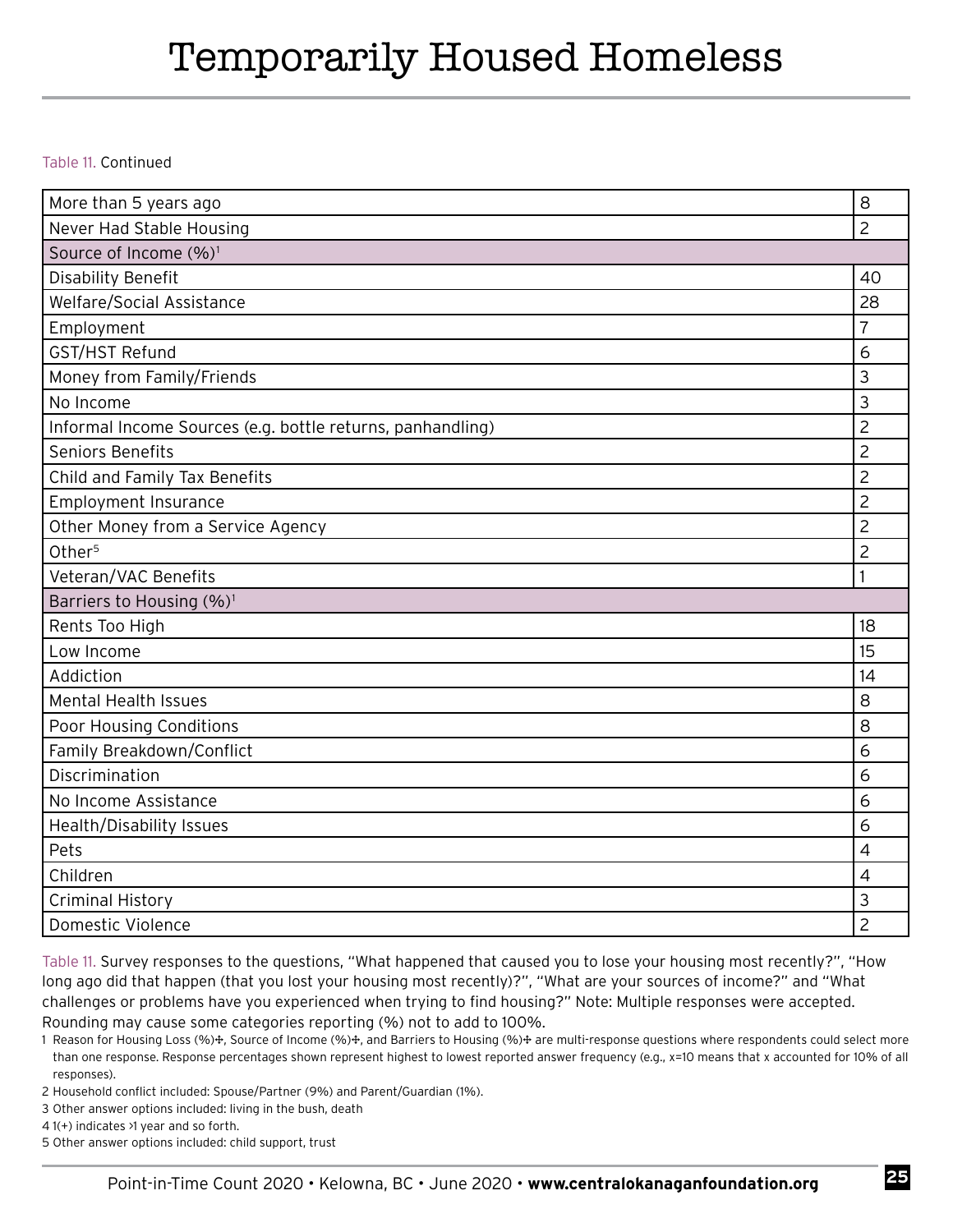# Temporarily Housed Homeless

Table 11. Continued

| | |
|---|---|
| More than 5 years ago | 8 |
| Never Had Stable Housing | 2 |
| **Source of Income (%)[1]** | |
| Disability Benefit | 40 |
| Welfare/Social Assistance | 28 |
| Employment | 7 |
| GST/HST Refund | 6 |
| Money from Family/Friends | 3 |
| No Income | 3 |
| Informal Income Sources (e.g. bottle returns, panhandling) | 2 |
| Seniors Benefits | 2 |
| Child and Family Tax Benefits | 2 |
| Employment Insurance | 2 |
| Other Money from a Service Agency | 2 |
| Other[5] | 2 |
| Veteran/VAC Benefits | 1 |
| **Barriers to Housing (%)[1]** | |
| Rents Too High | 18 |
| Low Income | 15 |
| Addiction | 14 |
| Mental Health Issues | 8 |
| Poor Housing Conditions | 8 |
| Family Breakdown/Conflict | 6 |
| Discrimination | 6 |
| No Income Assistance | 6 |
| Health/Disability Issues | 6 |
| Pets | 4 |
| Children | 4 |
| Criminal History | 3 |
| Domestic Violence | 2 |

Table 11. Survey responses to the questions, "What happened that caused you to lose your housing most recently?", "How long ago did that happen (that you lost your housing most recently)?", "What are your sources of income?" and "What challenges or problems have you experienced when trying to find housing?" Note: Multiple responses were accepted. Rounding may cause some categories reporting (%) not to add to 100%.

1 Reason for Housing Loss (%)+, Source of Income (%)+, and Barriers to Housing (%)+ are multi-response questions where respondents could select more than one response. Response percentages shown represent highest to lowest reported answer frequency (e.g., x=10 means that x accounted for 10% of all responses).

2 Household conflict included: Spouse/Partner (9%) and Parent/Guardian (1%).

3 Other answer options included: living in the bush, death

4 1(+) indicates >1 year and so forth.

5 Other answer options included: child support, trust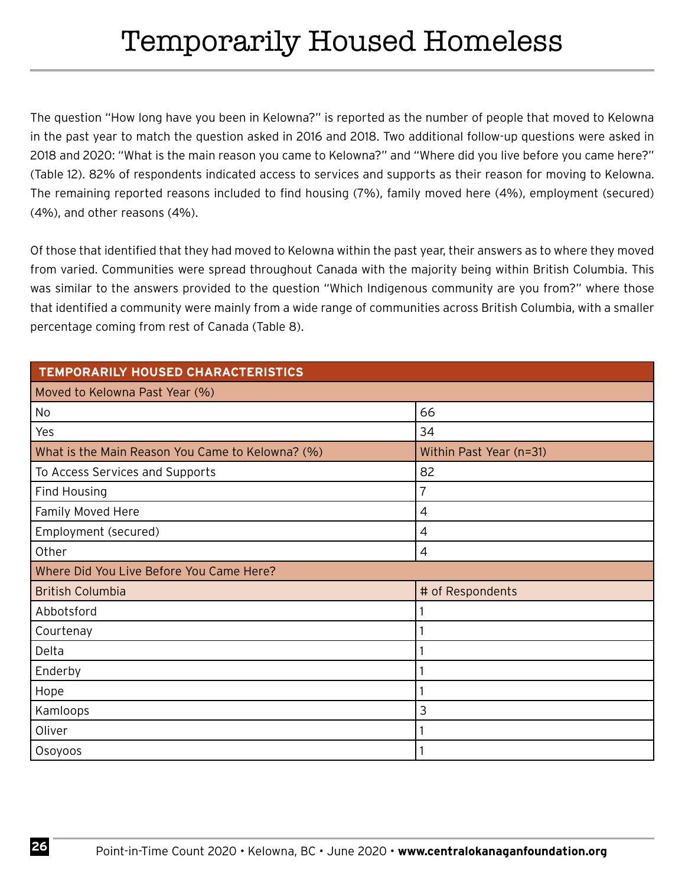# Temporarily Housed Homeless

The question "How long have you been in Kelowna?" is reported as the number of people that moved to Kelowna in the past year to match the question asked in 2016 and 2018. Two additional follow-up questions were asked in 2018 and 2020: "What is the main reason you came to Kelowna?" and "Where did you live before you came here?" (Table 12). 82% of respondents indicated access to services and supports as their reason for moving to Kelowna. The remaining reported reasons included to find housing (7%), family moved here (4%), employment (secured) (4%), and other reasons (4%).

Of those that identified that they had moved to Kelowna within the past year, their answers as to where they moved from varied. Communities were spread throughout Canada with the majority being within British Columbia. This was similar to the answers provided to the question "Which Indigenous community are you from?" where those that identified a community were mainly from a wide range of communities across British Columbia, with a smaller percentage coming from rest of Canada (Table 8).

| TEMPORARILY HOUSED CHARACTERISTICS | |
|---|---|
| Moved to Kelowna Past Year (%) | |
| No | 66 |
| Yes | 34 |
| What is the Main Reason You Came to Kelowna? (%) | Within Past Year (n=31) |
| To Access Services and Supports | 82 |
| Find Housing | 7 |
| Family Moved Here | 4 |
| Employment (secured) | 4 |
| Other | 4 |
| Where Did You Live Before You Came Here? | |
| British Columbia | # of Respondents |
| Abbotsford | 1 |
| Courtenay | 1 |
| Delta | 1 |
| Enderby | 1 |
| Hope | 1 |
| Kamloops | 3 |
| Oliver | 1 |
| Osoyoos | 1 |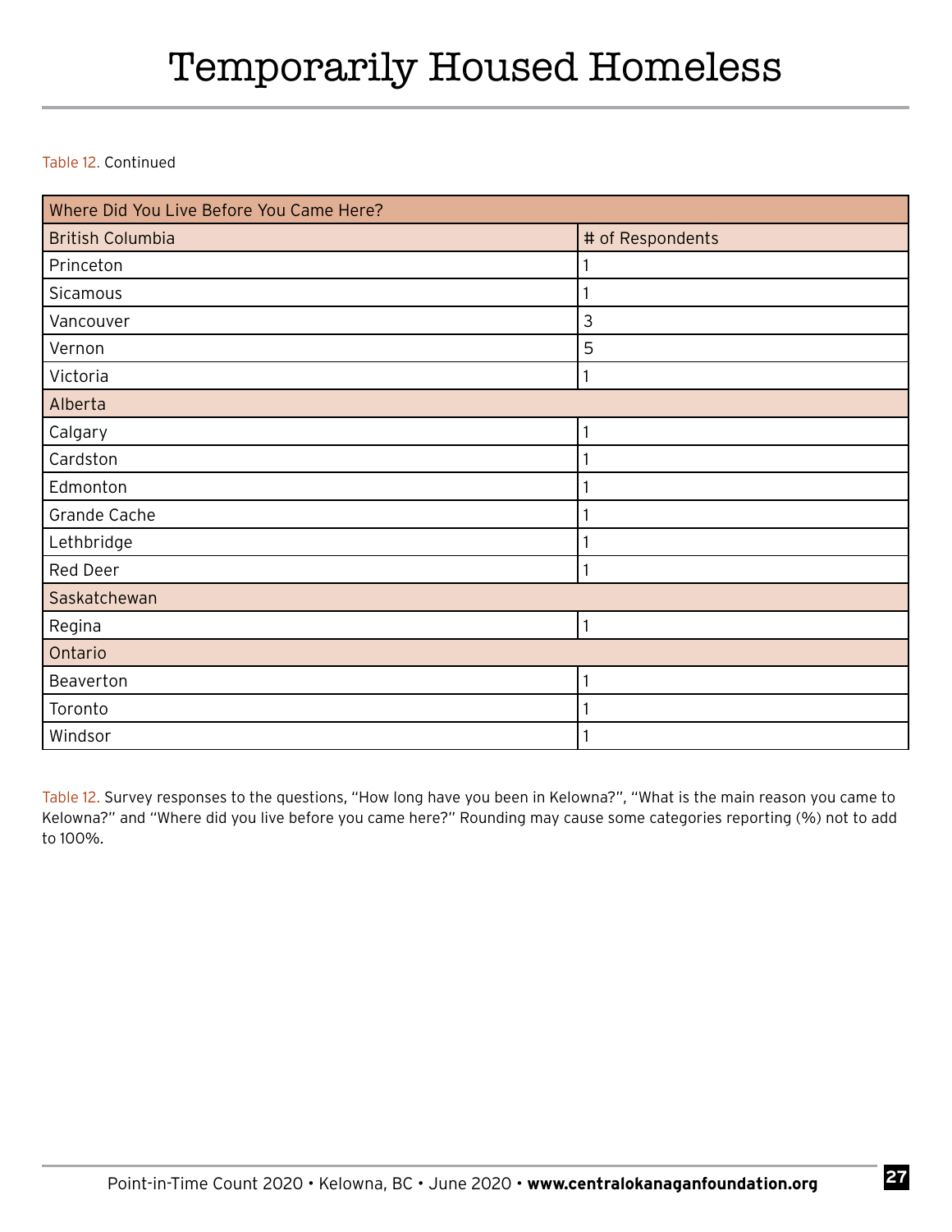# Temporarily Housed Homeless

Table 12. Continued

| Where Did You Live Before You Came Here? | |
|---|---|
| British Columbia | # of Respondents |
| Princeton | 1 |
| Sicamous | 1 |
| Vancouver | 3 |
| Vernon | 5 |
| Victoria | 1 |
| Alberta | |
| Calgary | 1 |
| Cardston | 1 |
| Edmonton | 1 |
| Grande Cache | 1 |
| Lethbridge | 1 |
| Red Deer | 1 |
| Saskatchewan | |
| Regina | 1 |
| Ontario | |
| Beaverton | 1 |
| Toronto | 1 |
| Windsor | 1 |

Table 12. Survey responses to the questions, "How long have you been in Kelowna?", "What is the main reason you came to Kelowna?" and "Where did you live before you came here?" Rounding may cause some categories reporting (%) not to add to 100%.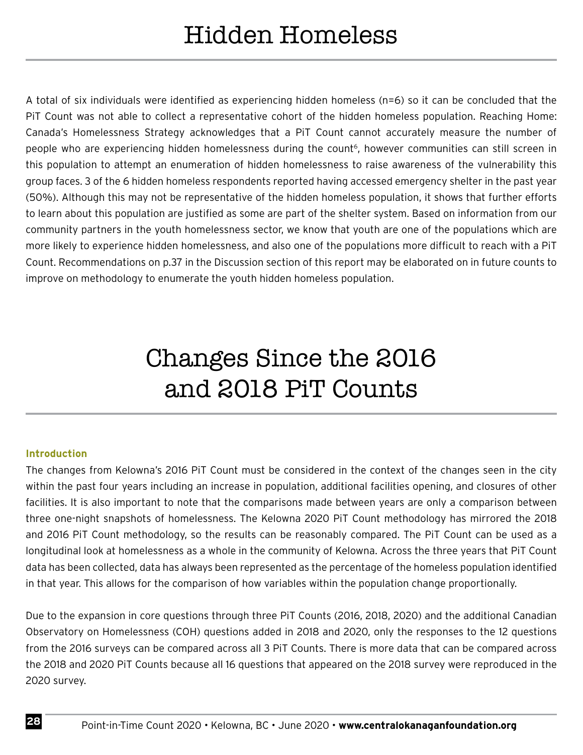# Hidden Homeless

A total of six individuals were identified as experiencing hidden homeless (n=6) so it can be concluded that the PiT Count was not able to collect a representative cohort of the hidden homeless population. Reaching Home: Canada's Homelessness Strategy acknowledges that a PiT Count cannot accurately measure the number of people who are experiencing hidden homelessness during the count[6], however communities can still screen in this population to attempt an enumeration of hidden homelessness to raise awareness of the vulnerability this group faces. 3 of the 6 hidden homeless respondents reported having accessed emergency shelter in the past year (50%). Although this may not be representative of the hidden homeless population, it shows that further efforts to learn about this population are justified as some are part of the shelter system. Based on information from our community partners in the youth homelessness sector, we know that youth are one of the populations which are more likely to experience hidden homelessness, and also one of the populations more difficult to reach with a PiT Count. Recommendations on p.37 in the Discussion section of this report may be elaborated on in future counts to improve on methodology to enumerate the youth hidden homeless population.

# Changes Since the 2016 and 2018 PiT Counts

### Introduction

The changes from Kelowna's 2016 PiT Count must be considered in the context of the changes seen in the city within the past four years including an increase in population, additional facilities opening, and closures of other facilities. It is also important to note that the comparisons made between years are only a comparison between three one-night snapshots of homelessness. The Kelowna 2020 PiT Count methodology has mirrored the 2018 and 2016 PiT Count methodology, so the results can be reasonably compared. The PiT Count can be used as a longitudinal look at homelessness as a whole in the community of Kelowna. Across the three years that PiT Count data has been collected, data has always been represented as the percentage of the homeless population identified in that year. This allows for the comparison of how variables within the population change proportionally.

Due to the expansion in core questions through three PiT Counts (2016, 2018, 2020) and the additional Canadian Observatory on Homelessness (COH) questions added in 2018 and 2020, only the responses to the 12 questions from the 2016 surveys can be compared across all 3 PiT Counts. There is more data that can be compared across the 2018 and 2020 PiT Counts because all 16 questions that appeared on the 2018 survey were reproduced in the 2020 survey.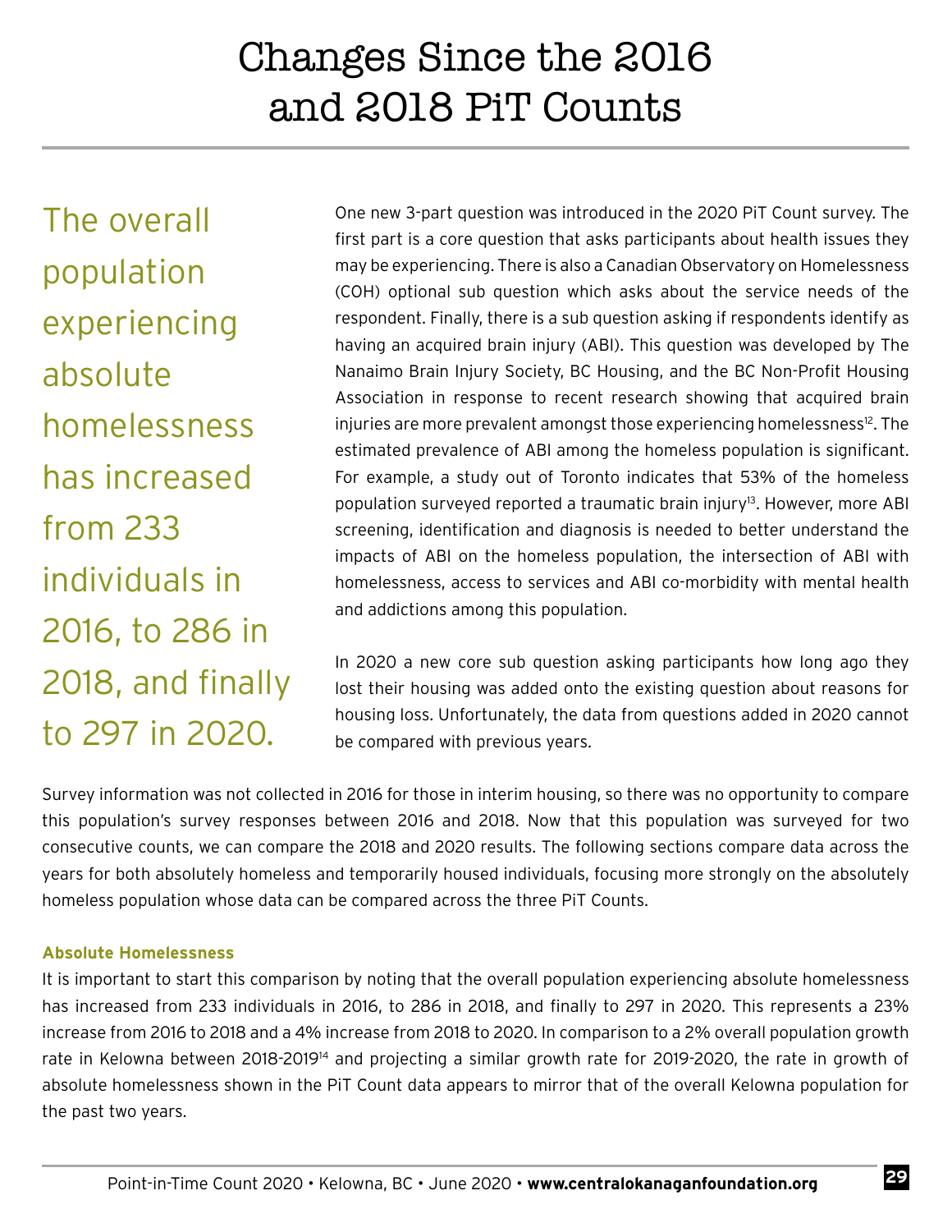# Changes Since the 2016 and 2018 PiT Counts

The overall population experiencing absolute homelessness has increased from 233 individuals in 2016, to 286 in 2018, and finally to 297 in 2020.

One new 3-part question was introduced in the 2020 PiT Count survey. The first part is a core question that asks participants about health issues they may be experiencing. There is also a Canadian Observatory on Homelessness (COH) optional sub question which asks about the service needs of the respondent. Finally, there is a sub question asking if respondents identify as having an acquired brain injury (ABI). This question was developed by The Nanaimo Brain Injury Society, BC Housing, and the BC Non-Profit Housing Association in response to recent research showing that acquired brain injuries are more prevalent amongst those experiencing homelessness[12]. The estimated prevalence of ABI among the homeless population is significant. For example, a study out of Toronto indicates that 53% of the homeless population surveyed reported a traumatic brain injury[13]. However, more ABI screening, identification and diagnosis is needed to better understand the impacts of ABI on the homeless population, the intersection of ABI with homelessness, access to services and ABI co-morbidity with mental health and addictions among this population.

In 2020 a new core sub question asking participants how long ago they lost their housing was added onto the existing question about reasons for housing loss. Unfortunately, the data from questions added in 2020 cannot be compared with previous years.

Survey information was not collected in 2016 for those in interim housing, so there was no opportunity to compare this population's survey responses between 2016 and 2018. Now that this population was surveyed for two consecutive counts, we can compare the 2018 and 2020 results. The following sections compare data across the years for both absolutely homeless and temporarily housed individuals, focusing more strongly on the absolutely homeless population whose data can be compared across the three PiT Counts.

**Absolute Homelessness**

It is important to start this comparison by noting that the overall population experiencing absolute homelessness has increased from 233 individuals in 2016, to 286 in 2018, and finally to 297 in 2020. This represents a 23% increase from 2016 to 2018 and a 4% increase from 2018 to 2020. In comparison to a 2% overall population growth rate in Kelowna between 2018-2019[14] and projecting a similar growth rate for 2019-2020, the rate in growth of absolute homelessness shown in the PiT Count data appears to mirror that of the overall Kelowna population for the past two years.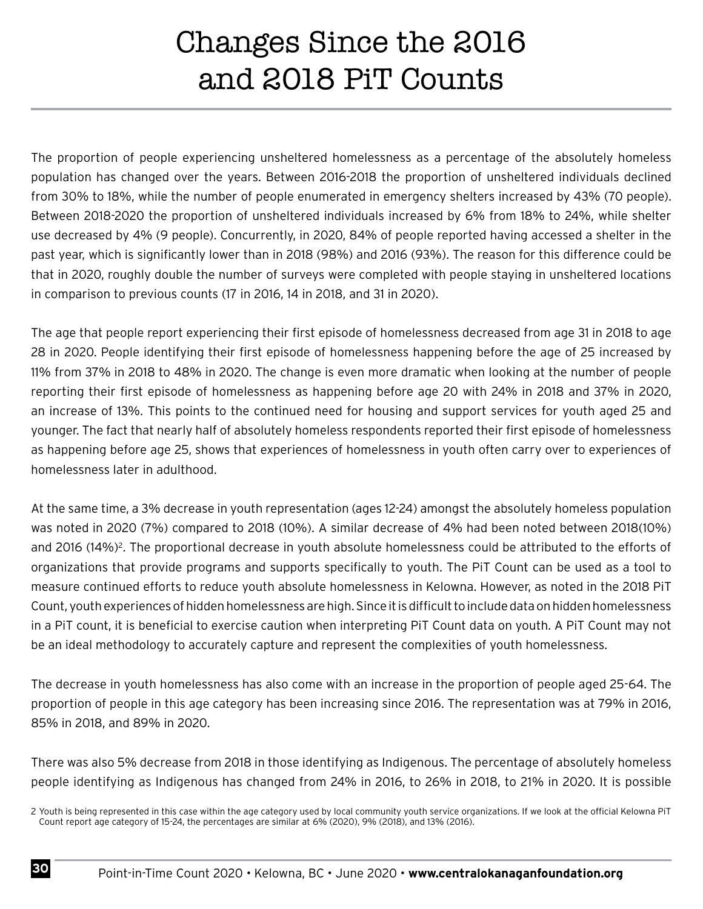# Changes Since the 2016 and 2018 PiT Counts

The proportion of people experiencing unsheltered homelessness as a percentage of the absolutely homeless population has changed over the years. Between 2016-2018 the proportion of unsheltered individuals declined from 30% to 18%, while the number of people enumerated in emergency shelters increased by 43% (70 people). Between 2018-2020 the proportion of unsheltered individuals increased by 6% from 18% to 24%, while shelter use decreased by 4% (9 people). Concurrently, in 2020, 84% of people reported having accessed a shelter in the past year, which is significantly lower than in 2018 (98%) and 2016 (93%). The reason for this difference could be that in 2020, roughly double the number of surveys were completed with people staying in unsheltered locations in comparison to previous counts (17 in 2016, 14 in 2018, and 31 in 2020).

The age that people report experiencing their first episode of homelessness decreased from age 31 in 2018 to age 28 in 2020. People identifying their first episode of homelessness happening before the age of 25 increased by 11% from 37% in 2018 to 48% in 2020. The change is even more dramatic when looking at the number of people reporting their first episode of homelessness as happening before age 20 with 24% in 2018 and 37% in 2020, an increase of 13%. This points to the continued need for housing and support services for youth aged 25 and younger. The fact that nearly half of absolutely homeless respondents reported their first episode of homelessness as happening before age 25, shows that experiences of homelessness in youth often carry over to experiences of homelessness later in adulthood.

At the same time, a 3% decrease in youth representation (ages 12-24) amongst the absolutely homeless population was noted in 2020 (7%) compared to 2018 (10%). A similar decrease of 4% had been noted between 2018(10%) and 2016 (14%)[2]. The proportional decrease in youth absolute homelessness could be attributed to the efforts of organizations that provide programs and supports specifically to youth. The PiT Count can be used as a tool to measure continued efforts to reduce youth absolute homelessness in Kelowna. However, as noted in the 2018 PiT Count, youth experiences of hidden homelessness are high. Since it is difficult to include data on hidden homelessness in a PiT count, it is beneficial to exercise caution when interpreting PiT Count data on youth. A PiT Count may not be an ideal methodology to accurately capture and represent the complexities of youth homelessness.

The decrease in youth homelessness has also come with an increase in the proportion of people aged 25-64. The proportion of people in this age category has been increasing since 2016. The representation was at 79% in 2016, 85% in 2018, and 89% in 2020.

There was also 5% decrease from 2018 in those identifying as Indigenous. The percentage of absolutely homeless people identifying as Indigenous has changed from 24% in 2016, to 26% in 2018, to 21% in 2020. It is possible

2 Youth is being represented in this case within the age category used by local community youth service organizations. If we look at the official Kelowna PiT Count report age category of 15-24, the percentages are similar at 6% (2020), 9% (2018), and 13% (2016).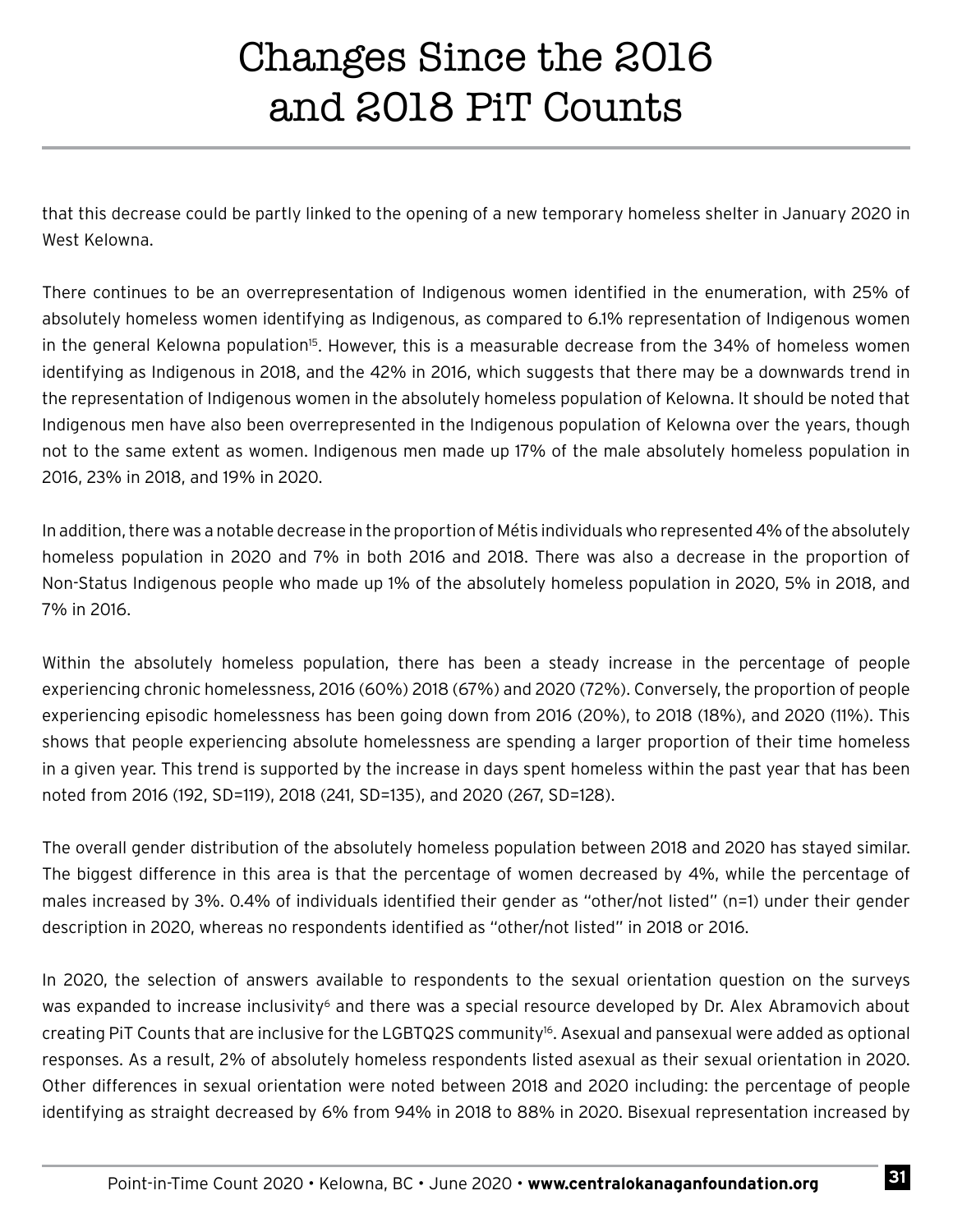# Changes Since the 2016 and 2018 PiT Counts

that this decrease could be partly linked to the opening of a new temporary homeless shelter in January 2020 in West Kelowna.

There continues to be an overrepresentation of Indigenous women identified in the enumeration, with 25% of absolutely homeless women identifying as Indigenous, as compared to 6.1% representation of Indigenous women in the general Kelowna population[15]. However, this is a measurable decrease from the 34% of homeless women identifying as Indigenous in 2018, and the 42% in 2016, which suggests that there may be a downwards trend in the representation of Indigenous women in the absolutely homeless population of Kelowna. It should be noted that Indigenous men have also been overrepresented in the Indigenous population of Kelowna over the years, though not to the same extent as women. Indigenous men made up 17% of the male absolutely homeless population in 2016, 23% in 2018, and 19% in 2020.

In addition, there was a notable decrease in the proportion of Métis individuals who represented 4% of the absolutely homeless population in 2020 and 7% in both 2016 and 2018. There was also a decrease in the proportion of Non-Status Indigenous people who made up 1% of the absolutely homeless population in 2020, 5% in 2018, and 7% in 2016.

Within the absolutely homeless population, there has been a steady increase in the percentage of people experiencing chronic homelessness, 2016 (60%) 2018 (67%) and 2020 (72%). Conversely, the proportion of people experiencing episodic homelessness has been going down from 2016 (20%), to 2018 (18%), and 2020 (11%). This shows that people experiencing absolute homelessness are spending a larger proportion of their time homeless in a given year. This trend is supported by the increase in days spent homeless within the past year that has been noted from 2016 (192, SD=119), 2018 (241, SD=135), and 2020 (267, SD=128).

The overall gender distribution of the absolutely homeless population between 2018 and 2020 has stayed similar. The biggest difference in this area is that the percentage of women decreased by 4%, while the percentage of males increased by 3%. 0.4% of individuals identified their gender as "other/not listed" (n=1) under their gender description in 2020, whereas no respondents identified as "other/not listed" in 2018 or 2016.

In 2020, the selection of answers available to respondents to the sexual orientation question on the surveys was expanded to increase inclusivity[6] and there was a special resource developed by Dr. Alex Abramovich about creating PiT Counts that are inclusive for the LGBTQ2S community[16]. Asexual and pansexual were added as optional responses. As a result, 2% of absolutely homeless respondents listed asexual as their sexual orientation in 2020. Other differences in sexual orientation were noted between 2018 and 2020 including: the percentage of people identifying as straight decreased by 6% from 94% in 2018 to 88% in 2020. Bisexual representation increased by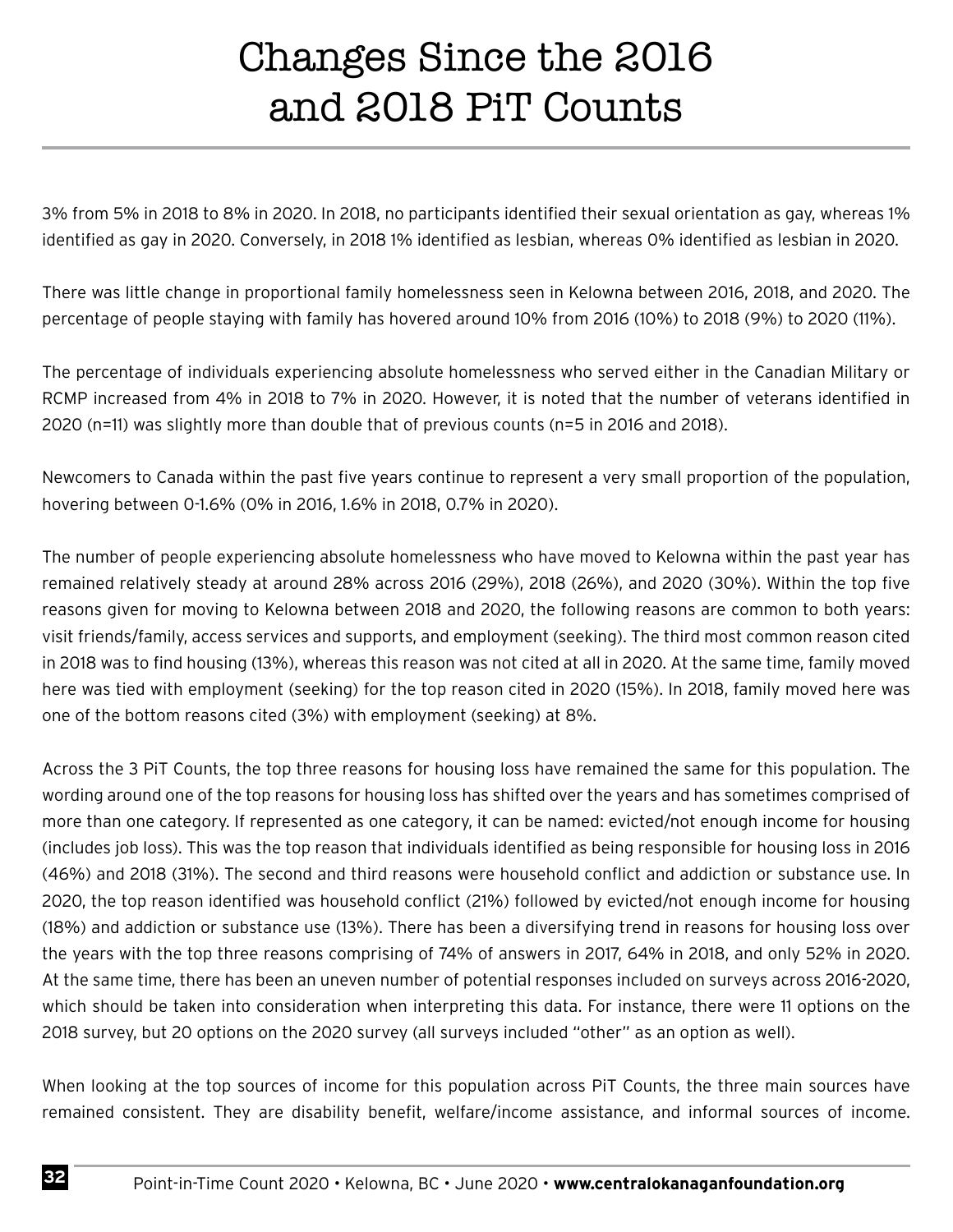# Changes Since the 2016 and 2018 PiT Counts

3% from 5% in 2018 to 8% in 2020. In 2018, no participants identified their sexual orientation as gay, whereas 1% identified as gay in 2020. Conversely, in 2018 1% identified as lesbian, whereas 0% identified as lesbian in 2020.

There was little change in proportional family homelessness seen in Kelowna between 2016, 2018, and 2020. The percentage of people staying with family has hovered around 10% from 2016 (10%) to 2018 (9%) to 2020 (11%).

The percentage of individuals experiencing absolute homelessness who served either in the Canadian Military or RCMP increased from 4% in 2018 to 7% in 2020. However, it is noted that the number of veterans identified in 2020 (n=11) was slightly more than double that of previous counts (n=5 in 2016 and 2018).

Newcomers to Canada within the past five years continue to represent a very small proportion of the population, hovering between 0-1.6% (0% in 2016, 1.6% in 2018, 0.7% in 2020).

The number of people experiencing absolute homelessness who have moved to Kelowna within the past year has remained relatively steady at around 28% across 2016 (29%), 2018 (26%), and 2020 (30%). Within the top five reasons given for moving to Kelowna between 2018 and 2020, the following reasons are common to both years: visit friends/family, access services and supports, and employment (seeking). The third most common reason cited in 2018 was to find housing (13%), whereas this reason was not cited at all in 2020. At the same time, family moved here was tied with employment (seeking) for the top reason cited in 2020 (15%). In 2018, family moved here was one of the bottom reasons cited (3%) with employment (seeking) at 8%.

Across the 3 PiT Counts, the top three reasons for housing loss have remained the same for this population. The wording around one of the top reasons for housing loss has shifted over the years and has sometimes comprised of more than one category. If represented as one category, it can be named: evicted/not enough income for housing (includes job loss). This was the top reason that individuals identified as being responsible for housing loss in 2016 (46%) and 2018 (31%). The second and third reasons were household conflict and addiction or substance use. In 2020, the top reason identified was household conflict (21%) followed by evicted/not enough income for housing (18%) and addiction or substance use (13%). There has been a diversifying trend in reasons for housing loss over the years with the top three reasons comprising of 74% of answers in 2017, 64% in 2018, and only 52% in 2020. At the same time, there has been an uneven number of potential responses included on surveys across 2016-2020, which should be taken into consideration when interpreting this data. For instance, there were 11 options on the 2018 survey, but 20 options on the 2020 survey (all surveys included "other" as an option as well).

When looking at the top sources of income for this population across PiT Counts, the three main sources have remained consistent. They are disability benefit, welfare/income assistance, and informal sources of income.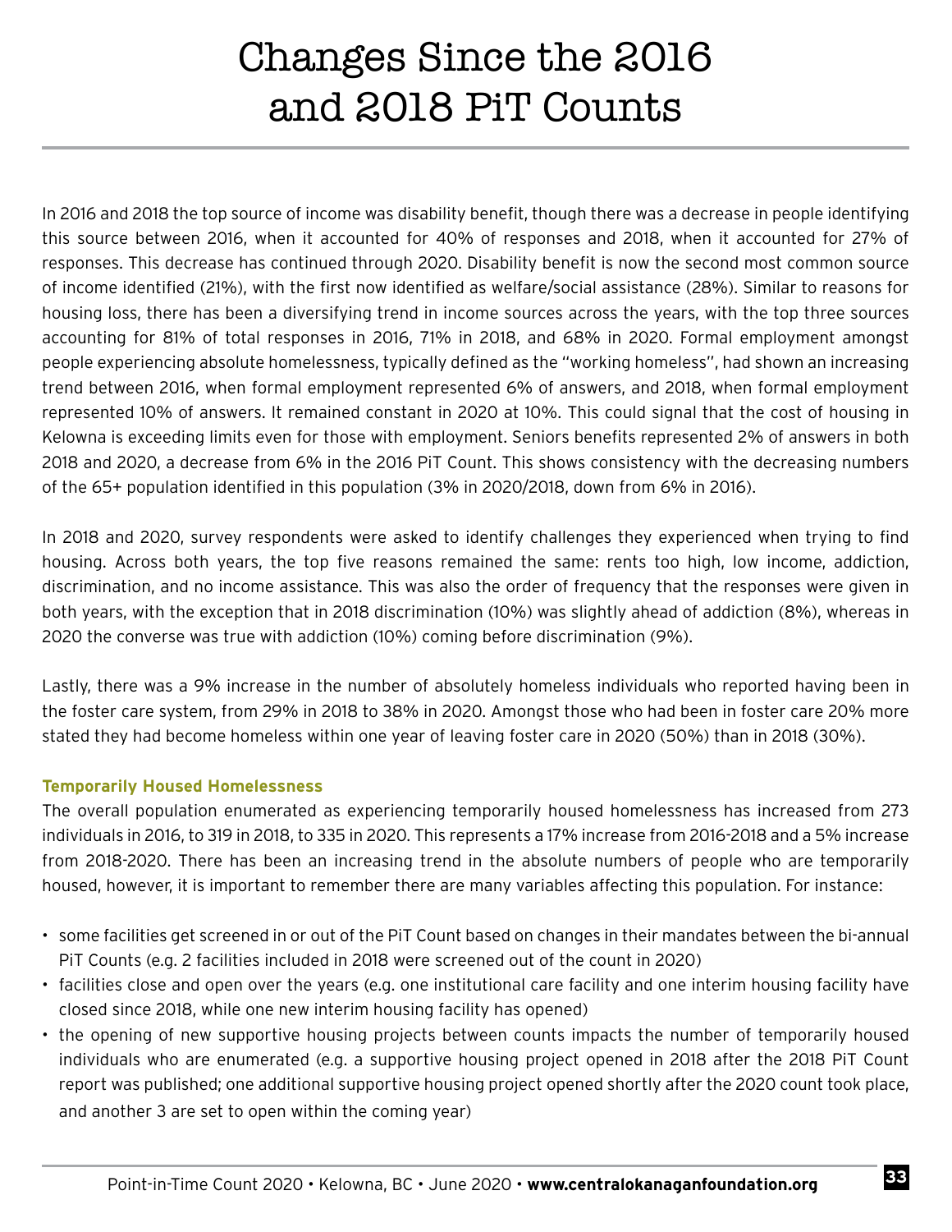# Changes Since the 2016 and 2018 PiT Counts

In 2016 and 2018 the top source of income was disability benefit, though there was a decrease in people identifying this source between 2016, when it accounted for 40% of responses and 2018, when it accounted for 27% of responses. This decrease has continued through 2020. Disability benefit is now the second most common source of income identified (21%), with the first now identified as welfare/social assistance (28%). Similar to reasons for housing loss, there has been a diversifying trend in income sources across the years, with the top three sources accounting for 81% of total responses in 2016, 71% in 2018, and 68% in 2020. Formal employment amongst people experiencing absolute homelessness, typically defined as the "working homeless", had shown an increasing trend between 2016, when formal employment represented 6% of answers, and 2018, when formal employment represented 10% of answers. It remained constant in 2020 at 10%. This could signal that the cost of housing in Kelowna is exceeding limits even for those with employment. Seniors benefits represented 2% of answers in both 2018 and 2020, a decrease from 6% in the 2016 PiT Count. This shows consistency with the decreasing numbers of the 65+ population identified in this population (3% in 2020/2018, down from 6% in 2016).

In 2018 and 2020, survey respondents were asked to identify challenges they experienced when trying to find housing. Across both years, the top five reasons remained the same: rents too high, low income, addiction, discrimination, and no income assistance. This was also the order of frequency that the responses were given in both years, with the exception that in 2018 discrimination (10%) was slightly ahead of addiction (8%), whereas in 2020 the converse was true with addiction (10%) coming before discrimination (9%).

Lastly, there was a 9% increase in the number of absolutely homeless individuals who reported having been in the foster care system, from 29% in 2018 to 38% in 2020. Amongst those who had been in foster care 20% more stated they had become homeless within one year of leaving foster care in 2020 (50%) than in 2018 (30%).

### Temporarily Housed Homelessness

The overall population enumerated as experiencing temporarily housed homelessness has increased from 273 individuals in 2016, to 319 in 2018, to 335 in 2020. This represents a 17% increase from 2016-2018 and a 5% increase from 2018-2020. There has been an increasing trend in the absolute numbers of people who are temporarily housed, however, it is important to remember there are many variables affecting this population. For instance:

- some facilities get screened in or out of the PiT Count based on changes in their mandates between the bi-annual PiT Counts (e.g. 2 facilities included in 2018 were screened out of the count in 2020)
- facilities close and open over the years (e.g. one institutional care facility and one interim housing facility have closed since 2018, while one new interim housing facility has opened)
- the opening of new supportive housing projects between counts impacts the number of temporarily housed individuals who are enumerated (e.g. a supportive housing project opened in 2018 after the 2018 PiT Count report was published; one additional supportive housing project opened shortly after the 2020 count took place, and another 3 are set to open within the coming year)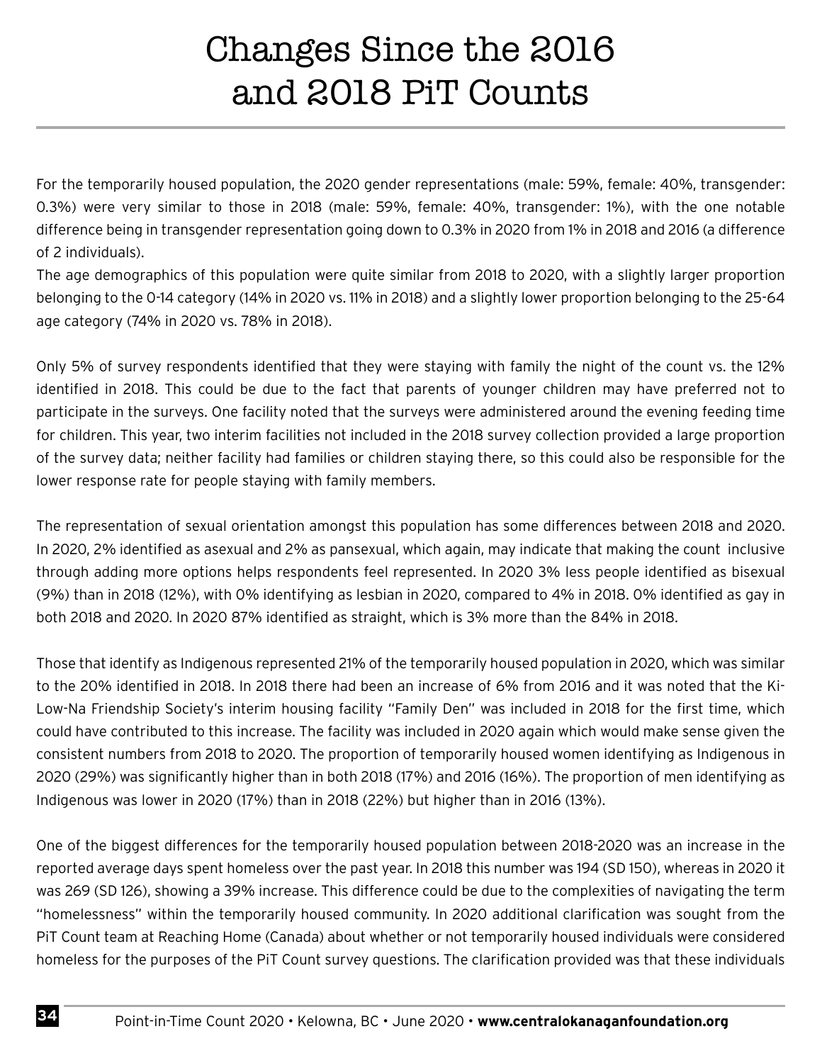# Changes Since the 2016 and 2018 PiT Counts

For the temporarily housed population, the 2020 gender representations (male: 59%, female: 40%, transgender: 0.3%) were very similar to those in 2018 (male: 59%, female: 40%, transgender: 1%), with the one notable difference being in transgender representation going down to 0.3% in 2020 from 1% in 2018 and 2016 (a difference of 2 individuals).

The age demographics of this population were quite similar from 2018 to 2020, with a slightly larger proportion belonging to the 0-14 category (14% in 2020 vs. 11% in 2018) and a slightly lower proportion belonging to the 25-64 age category (74% in 2020 vs. 78% in 2018).

Only 5% of survey respondents identified that they were staying with family the night of the count vs. the 12% identified in 2018. This could be due to the fact that parents of younger children may have preferred not to participate in the surveys. One facility noted that the surveys were administered around the evening feeding time for children. This year, two interim facilities not included in the 2018 survey collection provided a large proportion of the survey data; neither facility had families or children staying there, so this could also be responsible for the lower response rate for people staying with family members.

The representation of sexual orientation amongst this population has some differences between 2018 and 2020. In 2020, 2% identified as asexual and 2% as pansexual, which again, may indicate that making the count inclusive through adding more options helps respondents feel represented. In 2020 3% less people identified as bisexual (9%) than in 2018 (12%), with 0% identifying as lesbian in 2020, compared to 4% in 2018. 0% identified as gay in both 2018 and 2020. In 2020 87% identified as straight, which is 3% more than the 84% in 2018.

Those that identify as Indigenous represented 21% of the temporarily housed population in 2020, which was similar to the 20% identified in 2018. In 2018 there had been an increase of 6% from 2016 and it was noted that the Ki-Low-Na Friendship Society's interim housing facility "Family Den" was included in 2018 for the first time, which could have contributed to this increase. The facility was included in 2020 again which would make sense given the consistent numbers from 2018 to 2020. The proportion of temporarily housed women identifying as Indigenous in 2020 (29%) was significantly higher than in both 2018 (17%) and 2016 (16%). The proportion of men identifying as Indigenous was lower in 2020 (17%) than in 2018 (22%) but higher than in 2016 (13%).

One of the biggest differences for the temporarily housed population between 2018-2020 was an increase in the reported average days spent homeless over the past year. In 2018 this number was 194 (SD 150), whereas in 2020 it was 269 (SD 126), showing a 39% increase. This difference could be due to the complexities of navigating the term "homelessness" within the temporarily housed community. In 2020 additional clarification was sought from the PiT Count team at Reaching Home (Canada) about whether or not temporarily housed individuals were considered homeless for the purposes of the PiT Count survey questions. The clarification provided was that these individuals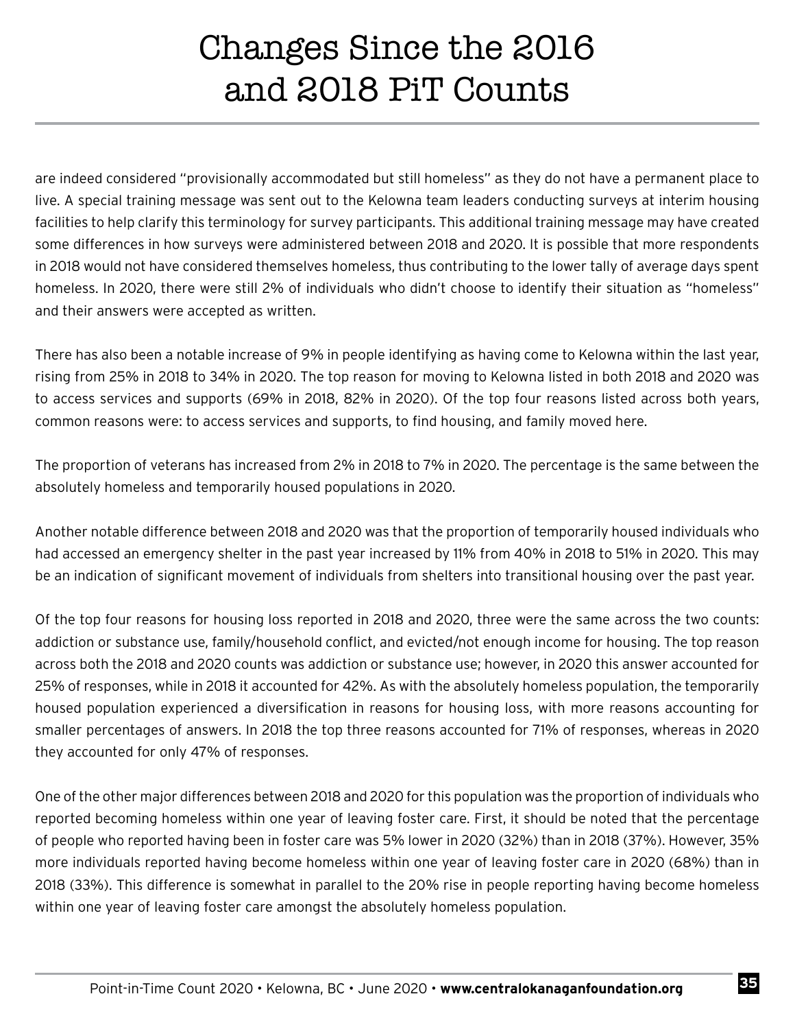# Changes Since the 2016 and 2018 PiT Counts

are indeed considered "provisionally accommodated but still homeless" as they do not have a permanent place to live. A special training message was sent out to the Kelowna team leaders conducting surveys at interim housing facilities to help clarify this terminology for survey participants. This additional training message may have created some differences in how surveys were administered between 2018 and 2020. It is possible that more respondents in 2018 would not have considered themselves homeless, thus contributing to the lower tally of average days spent homeless. In 2020, there were still 2% of individuals who didn't choose to identify their situation as "homeless" and their answers were accepted as written.

There has also been a notable increase of 9% in people identifying as having come to Kelowna within the last year, rising from 25% in 2018 to 34% in 2020. The top reason for moving to Kelowna listed in both 2018 and 2020 was to access services and supports (69% in 2018, 82% in 2020). Of the top four reasons listed across both years, common reasons were: to access services and supports, to find housing, and family moved here.

The proportion of veterans has increased from 2% in 2018 to 7% in 2020. The percentage is the same between the absolutely homeless and temporarily housed populations in 2020.

Another notable difference between 2018 and 2020 was that the proportion of temporarily housed individuals who had accessed an emergency shelter in the past year increased by 11% from 40% in 2018 to 51% in 2020. This may be an indication of significant movement of individuals from shelters into transitional housing over the past year.

Of the top four reasons for housing loss reported in 2018 and 2020, three were the same across the two counts: addiction or substance use, family/household conflict, and evicted/not enough income for housing. The top reason across both the 2018 and 2020 counts was addiction or substance use; however, in 2020 this answer accounted for 25% of responses, while in 2018 it accounted for 42%. As with the absolutely homeless population, the temporarily housed population experienced a diversification in reasons for housing loss, with more reasons accounting for smaller percentages of answers. In 2018 the top three reasons accounted for 71% of responses, whereas in 2020 they accounted for only 47% of responses.

One of the other major differences between 2018 and 2020 for this population was the proportion of individuals who reported becoming homeless within one year of leaving foster care. First, it should be noted that the percentage of people who reported having been in foster care was 5% lower in 2020 (32%) than in 2018 (37%). However, 35% more individuals reported having become homeless within one year of leaving foster care in 2020 (68%) than in 2018 (33%). This difference is somewhat in parallel to the 20% rise in people reporting having become homeless within one year of leaving foster care amongst the absolutely homeless population.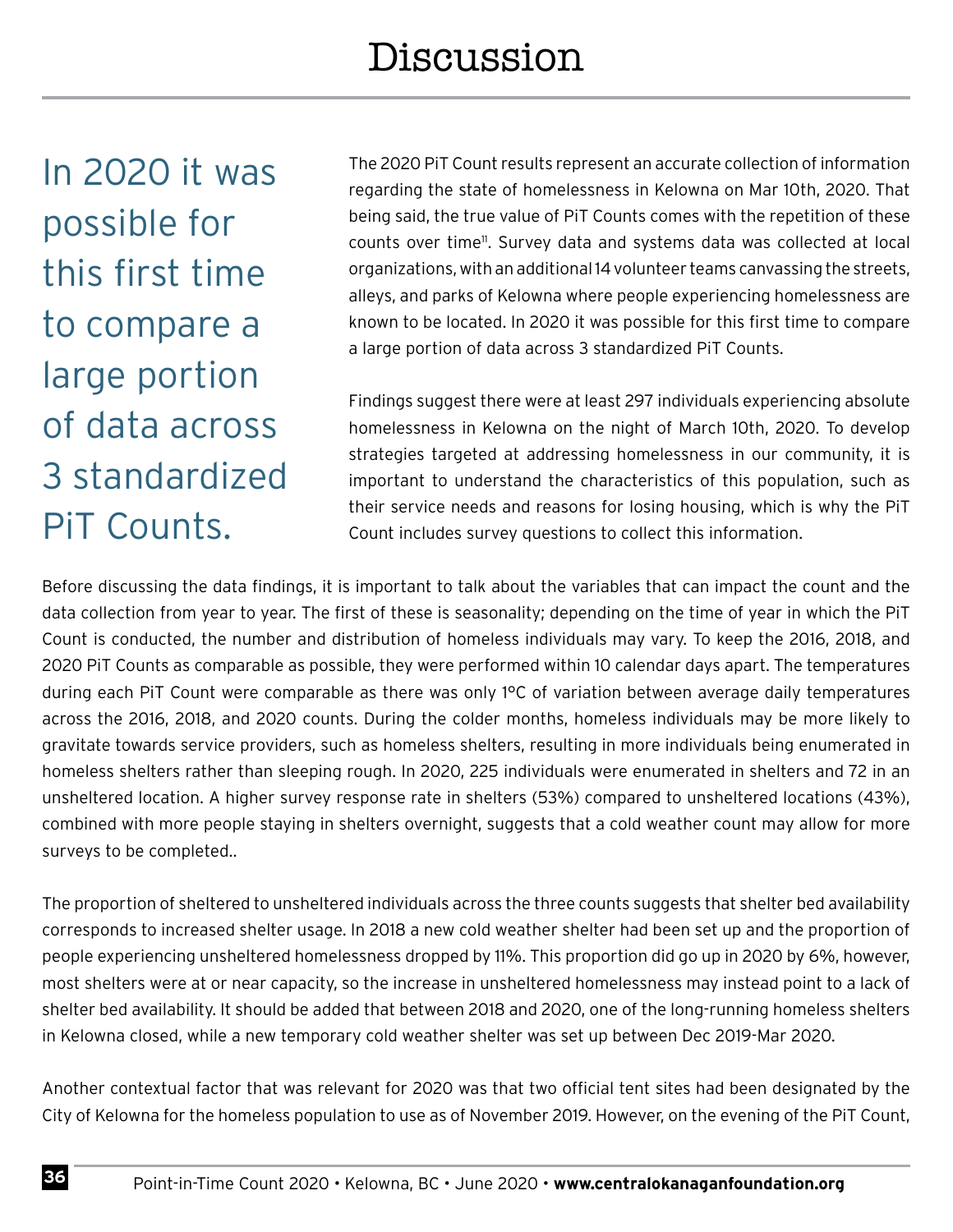# Discussion

In 2020 it was possible for this first time to compare a large portion of data across 3 standardized PiT Counts.

The 2020 PiT Count results represent an accurate collection of information regarding the state of homelessness in Kelowna on Mar 10th, 2020. That being said, the true value of PiT Counts comes with the repetition of these counts over time[11]. Survey data and systems data was collected at local organizations, with an additional 14 volunteer teams canvassing the streets, alleys, and parks of Kelowna where people experiencing homelessness are known to be located. In 2020 it was possible for this first time to compare a large portion of data across 3 standardized PiT Counts.

Findings suggest there were at least 297 individuals experiencing absolute homelessness in Kelowna on the night of March 10th, 2020. To develop strategies targeted at addressing homelessness in our community, it is important to understand the characteristics of this population, such as their service needs and reasons for losing housing, which is why the PiT Count includes survey questions to collect this information.

Before discussing the data findings, it is important to talk about the variables that can impact the count and the data collection from year to year. The first of these is seasonality; depending on the time of year in which the PiT Count is conducted, the number and distribution of homeless individuals may vary. To keep the 2016, 2018, and 2020 PiT Counts as comparable as possible, they were performed within 10 calendar days apart. The temperatures during each PiT Count were comparable as there was only 1°C of variation between average daily temperatures across the 2016, 2018, and 2020 counts. During the colder months, homeless individuals may be more likely to gravitate towards service providers, such as homeless shelters, resulting in more individuals being enumerated in homeless shelters rather than sleeping rough. In 2020, 225 individuals were enumerated in shelters and 72 in an unsheltered location. A higher survey response rate in shelters (53%) compared to unsheltered locations (43%), combined with more people staying in shelters overnight, suggests that a cold weather count may allow for more surveys to be completed..

The proportion of sheltered to unsheltered individuals across the three counts suggests that shelter bed availability corresponds to increased shelter usage. In 2018 a new cold weather shelter had been set up and the proportion of people experiencing unsheltered homelessness dropped by 11%. This proportion did go up in 2020 by 6%, however, most shelters were at or near capacity, so the increase in unsheltered homelessness may instead point to a lack of shelter bed availability. It should be added that between 2018 and 2020, one of the long-running homeless shelters in Kelowna closed, while a new temporary cold weather shelter was set up between Dec 2019-Mar 2020.

Another contextual factor that was relevant for 2020 was that two official tent sites had been designated by the City of Kelowna for the homeless population to use as of November 2019. However, on the evening of the PiT Count,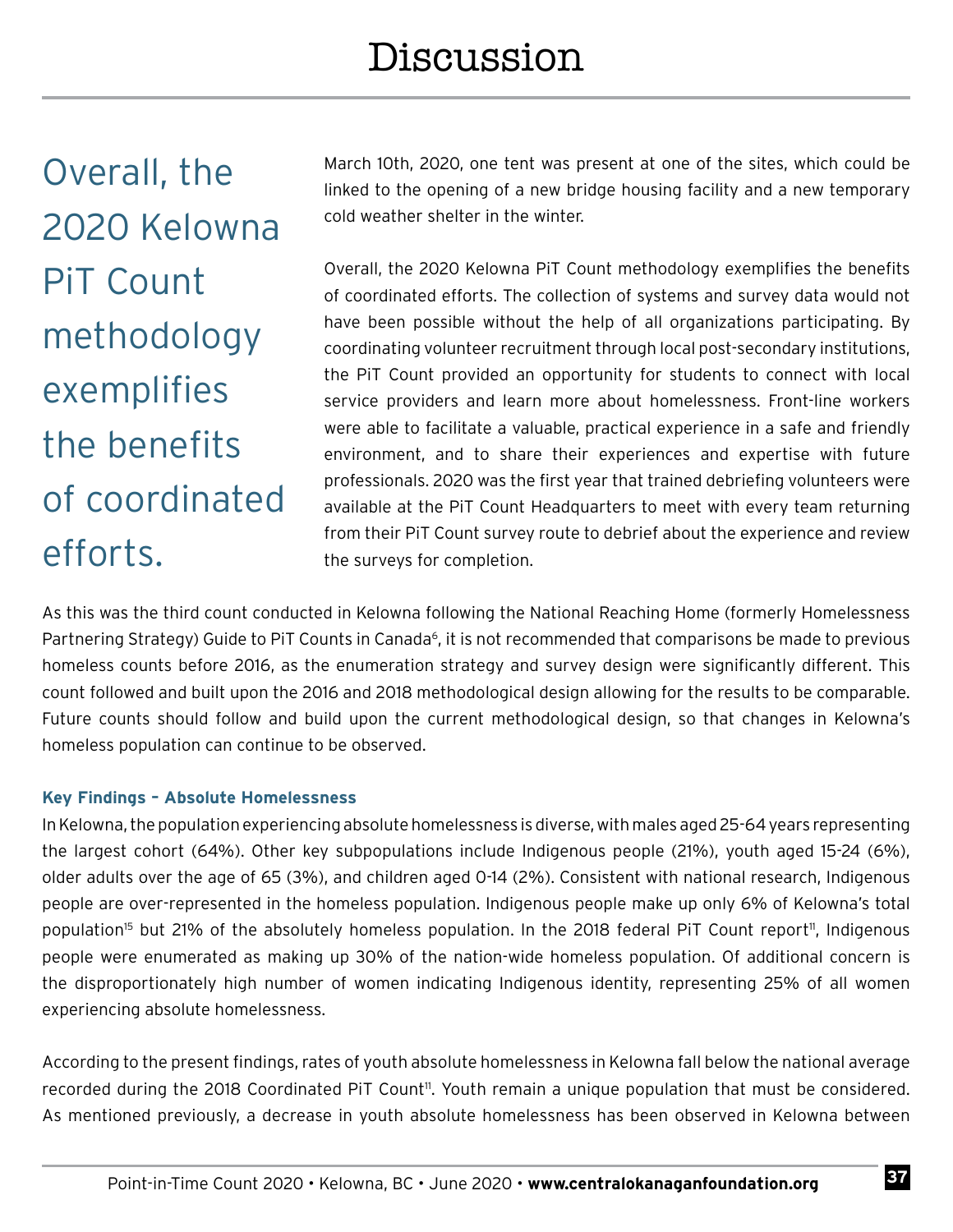# Discussion

> Overall, the 2020 Kelowna PiT Count methodology exemplifies the benefits of coordinated efforts.

March 10th, 2020, one tent was present at one of the sites, which could be linked to the opening of a new bridge housing facility and a new temporary cold weather shelter in the winter.

Overall, the 2020 Kelowna PiT Count methodology exemplifies the benefits of coordinated efforts. The collection of systems and survey data would not have been possible without the help of all organizations participating. By coordinating volunteer recruitment through local post-secondary institutions, the PiT Count provided an opportunity for students to connect with local service providers and learn more about homelessness. Front-line workers were able to facilitate a valuable, practical experience in a safe and friendly environment, and to share their experiences and expertise with future professionals. 2020 was the first year that trained debriefing volunteers were available at the PiT Count Headquarters to meet with every team returning from their PiT Count survey route to debrief about the experience and review the surveys for completion.

As this was the third count conducted in Kelowna following the National Reaching Home (formerly Homelessness Partnering Strategy) Guide to PiT Counts in Canada[6], it is not recommended that comparisons be made to previous homeless counts before 2016, as the enumeration strategy and survey design were significantly different. This count followed and built upon the 2016 and 2018 methodological design allowing for the results to be comparable. Future counts should follow and build upon the current methodological design, so that changes in Kelowna's homeless population can continue to be observed.

**Key Findings – Absolute Homelessness**

In Kelowna, the population experiencing absolute homelessness is diverse, with males aged 25-64 years representing the largest cohort (64%). Other key subpopulations include Indigenous people (21%), youth aged 15-24 (6%), older adults over the age of 65 (3%), and children aged 0-14 (2%). Consistent with national research, Indigenous people are over-represented in the homeless population. Indigenous people make up only 6% of Kelowna's total population[15] but 21% of the absolutely homeless population. In the 2018 federal PiT Count report[11], Indigenous people were enumerated as making up 30% of the nation-wide homeless population. Of additional concern is the disproportionately high number of women indicating Indigenous identity, representing 25% of all women experiencing absolute homelessness.

According to the present findings, rates of youth absolute homelessness in Kelowna fall below the national average recorded during the 2018 Coordinated PiT Count[11]. Youth remain a unique population that must be considered. As mentioned previously, a decrease in youth absolute homelessness has been observed in Kelowna between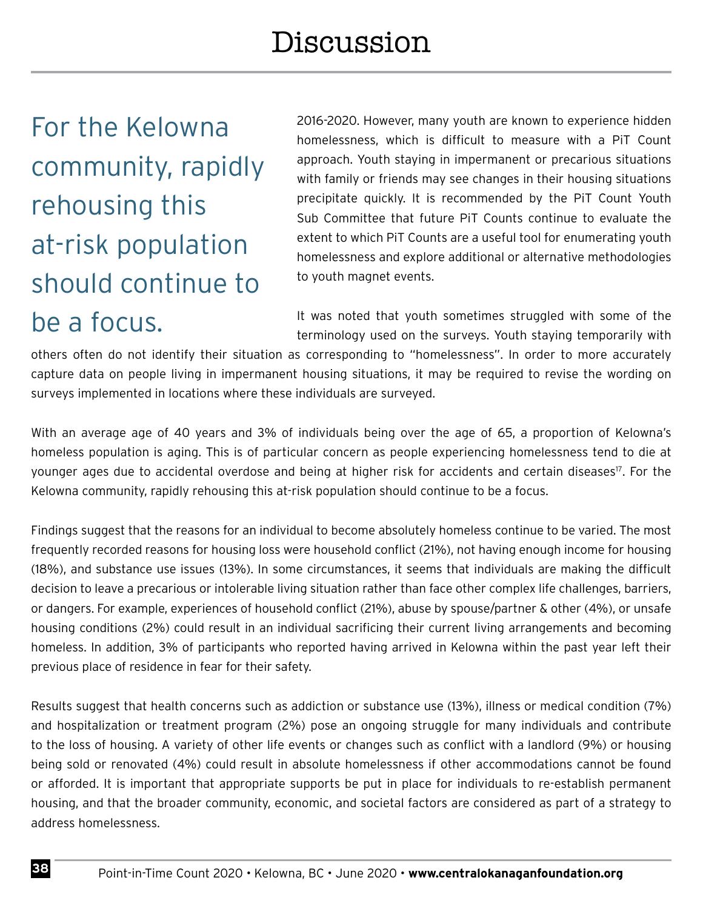# Discussion

> For the Kelowna community, rapidly rehousing this at-risk population should continue to be a focus.

2016-2020. However, many youth are known to experience hidden homelessness, which is difficult to measure with a PiT Count approach. Youth staying in impermanent or precarious situations with family or friends may see changes in their housing situations precipitate quickly. It is recommended by the PiT Count Youth Sub Committee that future PiT Counts continue to evaluate the extent to which PiT Counts are a useful tool for enumerating youth homelessness and explore additional or alternative methodologies to youth magnet events.

It was noted that youth sometimes struggled with some of the terminology used on the surveys. Youth staying temporarily with others often do not identify their situation as corresponding to "homelessness". In order to more accurately capture data on people living in impermanent housing situations, it may be required to revise the wording on surveys implemented in locations where these individuals are surveyed.

With an average age of 40 years and 3% of individuals being over the age of 65, a proportion of Kelowna's homeless population is aging. This is of particular concern as people experiencing homelessness tend to die at younger ages due to accidental overdose and being at higher risk for accidents and certain diseases[17]. For the Kelowna community, rapidly rehousing this at-risk population should continue to be a focus.

Findings suggest that the reasons for an individual to become absolutely homeless continue to be varied. The most frequently recorded reasons for housing loss were household conflict (21%), not having enough income for housing (18%), and substance use issues (13%). In some circumstances, it seems that individuals are making the difficult decision to leave a precarious or intolerable living situation rather than face other complex life challenges, barriers, or dangers. For example, experiences of household conflict (21%), abuse by spouse/partner & other (4%), or unsafe housing conditions (2%) could result in an individual sacrificing their current living arrangements and becoming homeless. In addition, 3% of participants who reported having arrived in Kelowna within the past year left their previous place of residence in fear for their safety.

Results suggest that health concerns such as addiction or substance use (13%), illness or medical condition (7%) and hospitalization or treatment program (2%) pose an ongoing struggle for many individuals and contribute to the loss of housing. A variety of other life events or changes such as conflict with a landlord (9%) or housing being sold or renovated (4%) could result in absolute homelessness if other accommodations cannot be found or afforded. It is important that appropriate supports be put in place for individuals to re-establish permanent housing, and that the broader community, economic, and societal factors are considered as part of a strategy to address homelessness.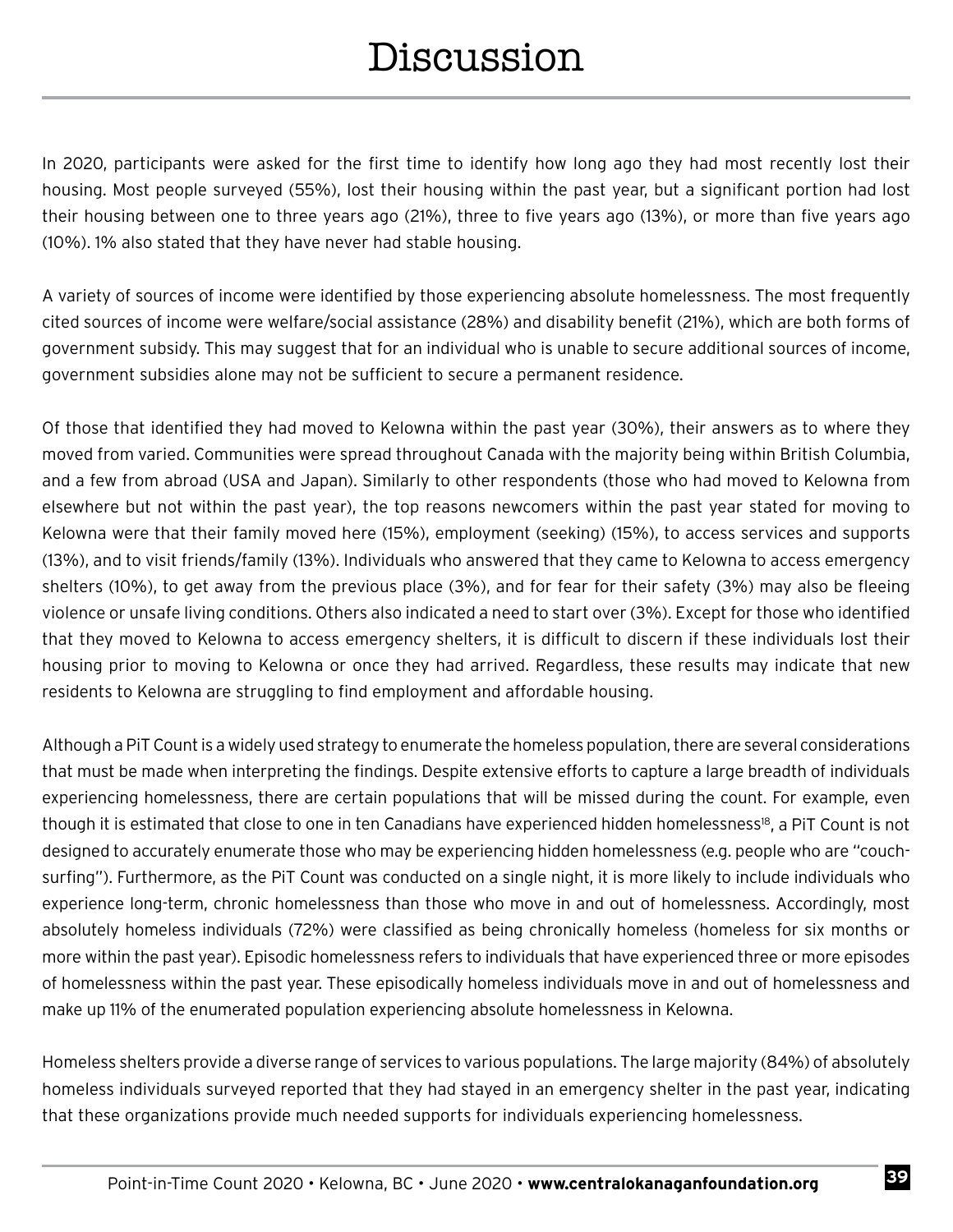# Discussion

In 2020, participants were asked for the first time to identify how long ago they had most recently lost their housing. Most people surveyed (55%), lost their housing within the past year, but a significant portion had lost their housing between one to three years ago (21%), three to five years ago (13%), or more than five years ago (10%). 1% also stated that they have never had stable housing.

A variety of sources of income were identified by those experiencing absolute homelessness. The most frequently cited sources of income were welfare/social assistance (28%) and disability benefit (21%), which are both forms of government subsidy. This may suggest that for an individual who is unable to secure additional sources of income, government subsidies alone may not be sufficient to secure a permanent residence.

Of those that identified they had moved to Kelowna within the past year (30%), their answers as to where they moved from varied. Communities were spread throughout Canada with the majority being within British Columbia, and a few from abroad (USA and Japan). Similarly to other respondents (those who had moved to Kelowna from elsewhere but not within the past year), the top reasons newcomers within the past year stated for moving to Kelowna were that their family moved here (15%), employment (seeking) (15%), to access services and supports (13%), and to visit friends/family (13%). Individuals who answered that they came to Kelowna to access emergency shelters (10%), to get away from the previous place (3%), and for fear for their safety (3%) may also be fleeing violence or unsafe living conditions. Others also indicated a need to start over (3%). Except for those who identified that they moved to Kelowna to access emergency shelters, it is difficult to discern if these individuals lost their housing prior to moving to Kelowna or once they had arrived. Regardless, these results may indicate that new residents to Kelowna are struggling to find employment and affordable housing.

Although a PiT Count is a widely used strategy to enumerate the homeless population, there are several considerations that must be made when interpreting the findings. Despite extensive efforts to capture a large breadth of individuals experiencing homelessness, there are certain populations that will be missed during the count. For example, even though it is estimated that close to one in ten Canadians have experienced hidden homelessness[18], a PiT Count is not designed to accurately enumerate those who may be experiencing hidden homelessness (e.g. people who are "couch-surfing"). Furthermore, as the PiT Count was conducted on a single night, it is more likely to include individuals who experience long-term, chronic homelessness than those who move in and out of homelessness. Accordingly, most absolutely homeless individuals (72%) were classified as being chronically homeless (homeless for six months or more within the past year). Episodic homelessness refers to individuals that have experienced three or more episodes of homelessness within the past year. These episodically homeless individuals move in and out of homelessness and make up 11% of the enumerated population experiencing absolute homelessness in Kelowna.

Homeless shelters provide a diverse range of services to various populations. The large majority (84%) of absolutely homeless individuals surveyed reported that they had stayed in an emergency shelter in the past year, indicating that these organizations provide much needed supports for individuals experiencing homelessness.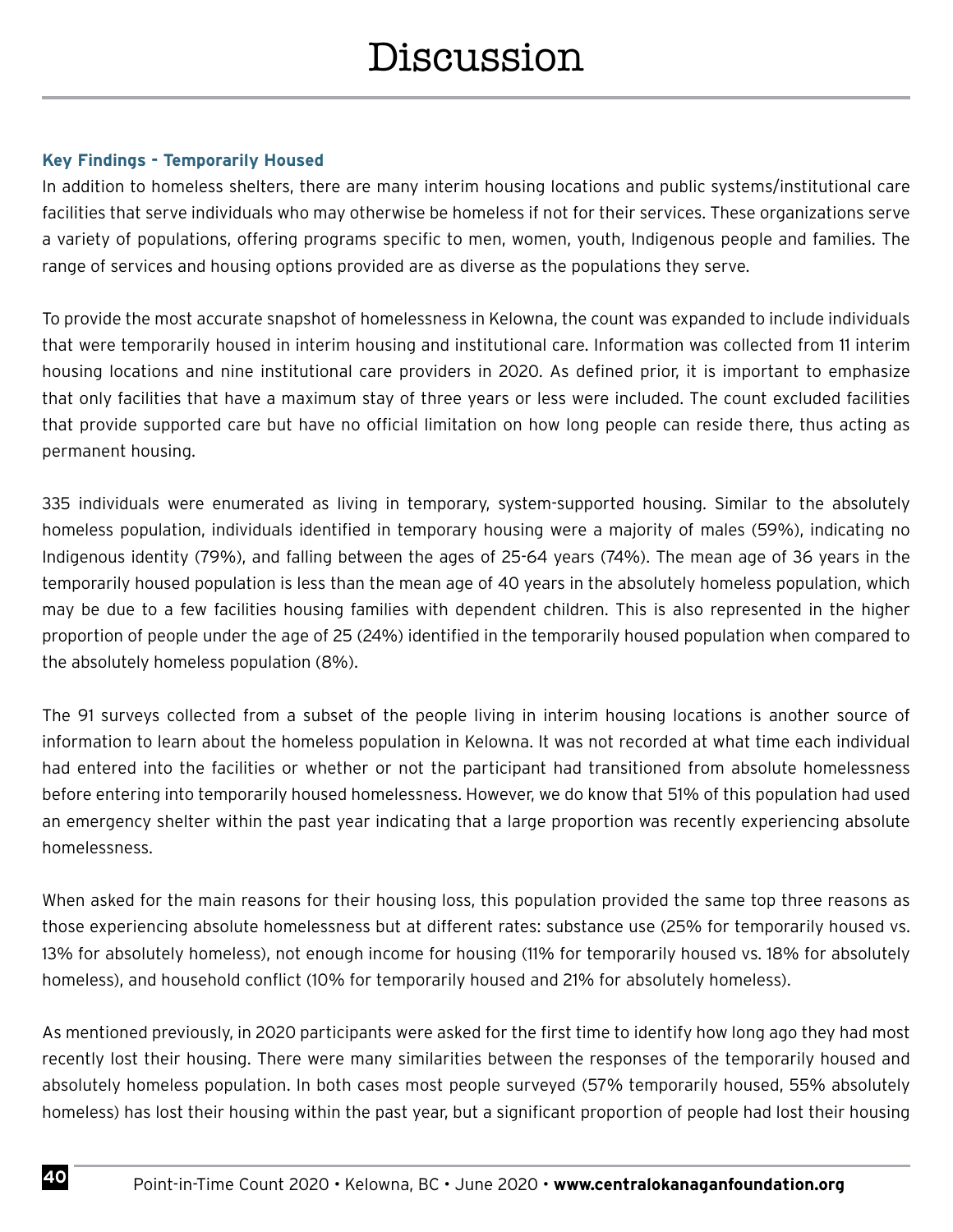# Discussion

### Key Findings - Temporarily Housed

In addition to homeless shelters, there are many interim housing locations and public systems/institutional care facilities that serve individuals who may otherwise be homeless if not for their services. These organizations serve a variety of populations, offering programs specific to men, women, youth, Indigenous people and families. The range of services and housing options provided are as diverse as the populations they serve.

To provide the most accurate snapshot of homelessness in Kelowna, the count was expanded to include individuals that were temporarily housed in interim housing and institutional care. Information was collected from 11 interim housing locations and nine institutional care providers in 2020. As defined prior, it is important to emphasize that only facilities that have a maximum stay of three years or less were included. The count excluded facilities that provide supported care but have no official limitation on how long people can reside there, thus acting as permanent housing.

335 individuals were enumerated as living in temporary, system-supported housing. Similar to the absolutely homeless population, individuals identified in temporary housing were a majority of males (59%), indicating no Indigenous identity (79%), and falling between the ages of 25-64 years (74%). The mean age of 36 years in the temporarily housed population is less than the mean age of 40 years in the absolutely homeless population, which may be due to a few facilities housing families with dependent children. This is also represented in the higher proportion of people under the age of 25 (24%) identified in the temporarily housed population when compared to the absolutely homeless population (8%).

The 91 surveys collected from a subset of the people living in interim housing locations is another source of information to learn about the homeless population in Kelowna. It was not recorded at what time each individual had entered into the facilities or whether or not the participant had transitioned from absolute homelessness before entering into temporarily housed homelessness. However, we do know that 51% of this population had used an emergency shelter within the past year indicating that a large proportion was recently experiencing absolute homelessness.

When asked for the main reasons for their housing loss, this population provided the same top three reasons as those experiencing absolute homelessness but at different rates: substance use (25% for temporarily housed vs. 13% for absolutely homeless), not enough income for housing (11% for temporarily housed vs. 18% for absolutely homeless), and household conflict (10% for temporarily housed and 21% for absolutely homeless).

As mentioned previously, in 2020 participants were asked for the first time to identify how long ago they had most recently lost their housing. There were many similarities between the responses of the temporarily housed and absolutely homeless population. In both cases most people surveyed (57% temporarily housed, 55% absolutely homeless) has lost their housing within the past year, but a significant proportion of people had lost their housing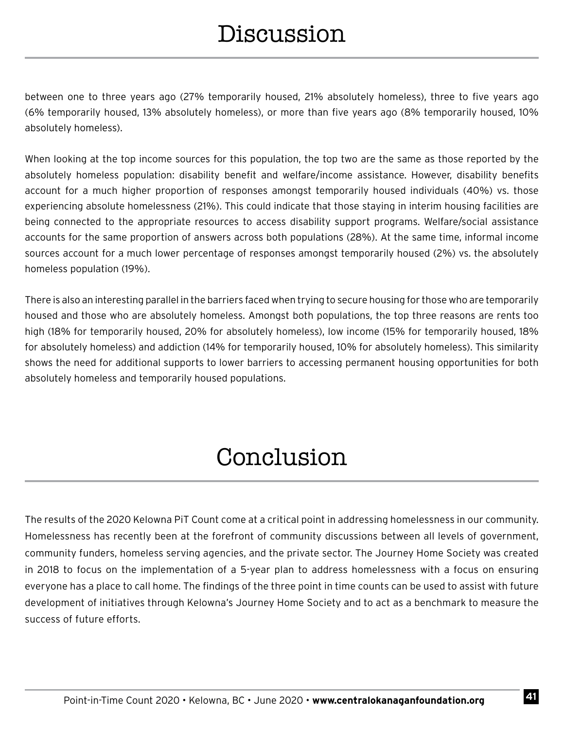# Discussion

between one to three years ago (27% temporarily housed, 21% absolutely homeless), three to five years ago (6% temporarily housed, 13% absolutely homeless), or more than five years ago (8% temporarily housed, 10% absolutely homeless).

When looking at the top income sources for this population, the top two are the same as those reported by the absolutely homeless population: disability benefit and welfare/income assistance. However, disability benefits account for a much higher proportion of responses amongst temporarily housed individuals (40%) vs. those experiencing absolute homelessness (21%). This could indicate that those staying in interim housing facilities are being connected to the appropriate resources to access disability support programs. Welfare/social assistance accounts for the same proportion of answers across both populations (28%). At the same time, informal income sources account for a much lower percentage of responses amongst temporarily housed (2%) vs. the absolutely homeless population (19%).

There is also an interesting parallel in the barriers faced when trying to secure housing for those who are temporarily housed and those who are absolutely homeless. Amongst both populations, the top three reasons are rents too high (18% for temporarily housed, 20% for absolutely homeless), low income (15% for temporarily housed, 18% for absolutely homeless) and addiction (14% for temporarily housed, 10% for absolutely homeless). This similarity shows the need for additional supports to lower barriers to accessing permanent housing opportunities for both absolutely homeless and temporarily housed populations.

# Conclusion

The results of the 2020 Kelowna PiT Count come at a critical point in addressing homelessness in our community. Homelessness has recently been at the forefront of community discussions between all levels of government, community funders, homeless serving agencies, and the private sector. The Journey Home Society was created in 2018 to focus on the implementation of a 5-year plan to address homelessness with a focus on ensuring everyone has a place to call home. The findings of the three point in time counts can be used to assist with future development of initiatives through Kelowna's Journey Home Society and to act as a benchmark to measure the success of future efforts.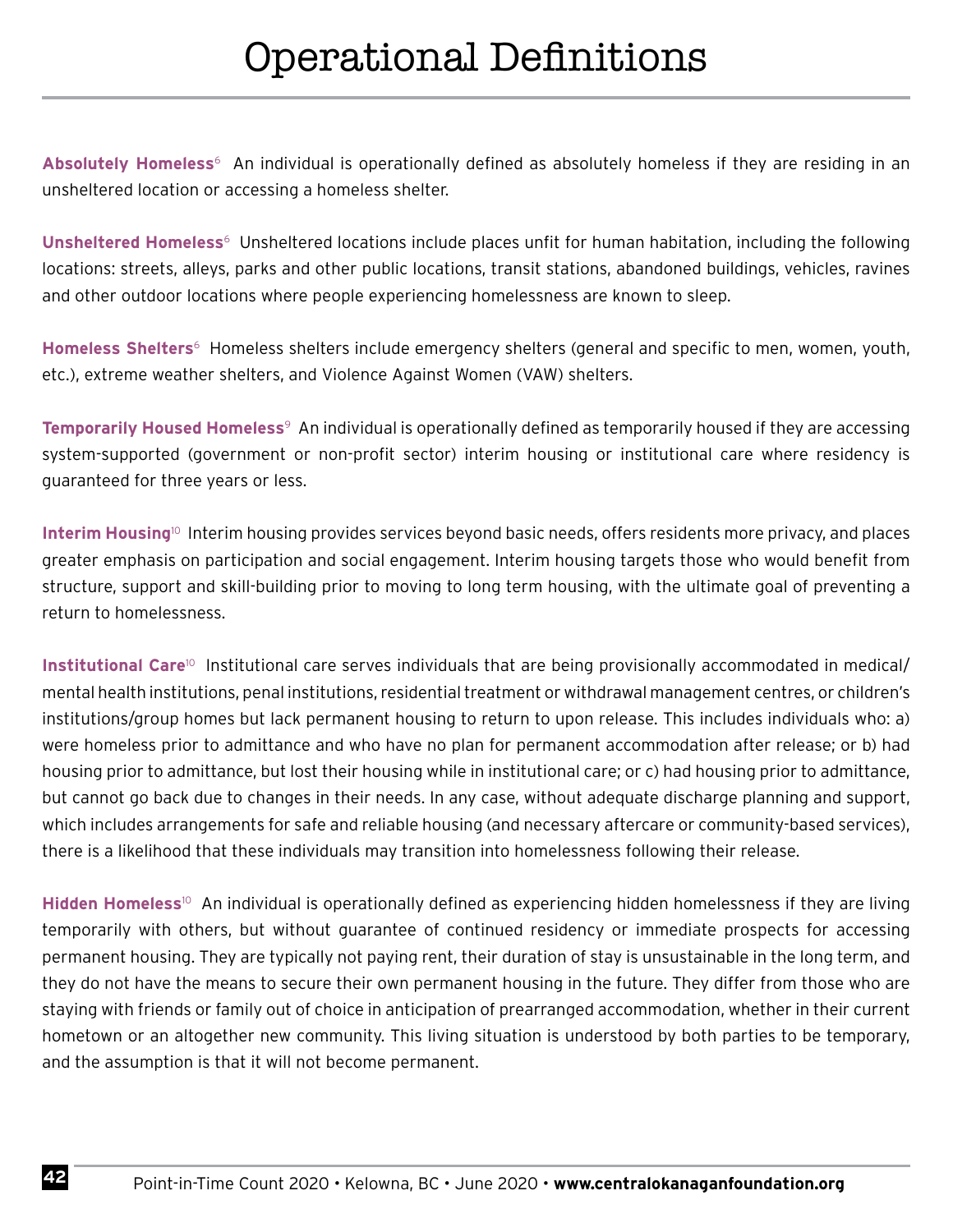# Operational Definitions

**Absolutely Homeless**[6] An individual is operationally defined as absolutely homeless if they are residing in an unsheltered location or accessing a homeless shelter.

**Unsheltered Homeless**[6] Unsheltered locations include places unfit for human habitation, including the following locations: streets, alleys, parks and other public locations, transit stations, abandoned buildings, vehicles, ravines and other outdoor locations where people experiencing homelessness are known to sleep.

**Homeless Shelters**[6] Homeless shelters include emergency shelters (general and specific to men, women, youth, etc.), extreme weather shelters, and Violence Against Women (VAW) shelters.

**Temporarily Housed Homeless**[9] An individual is operationally defined as temporarily housed if they are accessing system-supported (government or non-profit sector) interim housing or institutional care where residency is guaranteed for three years or less.

**Interim Housing**[10] Interim housing provides services beyond basic needs, offers residents more privacy, and places greater emphasis on participation and social engagement. Interim housing targets those who would benefit from structure, support and skill-building prior to moving to long term housing, with the ultimate goal of preventing a return to homelessness.

**Institutional Care**[10] Institutional care serves individuals that are being provisionally accommodated in medical/mental health institutions, penal institutions, residential treatment or withdrawal management centres, or children's institutions/group homes but lack permanent housing to return to upon release. This includes individuals who: a) were homeless prior to admittance and who have no plan for permanent accommodation after release; or b) had housing prior to admittance, but lost their housing while in institutional care; or c) had housing prior to admittance, but cannot go back due to changes in their needs. In any case, without adequate discharge planning and support, which includes arrangements for safe and reliable housing (and necessary aftercare or community-based services), there is a likelihood that these individuals may transition into homelessness following their release.

**Hidden Homeless**[10] An individual is operationally defined as experiencing hidden homelessness if they are living temporarily with others, but without guarantee of continued residency or immediate prospects for accessing permanent housing. They are typically not paying rent, their duration of stay is unsustainable in the long term, and they do not have the means to secure their own permanent housing in the future. They differ from those who are staying with friends or family out of choice in anticipation of prearranged accommodation, whether in their current hometown or an altogether new community. This living situation is understood by both parties to be temporary, and the assumption is that it will not become permanent.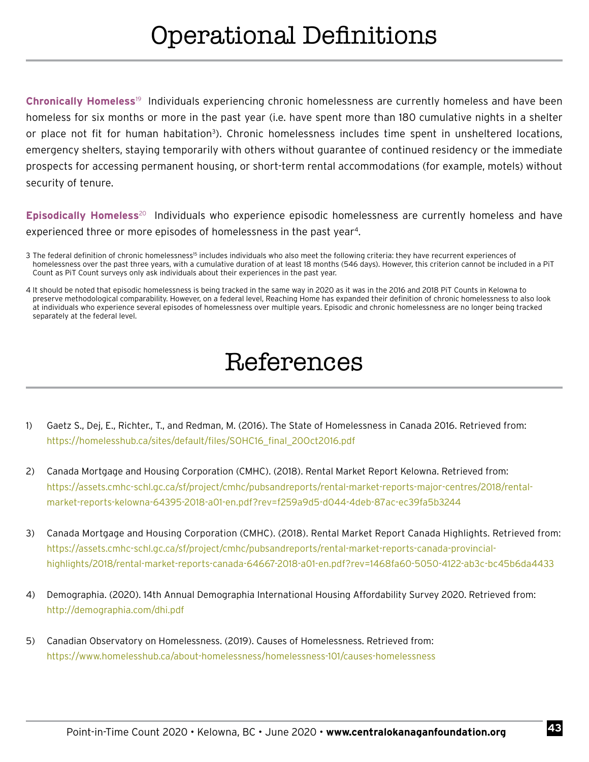# Operational Definitions

**Chronically Homeless**[19] Individuals experiencing chronic homelessness are currently homeless and have been homeless for six months or more in the past year (i.e. have spent more than 180 cumulative nights in a shelter or place not fit for human habitation[3]). Chronic homelessness includes time spent in unsheltered locations, emergency shelters, staying temporarily with others without guarantee of continued residency or the immediate prospects for accessing permanent housing, or short-term rental accommodations (for example, motels) without security of tenure.

**Episodically Homeless**[20] Individuals who experience episodic homelessness are currently homeless and have experienced three or more episodes of homelessness in the past year[4].

3 The federal definition of chronic homelessness[15] includes individuals who also meet the following criteria: they have recurrent experiences of homelessness over the past three years, with a cumulative duration of at least 18 months (546 days). However, this criterion cannot be included in a PiT Count as PiT Count surveys only ask individuals about their experiences in the past year.

4 It should be noted that episodic homelessness is being tracked in the same way in 2020 as it was in the 2016 and 2018 PiT Counts in Kelowna to preserve methodological comparability. However, on a federal level, Reaching Home has expanded their definition of chronic homelessness to also look at individuals who experience several episodes of homelessness over multiple years. Episodic and chronic homelessness are no longer being tracked separately at the federal level.

# References

1) Gaetz S., Dej, E., Richter., T., and Redman, M. (2016). The State of Homelessness in Canada 2016. Retrieved from: https://homelesshub.ca/sites/default/files/SOHC16_final_20Oct2016.pdf

2) Canada Mortgage and Housing Corporation (CMHC). (2018). Rental Market Report Kelowna. Retrieved from: https://assets.cmhc-schl.gc.ca/sf/project/cmhc/pubsandreports/rental-market-reports-major-centres/2018/rental-market-reports-kelowna-64395-2018-a01-en.pdf?rev=f259a9d5-d044-4deb-87ac-ec39fa5b3244

3) Canada Mortgage and Housing Corporation (CMHC). (2018). Rental Market Report Canada Highlights. Retrieved from: https://assets.cmhc-schl.gc.ca/sf/project/cmhc/pubsandreports/rental-market-reports-canada-provincial-highlights/2018/rental-market-reports-canada-64667-2018-a01-en.pdf?rev=1468fa60-5050-4122-ab3c-bc45b6da4433

4) Demographia. (2020). 14th Annual Demographia International Housing Affordability Survey 2020. Retrieved from: http://demographia.com/dhi.pdf

5) Canadian Observatory on Homelessness. (2019). Causes of Homelessness. Retrieved from: https://www.homelesshub.ca/about-homelessness/homelessness-101/causes-homelessness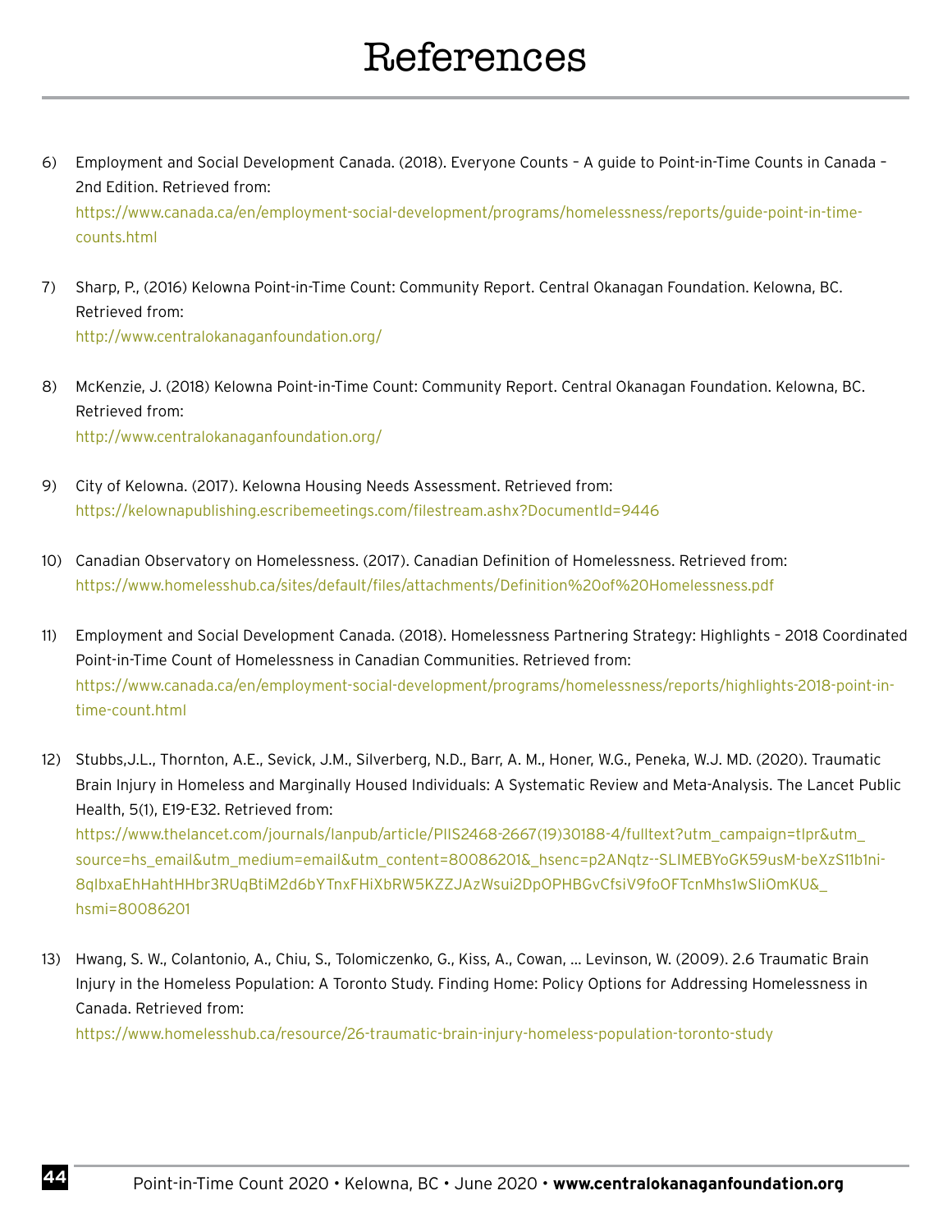# References

6) Employment and Social Development Canada. (2018). Everyone Counts – A guide to Point-in-Time Counts in Canada – 2nd Edition. Retrieved from: https://www.canada.ca/en/employment-social-development/programs/homelessness/reports/guide-point-in-time-counts.html

7) Sharp, P., (2016) Kelowna Point-in-Time Count: Community Report. Central Okanagan Foundation. Kelowna, BC. Retrieved from: http://www.centralokanaganfoundation.org/

8) McKenzie, J. (2018) Kelowna Point-in-Time Count: Community Report. Central Okanagan Foundation. Kelowna, BC. Retrieved from: http://www.centralokanaganfoundation.org/

9) City of Kelowna. (2017). Kelowna Housing Needs Assessment. Retrieved from: https://kelownapublishing.escribemeetings.com/filestream.ashx?DocumentId=9446

10) Canadian Observatory on Homelessness. (2017). Canadian Definition of Homelessness. Retrieved from: https://www.homelesshub.ca/sites/default/files/attachments/Definition%20of%20Homelessness.pdf

11) Employment and Social Development Canada. (2018). Homelessness Partnering Strategy: Highlights – 2018 Coordinated Point-in-Time Count of Homelessness in Canadian Communities. Retrieved from: https://www.canada.ca/en/employment-social-development/programs/homelessness/reports/highlights-2018-point-in-time-count.html

12) Stubbs,J.L., Thornton, A.E., Sevick, J.M., Silverberg, N.D., Barr, A. M., Honer, W.G., Peneka, W.J. MD. (2020). Traumatic Brain Injury in Homeless and Marginally Housed Individuals: A Systematic Review and Meta-Analysis. The Lancet Public Health, 5(1), E19-E32. Retrieved from: https://www.thelancet.com/journals/lanpub/article/PIIS2468-2667(19)30188-4/fulltext?utm_campaign=tlpr&utm_source=hs_email&utm_medium=email&utm_content=80086201&_hsenc=p2ANqtz--SLIMEBYoGK59usM-beXzS11b1ni-8qIbxaEhHahtHHbr3RUqBtiM2d6bYTnxFHiXbRW5KZZJAzWsui2DpOPHBGvCfsiV9foOFTcnMhs1wSIiOmKU&_hsmi=80086201

13) Hwang, S. W., Colantonio, A., Chiu, S., Tolomiczenko, G., Kiss, A., Cowan, ... Levinson, W. (2009). 2.6 Traumatic Brain Injury in the Homeless Population: A Toronto Study. Finding Home: Policy Options for Addressing Homelessness in Canada. Retrieved from: https://www.homelesshub.ca/resource/26-traumatic-brain-injury-homeless-population-toronto-study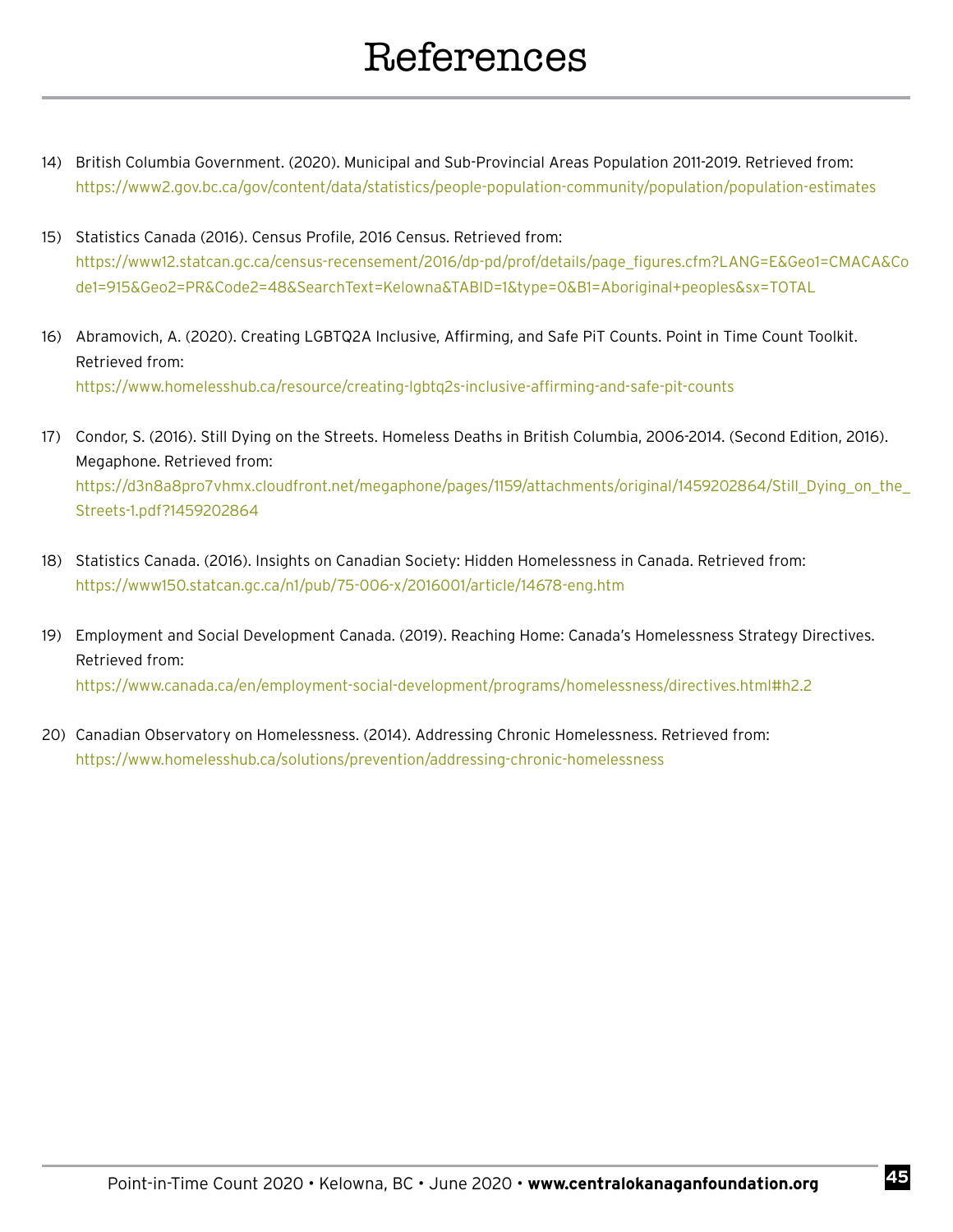# References

14) British Columbia Government. (2020). Municipal and Sub-Provincial Areas Population 2011-2019. Retrieved from: https://www2.gov.bc.ca/gov/content/data/statistics/people-population-community/population/population-estimates

15) Statistics Canada (2016). Census Profile, 2016 Census. Retrieved from: https://www12.statcan.gc.ca/census-recensement/2016/dp-pd/prof/details/page_figures.cfm?LANG=E&Geo1=CMACA&Code1=915&Geo2=PR&Code2=48&SearchText=Kelowna&TABID=1&type=0&B1=Aboriginal+peoples&sx=TOTAL

16) Abramovich, A. (2020). Creating LGBTQ2A Inclusive, Affirming, and Safe PiT Counts. Point in Time Count Toolkit. Retrieved from: https://www.homelesshub.ca/resource/creating-lgbtq2s-inclusive-affirming-and-safe-pit-counts

17) Condor, S. (2016). Still Dying on the Streets. Homeless Deaths in British Columbia, 2006-2014. (Second Edition, 2016). Megaphone. Retrieved from: https://d3n8a8pro7vhmx.cloudfront.net/megaphone/pages/1159/attachments/original/1459202864/Still_Dying_on_the_Streets-1.pdf?1459202864

18) Statistics Canada. (2016). Insights on Canadian Society: Hidden Homelessness in Canada. Retrieved from: https://www150.statcan.gc.ca/n1/pub/75-006-x/2016001/article/14678-eng.htm

19) Employment and Social Development Canada. (2019). Reaching Home: Canada's Homelessness Strategy Directives. Retrieved from: https://www.canada.ca/en/employment-social-development/programs/homelessness/directives.html#h2.2

20) Canadian Observatory on Homelessness. (2014). Addressing Chronic Homelessness. Retrieved from: https://www.homelesshub.ca/solutions/prevention/addressing-chronic-homelessness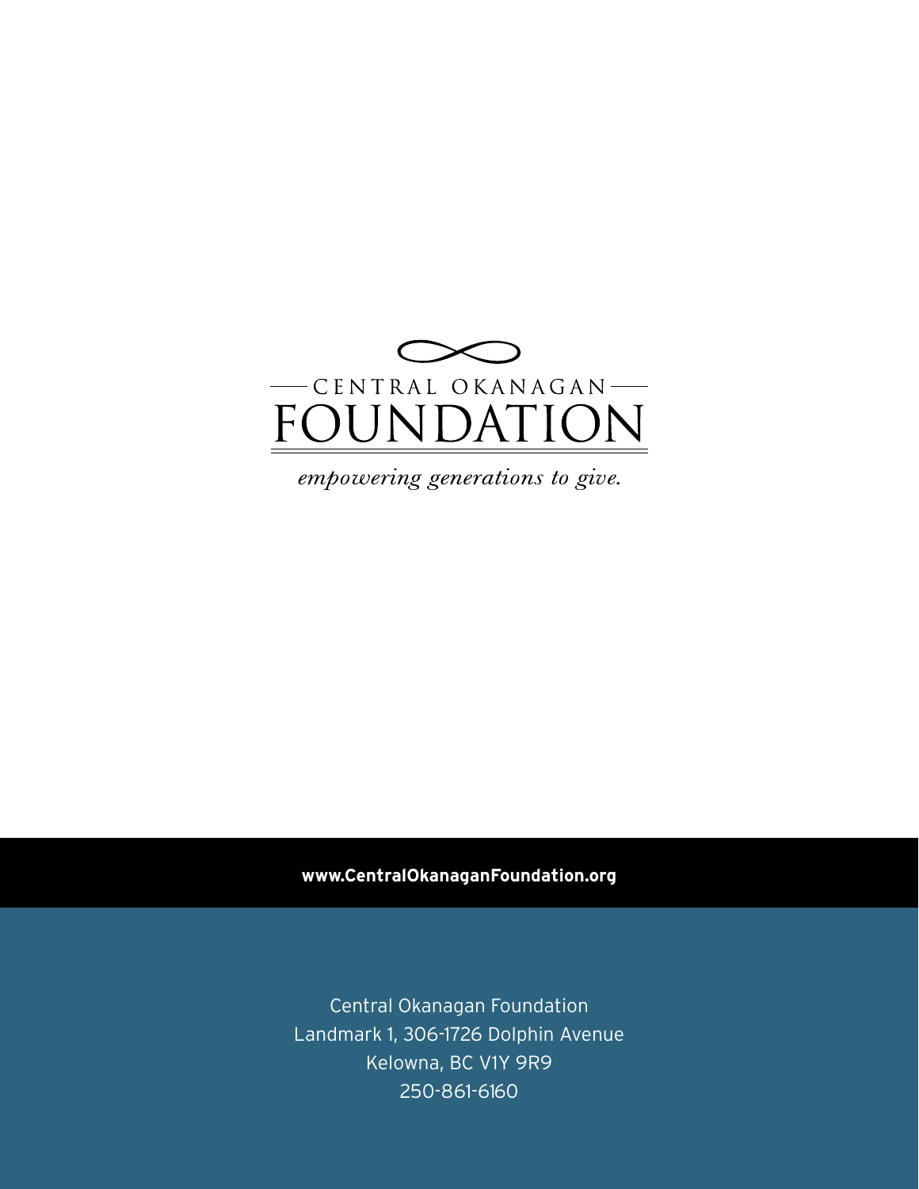CENTRAL OKANAGAN

# FOUNDATION

*empowering generations to give.*

**www.CentralOkanaganFoundation.org**

Central Okanagan Foundation
Landmark 1, 306-1726 Dolphin Avenue
Kelowna, BC V1Y 9R9
250-861-6160